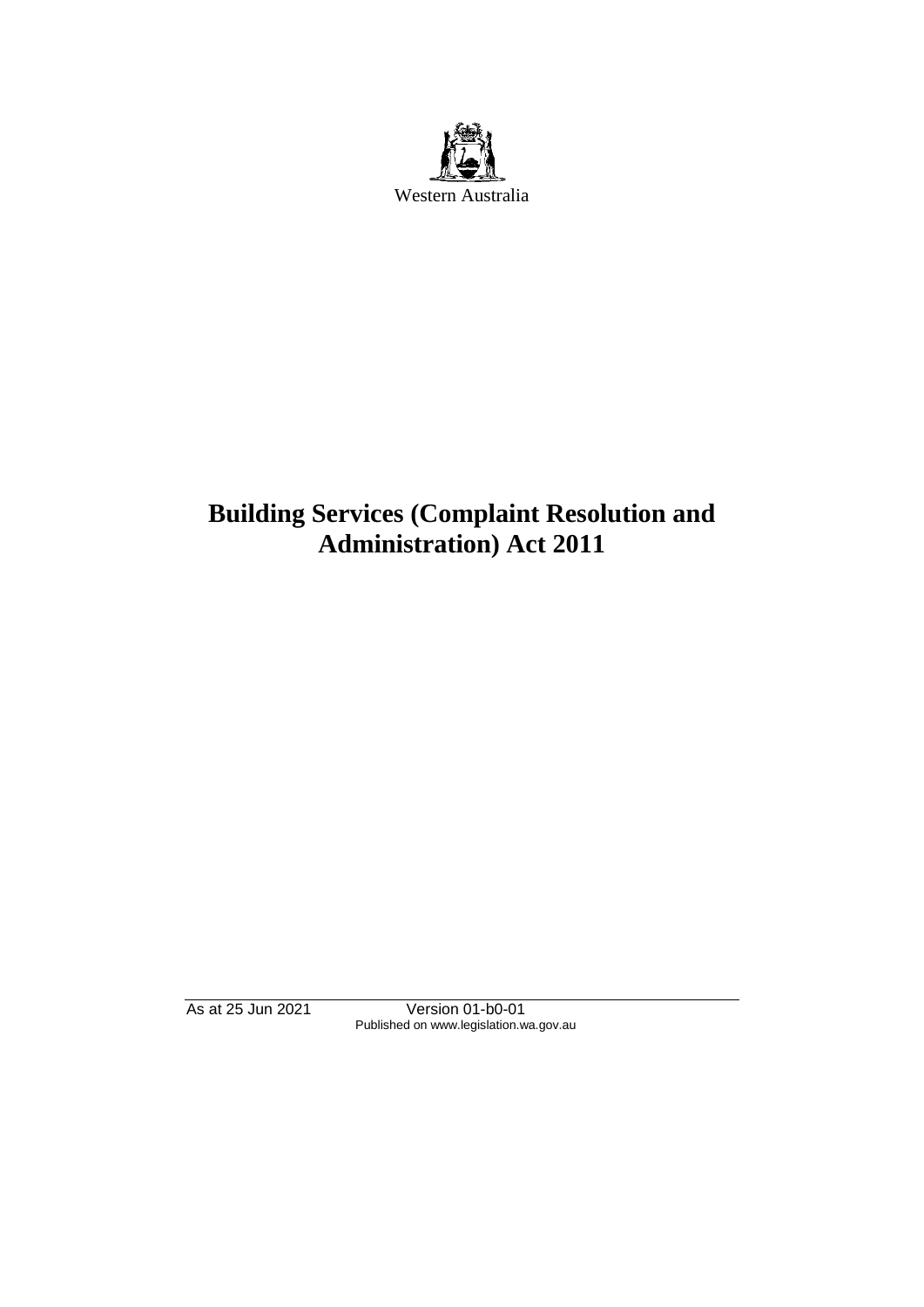Western Australia

# Building Services (Complaint Resolution and Administration) Act 2011

As at 25 Jun 2021 Version 01-b0-01
Published on www.legislation.wa.gov.au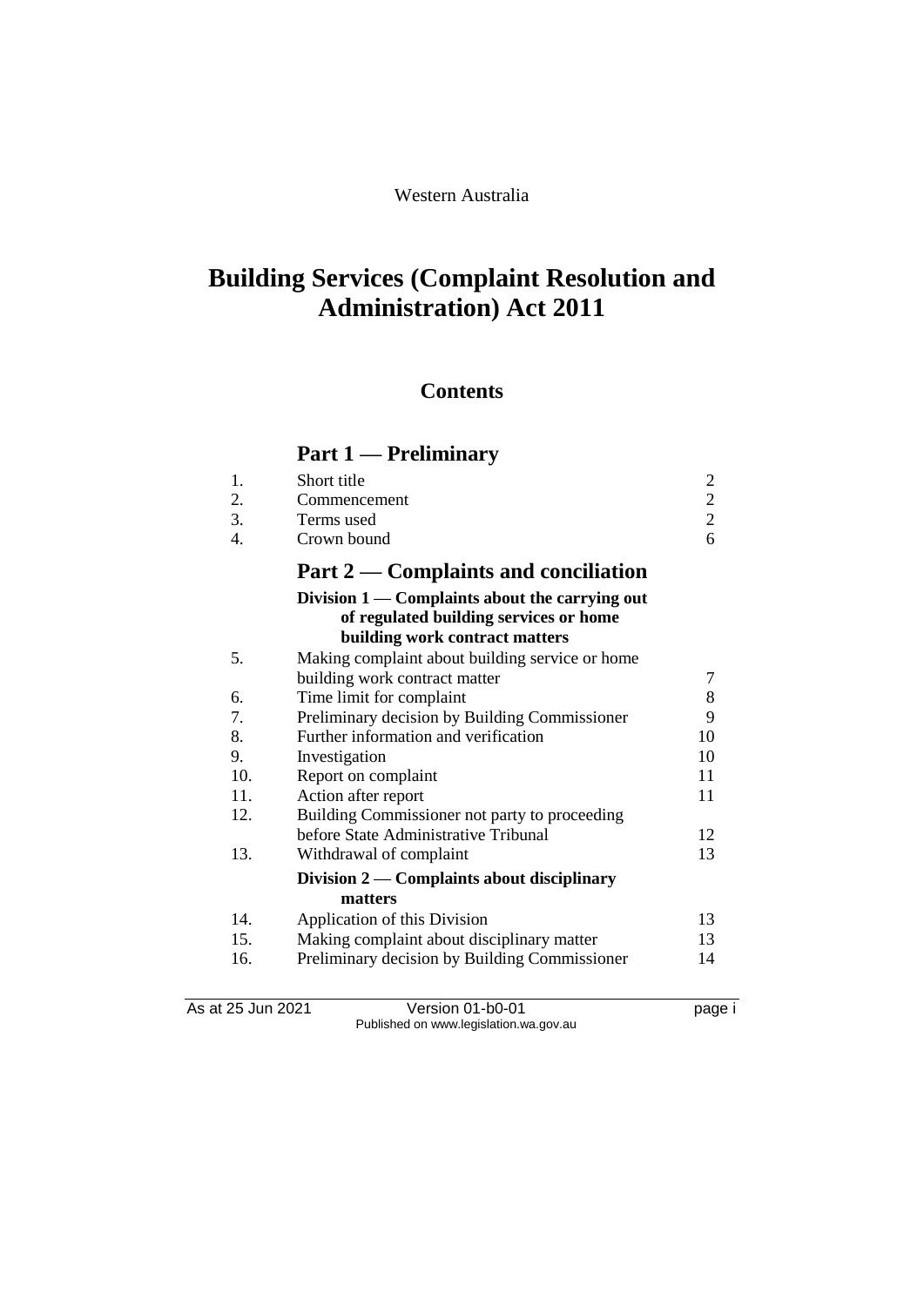Western Australia

# Building Services (Complaint Resolution and Administration) Act 2011

## Contents

### Part 1 — Preliminary

| | | |
|---|---|---|
| 1. | Short title | 2 |
| 2. | Commencement | 2 |
| 3. | Terms used | 2 |
| 4. | Crown bound | 6 |

### Part 2 — Complaints and conciliation

#### Division 1 — Complaints about the carrying out of regulated building services or home building work contract matters

| | | |
|---|---|---|
| 5. | Making complaint about building service or home building work contract matter | 7 |
| 6. | Time limit for complaint | 8 |
| 7. | Preliminary decision by Building Commissioner | 9 |
| 8. | Further information and verification | 10 |
| 9. | Investigation | 10 |
| 10. | Report on complaint | 11 |
| 11. | Action after report | 11 |
| 12. | Building Commissioner not party to proceeding before State Administrative Tribunal | 12 |
| 13. | Withdrawal of complaint | 13 |

#### Division 2 — Complaints about disciplinary matters

| | | |
|---|---|---|
| 14. | Application of this Division | 13 |
| 15. | Making complaint about disciplinary matter | 13 |
| 16. | Preliminary decision by Building Commissioner | 14 |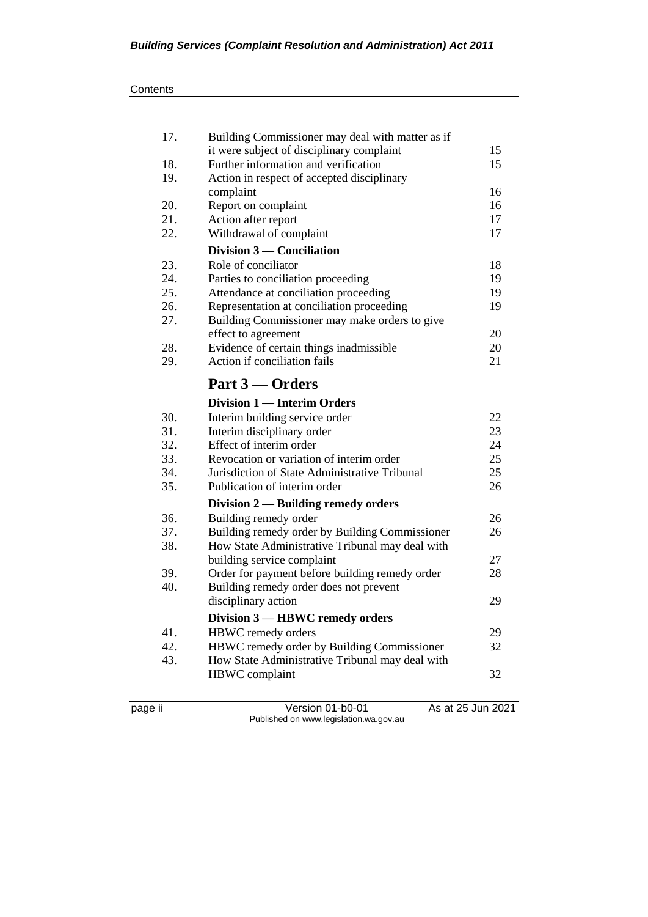| | | |
|---|---|---|
| 17. | Building Commissioner may deal with matter as if it were subject of disciplinary complaint | 15 |
| 18. | Further information and verification | 15 |
| 19. | Action in respect of accepted disciplinary complaint | 16 |
| 20. | Report on complaint | 16 |
| 21. | Action after report | 17 |
| 22. | Withdrawal of complaint | 17 |
| | **Division 3 — Conciliation** | |
| 23. | Role of conciliator | 18 |
| 24. | Parties to conciliation proceeding | 19 |
| 25. | Attendance at conciliation proceeding | 19 |
| 26. | Representation at conciliation proceeding | 19 |
| 27. | Building Commissioner may make orders to give effect to agreement | 20 |
| 28. | Evidence of certain things inadmissible | 20 |
| 29. | Action if conciliation fails | 21 |
| | **Part 3 — Orders** | |
| | **Division 1 — Interim Orders** | |
| 30. | Interim building service order | 22 |
| 31. | Interim disciplinary order | 23 |
| 32. | Effect of interim order | 24 |
| 33. | Revocation or variation of interim order | 25 |
| 34. | Jurisdiction of State Administrative Tribunal | 25 |
| 35. | Publication of interim order | 26 |
| | **Division 2 — Building remedy orders** | |
| 36. | Building remedy order | 26 |
| 37. | Building remedy order by Building Commissioner | 26 |
| 38. | How State Administrative Tribunal may deal with building service complaint | 27 |
| 39. | Order for payment before building remedy order | 28 |
| 40. | Building remedy order does not prevent disciplinary action | 29 |
| | **Division 3 — HBWC remedy orders** | |
| 41. | HBWC remedy orders | 29 |
| 42. | HBWC remedy order by Building Commissioner | 32 |
| 43. | How State Administrative Tribunal may deal with HBWC complaint | 32 |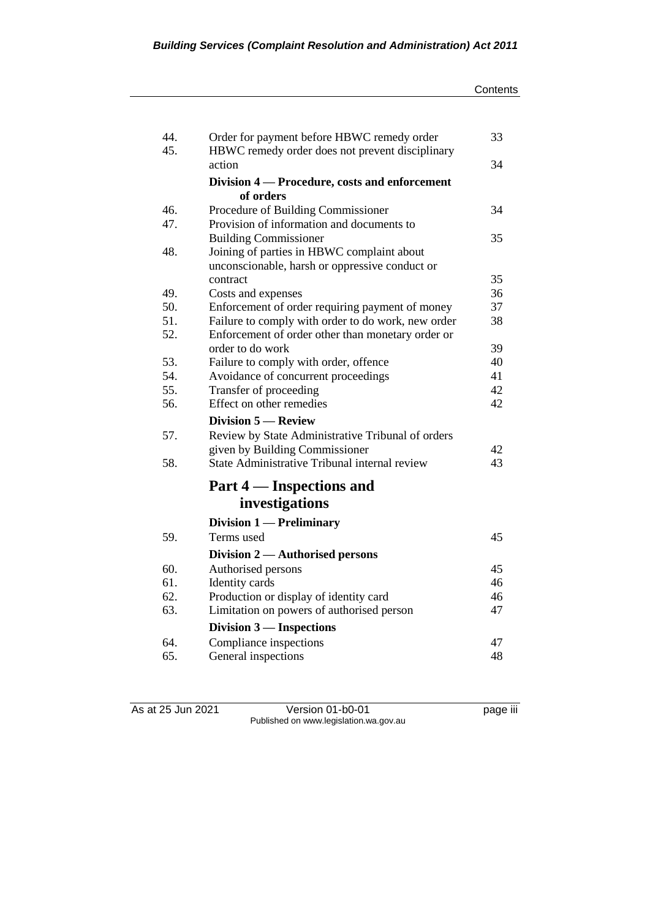| | | |
|---|---|---|
| 44. | Order for payment before HBWC remedy order | 33 |
| 45. | HBWC remedy order does not prevent disciplinary action | 34 |
| | **Division 4 — Procedure, costs and enforcement of orders** | |
| 46. | Procedure of Building Commissioner | 34 |
| 47. | Provision of information and documents to Building Commissioner | 35 |
| 48. | Joining of parties in HBWC complaint about unconscionable, harsh or oppressive conduct or contract | 35 |
| 49. | Costs and expenses | 36 |
| 50. | Enforcement of order requiring payment of money | 37 |
| 51. | Failure to comply with order to do work, new order | 38 |
| 52. | Enforcement of order other than monetary order or order to do work | 39 |
| 53. | Failure to comply with order, offence | 40 |
| 54. | Avoidance of concurrent proceedings | 41 |
| 55. | Transfer of proceeding | 42 |
| 56. | Effect on other remedies | 42 |
| | **Division 5 — Review** | |
| 57. | Review by State Administrative Tribunal of orders given by Building Commissioner | 42 |
| 58. | State Administrative Tribunal internal review | 43 |
| | **Part 4 — Inspections and investigations** | |
| | **Division 1 — Preliminary** | |
| 59. | Terms used | 45 |
| | **Division 2 — Authorised persons** | |
| 60. | Authorised persons | 45 |
| 61. | Identity cards | 46 |
| 62. | Production or display of identity card | 46 |
| 63. | Limitation on powers of authorised person | 47 |
| | **Division 3 — Inspections** | |
| 64. | Compliance inspections | 47 |
| 65. | General inspections | 48 |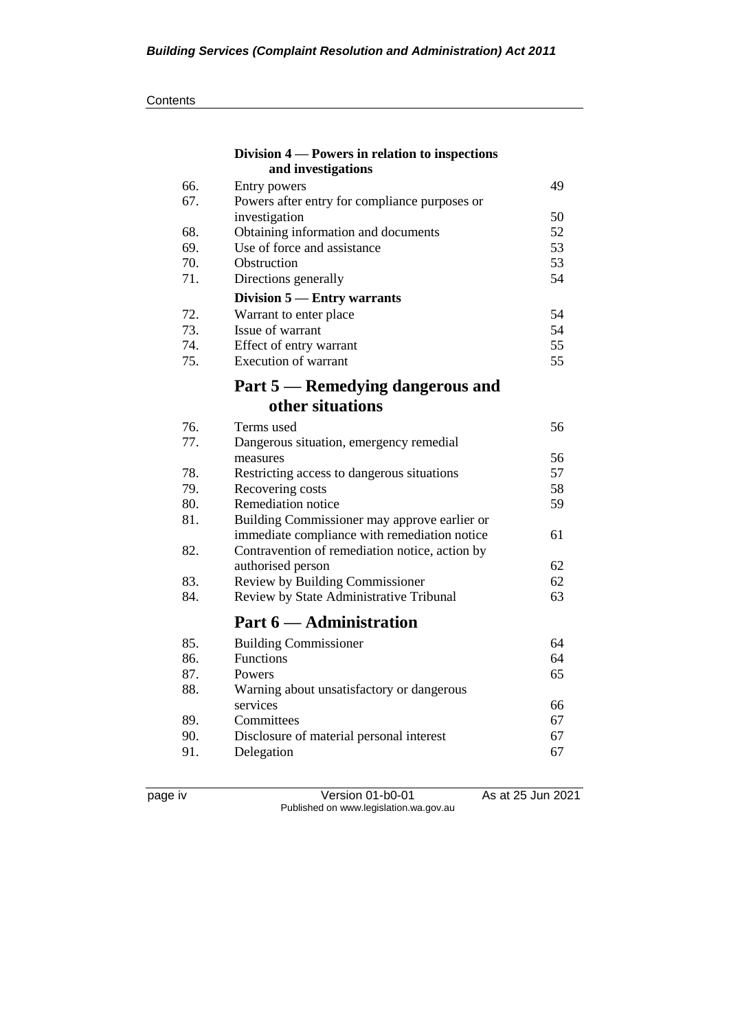### Division 4 — Powers in relation to inspections and investigations

| | | |
|---|---|---|
| 66. | Entry powers | 49 |
| 67. | Powers after entry for compliance purposes or investigation | 50 |
| 68. | Obtaining information and documents | 52 |
| 69. | Use of force and assistance | 53 |
| 70. | Obstruction | 53 |
| 71. | Directions generally | 54 |

### Division 5 — Entry warrants

| | | |
|---|---|---|
| 72. | Warrant to enter place | 54 |
| 73. | Issue of warrant | 54 |
| 74. | Effect of entry warrant | 55 |
| 75. | Execution of warrant | 55 |

## Part 5 — Remedying dangerous and other situations

| | | |
|---|---|---|
| 76. | Terms used | 56 |
| 77. | Dangerous situation, emergency remedial measures | 56 |
| 78. | Restricting access to dangerous situations | 57 |
| 79. | Recovering costs | 58 |
| 80. | Remediation notice | 59 |
| 81. | Building Commissioner may approve earlier or immediate compliance with remediation notice | 61 |
| 82. | Contravention of remediation notice, action by authorised person | 62 |
| 83. | Review by Building Commissioner | 62 |
| 84. | Review by State Administrative Tribunal | 63 |

## Part 6 — Administration

| | | |
|---|---|---|
| 85. | Building Commissioner | 64 |
| 86. | Functions | 64 |
| 87. | Powers | 65 |
| 88. | Warning about unsatisfactory or dangerous services | 66 |
| 89. | Committees | 67 |
| 90. | Disclosure of material personal interest | 67 |
| 91. | Delegation | 67 |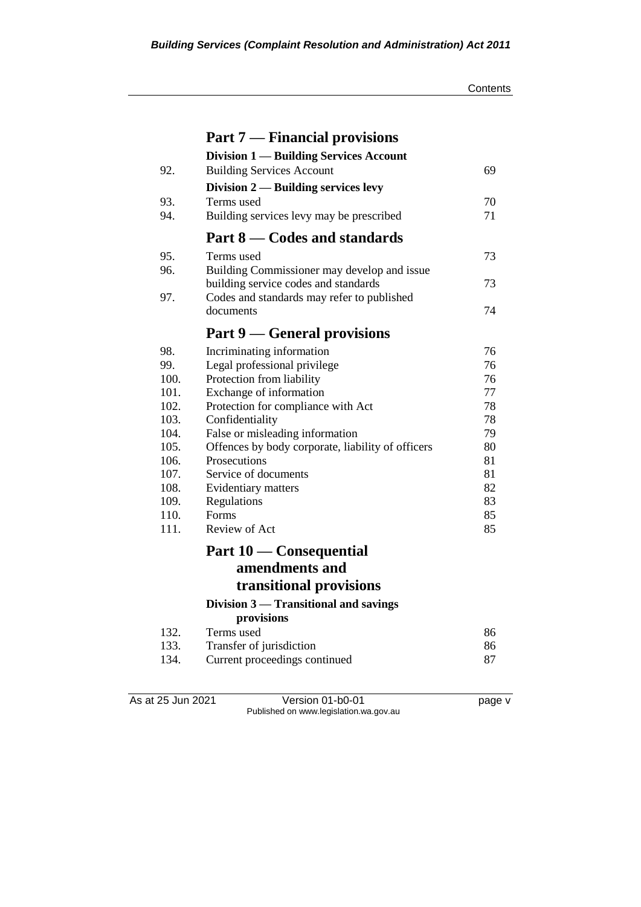## Part 7 — Financial provisions

### Division 1 — Building Services Account

| | | |
|---|---|---|
| 92. | Building Services Account | 69 |

### Division 2 — Building services levy

| | | |
|---|---|---|
| 93. | Terms used | 70 |
| 94. | Building services levy may be prescribed | 71 |

## Part 8 — Codes and standards

| | | |
|---|---|---|
| 95. | Terms used | 73 |
| 96. | Building Commissioner may develop and issue building service codes and standards | 73 |
| 97. | Codes and standards may refer to published documents | 74 |

## Part 9 — General provisions

| | | |
|---|---|---|
| 98. | Incriminating information | 76 |
| 99. | Legal professional privilege | 76 |
| 100. | Protection from liability | 76 |
| 101. | Exchange of information | 77 |
| 102. | Protection for compliance with Act | 78 |
| 103. | Confidentiality | 78 |
| 104. | False or misleading information | 79 |
| 105. | Offences by body corporate, liability of officers | 80 |
| 106. | Prosecutions | 81 |
| 107. | Service of documents | 81 |
| 108. | Evidentiary matters | 82 |
| 109. | Regulations | 83 |
| 110. | Forms | 85 |
| 111. | Review of Act | 85 |

## Part 10 — Consequential amendments and transitional provisions

### Division 3 — Transitional and savings provisions

| | | |
|---|---|---|
| 132. | Terms used | 86 |
| 133. | Transfer of jurisdiction | 86 |
| 134. | Current proceedings continued | 87 |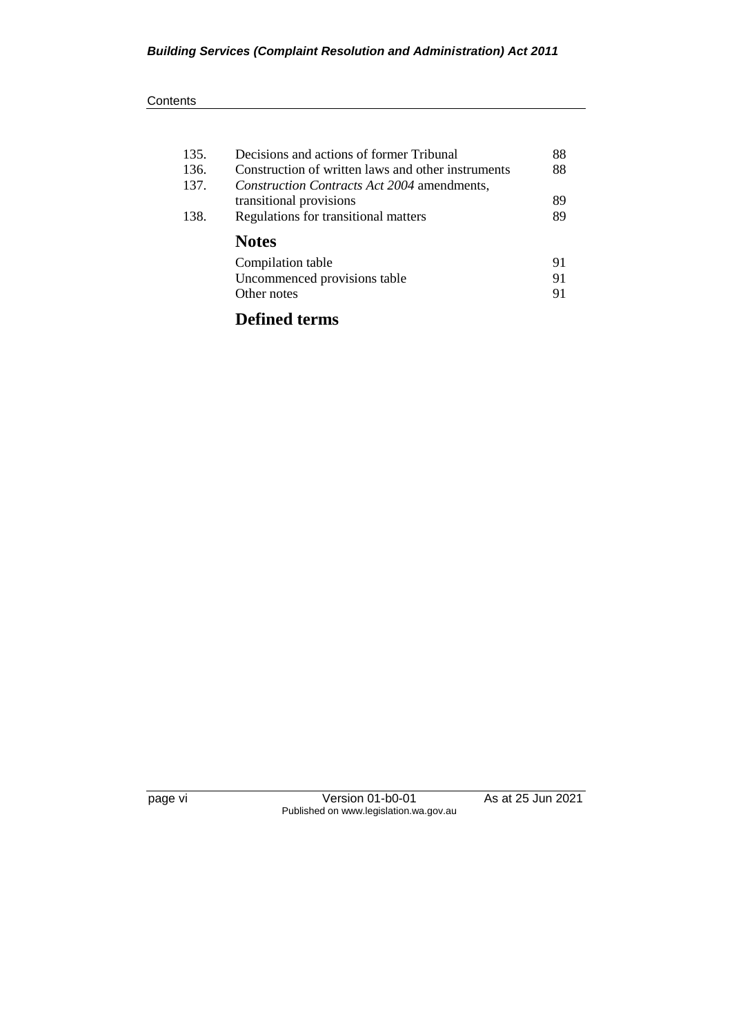| | | |
|---|---|---|
| 135. | Decisions and actions of former Tribunal | 88 |
| 136. | Construction of written laws and other instruments | 88 |
| 137. | *Construction Contracts Act 2004* amendments, transitional provisions | 89 |
| 138. | Regulations for transitional matters | 89 |

## Notes

| | |
|---|---|
| Compilation table | 91 |
| Uncommenced provisions table | 91 |
| Other notes | 91 |

## Defined terms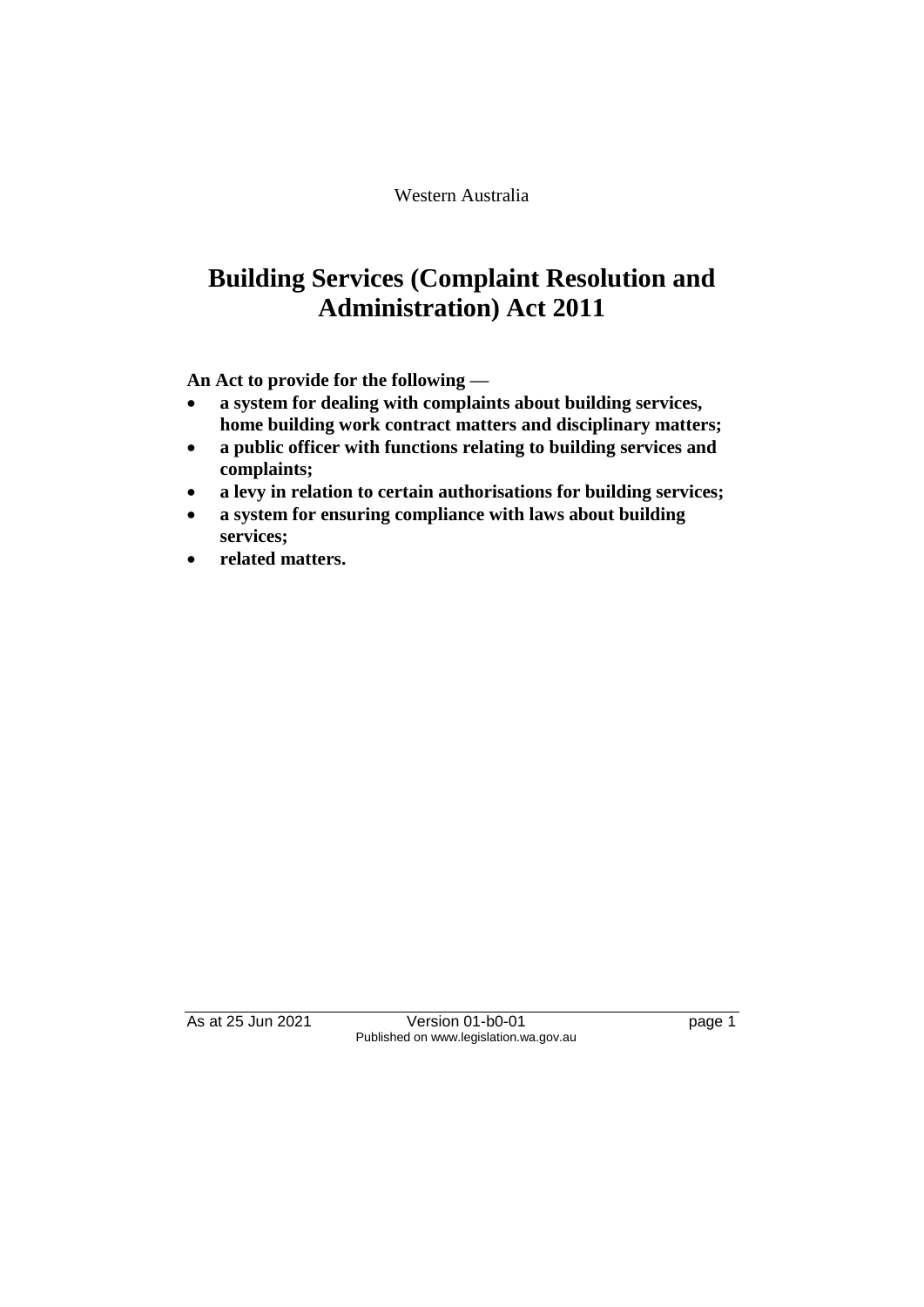Western Australia

# Building Services (Complaint Resolution and Administration) Act 2011

**An Act to provide for the following —**

- **a system for dealing with complaints about building services, home building work contract matters and disciplinary matters;**
- **a public officer with functions relating to building services and complaints;**
- **a levy in relation to certain authorisations for building services;**
- **a system for ensuring compliance with laws about building services;**
- **related matters.**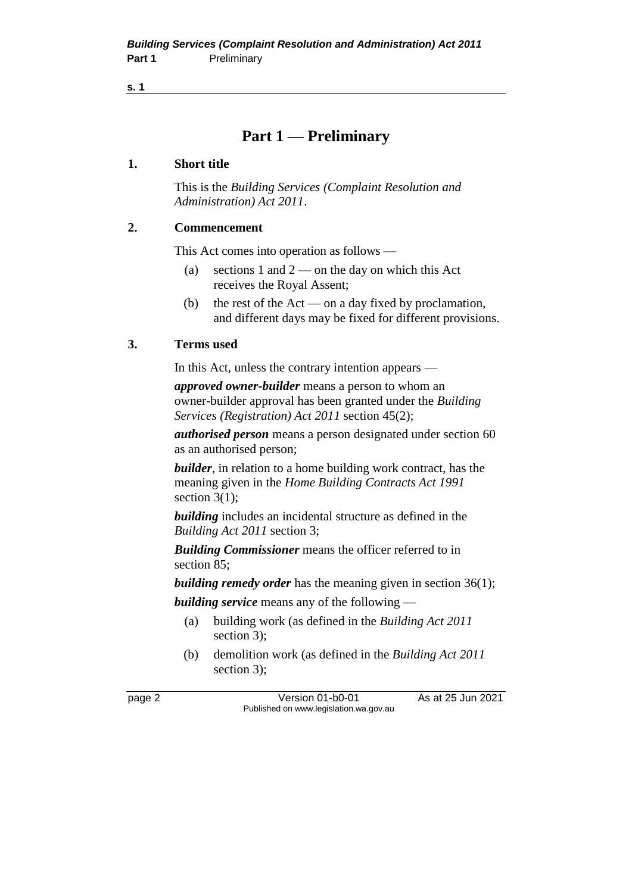# Part 1 — Preliminary

### 1. Short title

This is the *Building Services (Complaint Resolution and Administration) Act 2011*.

### 2. Commencement

This Act comes into operation as follows —

- (a) sections 1 and 2 — on the day on which this Act receives the Royal Assent;
- (b) the rest of the Act — on a day fixed by proclamation, and different days may be fixed for different provisions.

### 3. Terms used

In this Act, unless the contrary intention appears —

***approved owner-builder*** means a person to whom an owner-builder approval has been granted under the *Building Services (Registration) Act 2011* section 45(2);

***authorised person*** means a person designated under section 60 as an authorised person;

***builder***, in relation to a home building work contract, has the meaning given in the *Home Building Contracts Act 1991* section 3(1);

***building*** includes an incidental structure as defined in the *Building Act 2011* section 3;

***Building Commissioner*** means the officer referred to in section 85;

***building remedy order*** has the meaning given in section 36(1);

***building service*** means any of the following —

- (a) building work (as defined in the *Building Act 2011* section 3);
- (b) demolition work (as defined in the *Building Act 2011* section 3);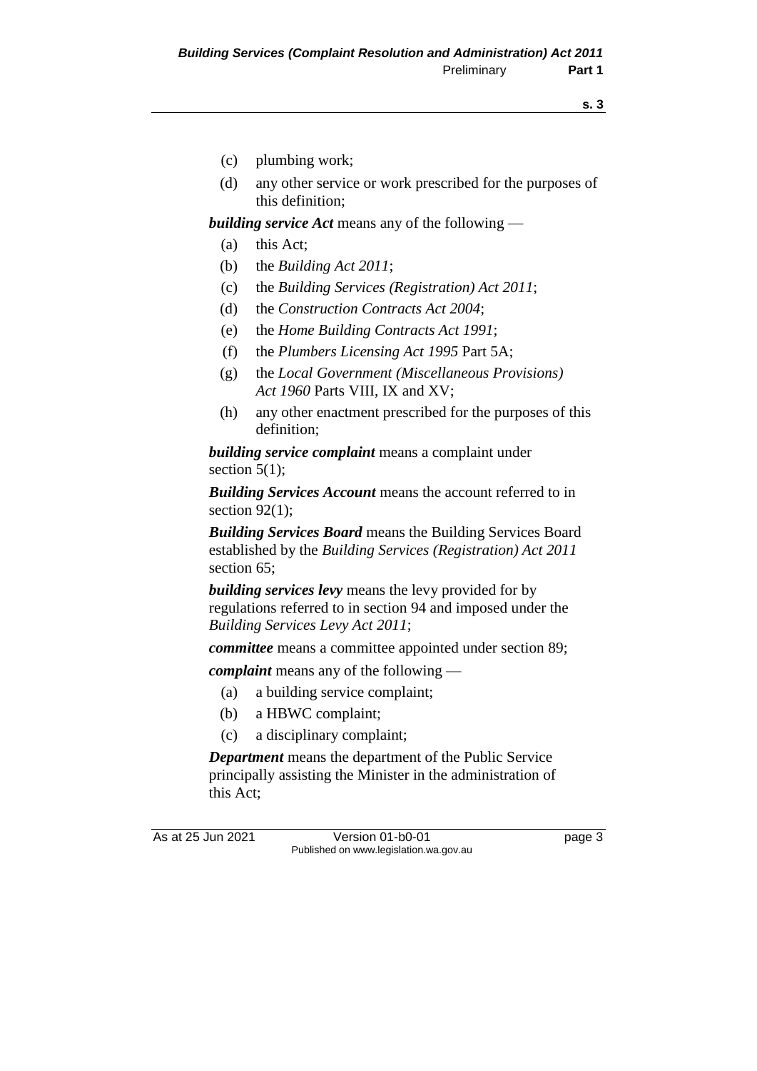(c) plumbing work;

(d) any other service or work prescribed for the purposes of this definition;

***building service Act*** means any of the following —

(a) this Act;

(b) the *Building Act 2011*;

(c) the *Building Services (Registration) Act 2011*;

(d) the *Construction Contracts Act 2004*;

(e) the *Home Building Contracts Act 1991*;

(f) the *Plumbers Licensing Act 1995* Part 5A;

(g) the *Local Government (Miscellaneous Provisions) Act 1960* Parts VIII, IX and XV;

(h) any other enactment prescribed for the purposes of this definition;

***building service complaint*** means a complaint under section 5(1);

***Building Services Account*** means the account referred to in section 92(1);

***Building Services Board*** means the Building Services Board established by the *Building Services (Registration) Act 2011* section 65;

***building services levy*** means the levy provided for by regulations referred to in section 94 and imposed under the *Building Services Levy Act 2011*;

***committee*** means a committee appointed under section 89;

***complaint*** means any of the following —

(a) a building service complaint;

(b) a HBWC complaint;

(c) a disciplinary complaint;

***Department*** means the department of the Public Service principally assisting the Minister in the administration of this Act;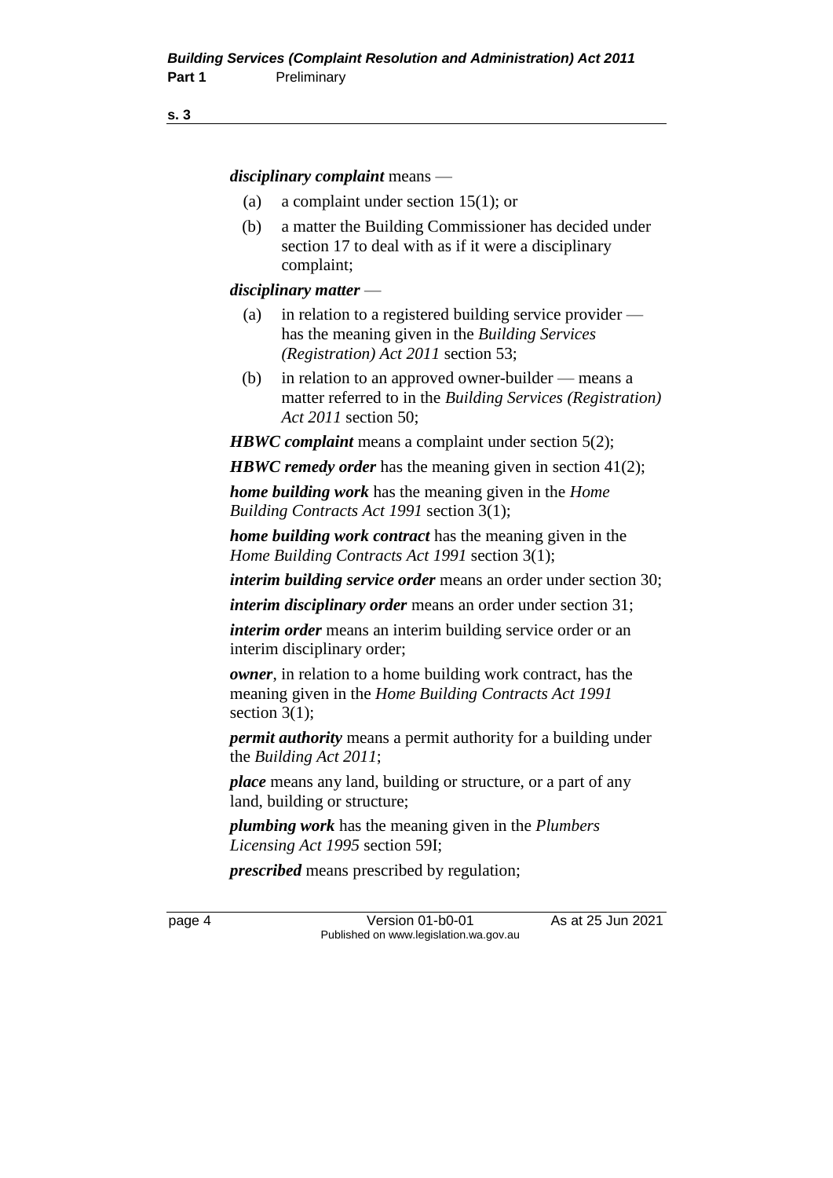***disciplinary complaint*** means —

(a) a complaint under section 15(1); or

(b) a matter the Building Commissioner has decided under section 17 to deal with as if it were a disciplinary complaint;

***disciplinary matter*** —

(a) in relation to a registered building service provider — has the meaning given in the *Building Services (Registration) Act 2011* section 53;

(b) in relation to an approved owner-builder — means a matter referred to in the *Building Services (Registration) Act 2011* section 50;

***HBWC complaint*** means a complaint under section 5(2);

***HBWC remedy order*** has the meaning given in section 41(2);

***home building work*** has the meaning given in the *Home Building Contracts Act 1991* section 3(1);

***home building work contract*** has the meaning given in the *Home Building Contracts Act 1991* section 3(1);

***interim building service order*** means an order under section 30;

***interim disciplinary order*** means an order under section 31;

***interim order*** means an interim building service order or an interim disciplinary order;

***owner***, in relation to a home building work contract, has the meaning given in the *Home Building Contracts Act 1991* section 3(1);

***permit authority*** means a permit authority for a building under the *Building Act 2011*;

***place*** means any land, building or structure, or a part of any land, building or structure;

***plumbing work*** has the meaning given in the *Plumbers Licensing Act 1995* section 59I;

***prescribed*** means prescribed by regulation;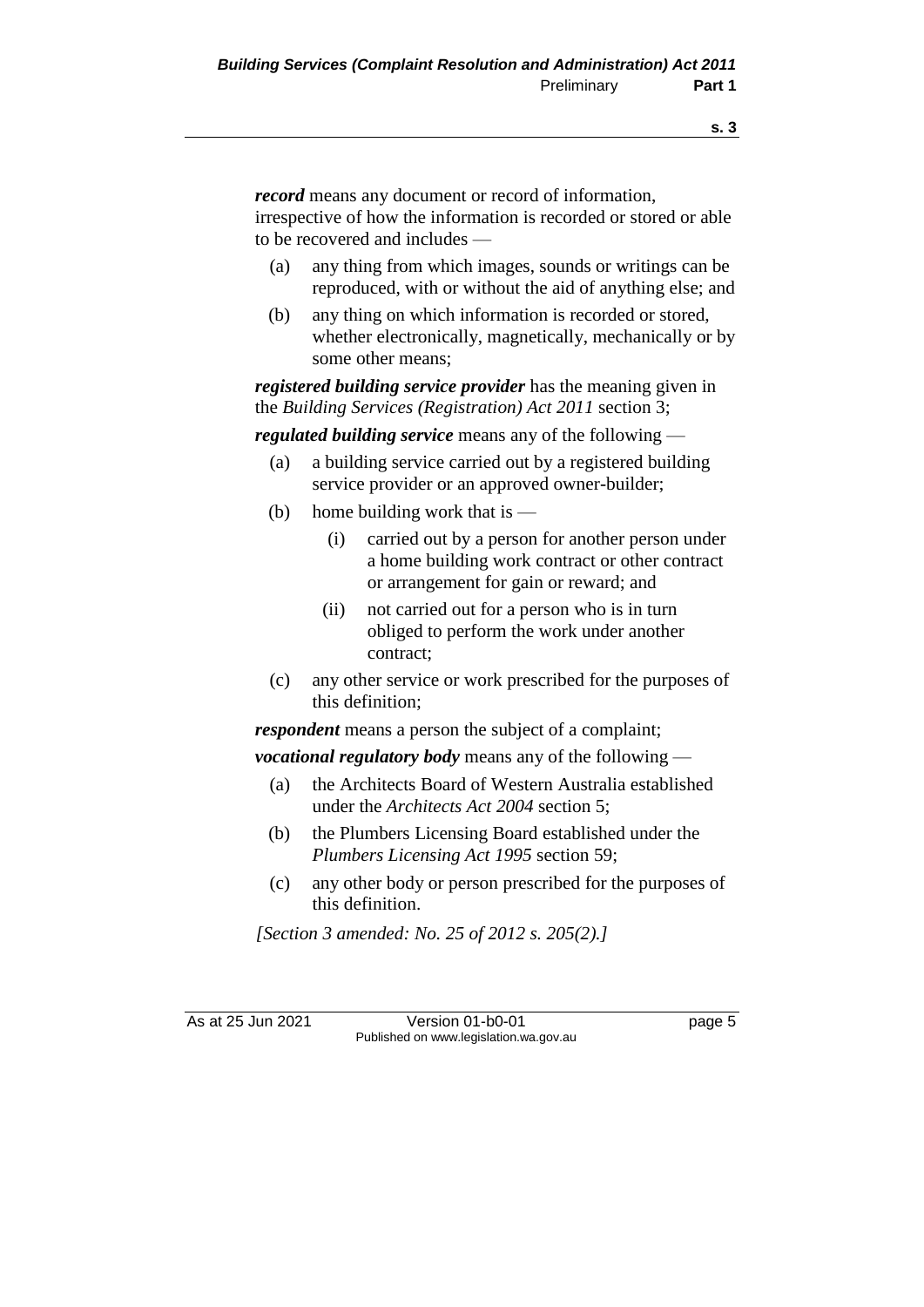***record*** means any document or record of information, irrespective of how the information is recorded or stored or able to be recovered and includes —

(a) any thing from which images, sounds or writings can be reproduced, with or without the aid of anything else; and

(b) any thing on which information is recorded or stored, whether electronically, magnetically, mechanically or by some other means;

***registered building service provider*** has the meaning given in the *Building Services (Registration) Act 2011* section 3;

***regulated building service*** means any of the following —

(a) a building service carried out by a registered building service provider or an approved owner-builder;

(b) home building work that is —

  (i) carried out by a person for another person under a home building work contract or other contract or arrangement for gain or reward; and

  (ii) not carried out for a person who is in turn obliged to perform the work under another contract;

(c) any other service or work prescribed for the purposes of this definition;

***respondent*** means a person the subject of a complaint;

***vocational regulatory body*** means any of the following —

(a) the Architects Board of Western Australia established under the *Architects Act 2004* section 5;

(b) the Plumbers Licensing Board established under the *Plumbers Licensing Act 1995* section 59;

(c) any other body or person prescribed for the purposes of this definition.

*[Section 3 amended: No. 25 of 2012 s. 205(2).]*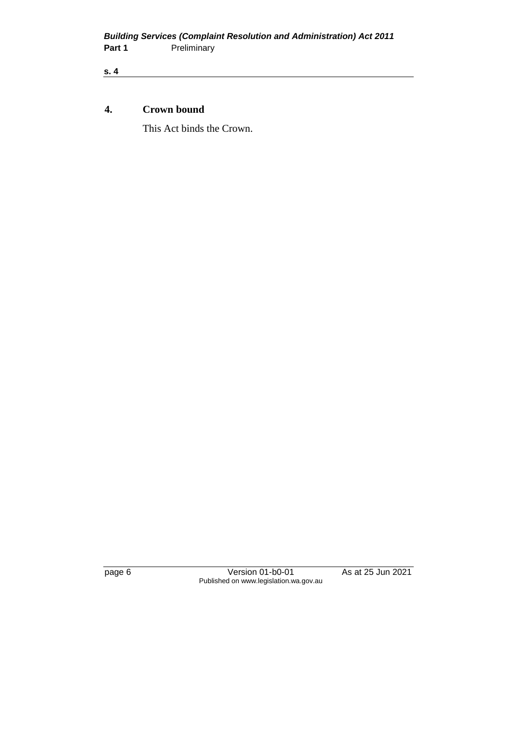## 4. Crown bound

This Act binds the Crown.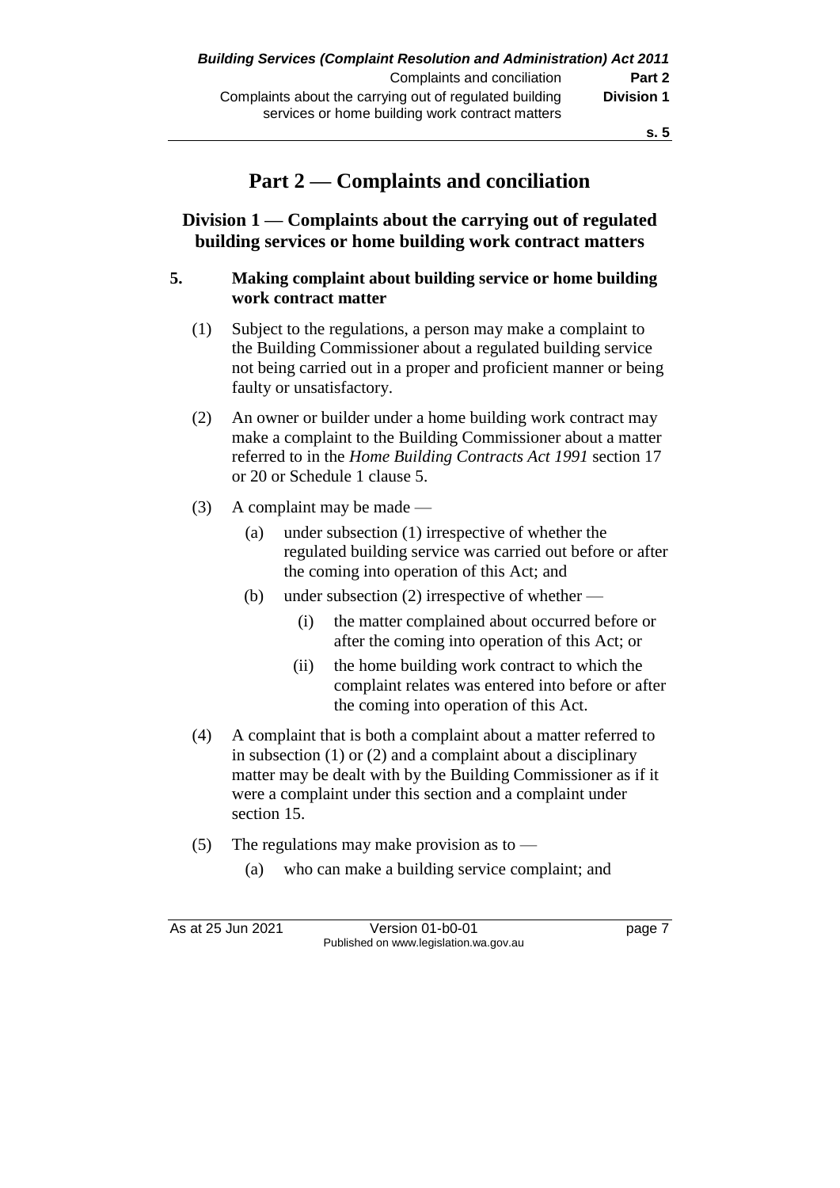# Part 2 — Complaints and conciliation

## Division 1 — Complaints about the carrying out of regulated building services or home building work contract matters

### 5. Making complaint about building service or home building work contract matter

(1) Subject to the regulations, a person may make a complaint to the Building Commissioner about a regulated building service not being carried out in a proper and proficient manner or being faulty or unsatisfactory.

(2) An owner or builder under a home building work contract may make a complaint to the Building Commissioner about a matter referred to in the *Home Building Contracts Act 1991* section 17 or 20 or Schedule 1 clause 5.

(3) A complaint may be made —

- (a) under subsection (1) irrespective of whether the regulated building service was carried out before or after the coming into operation of this Act; and
- (b) under subsection (2) irrespective of whether —
  - (i) the matter complained about occurred before or after the coming into operation of this Act; or
  - (ii) the home building work contract to which the complaint relates was entered into before or after the coming into operation of this Act.

(4) A complaint that is both a complaint about a matter referred to in subsection (1) or (2) and a complaint about a disciplinary matter may be dealt with by the Building Commissioner as if it were a complaint under this section and a complaint under section 15.

(5) The regulations may make provision as to —

- (a) who can make a building service complaint; and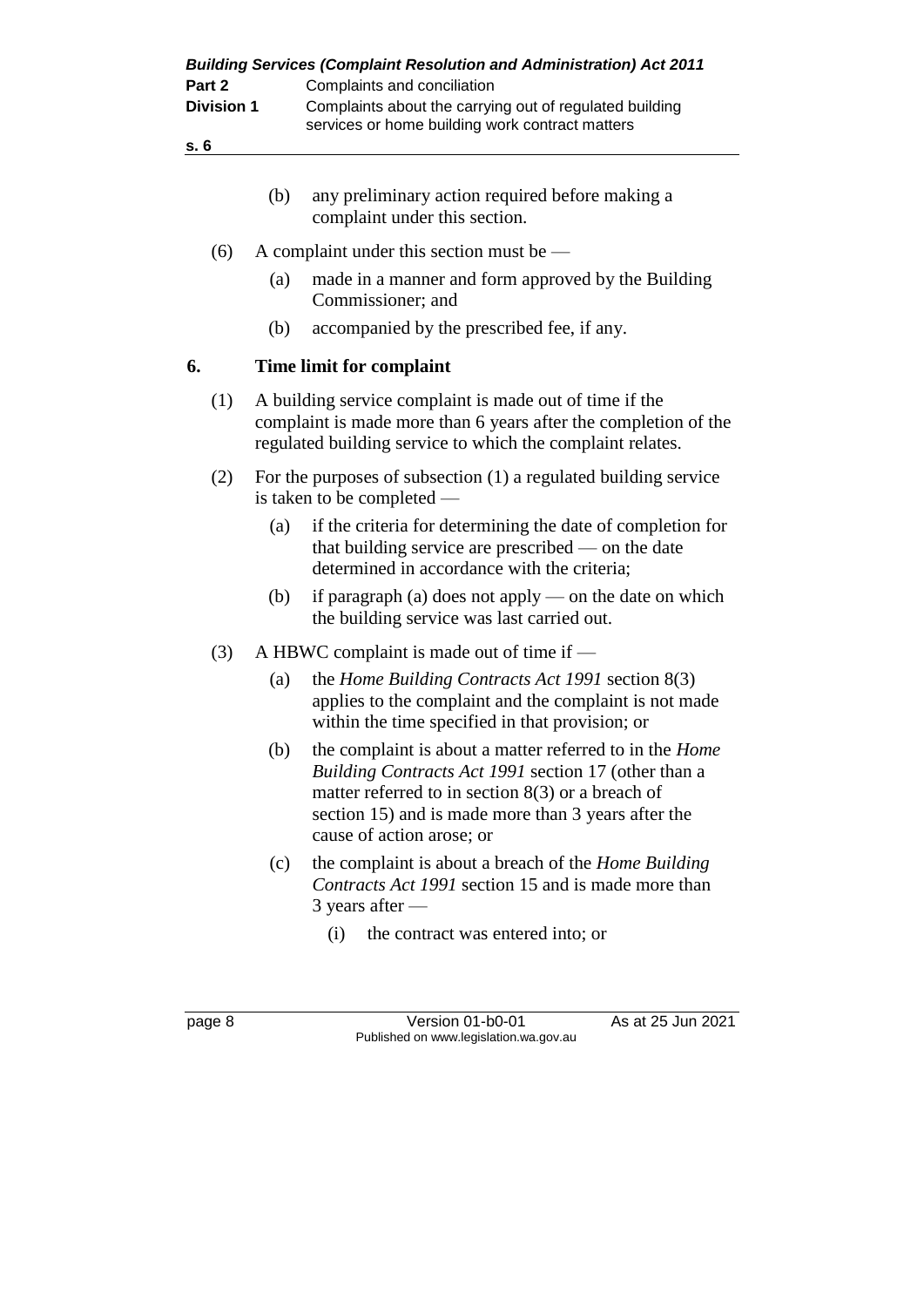(b) any preliminary action required before making a complaint under this section.

(6) A complaint under this section must be —

(a) made in a manner and form approved by the Building Commissioner; and

(b) accompanied by the prescribed fee, if any.

## 6. Time limit for complaint

(1) A building service complaint is made out of time if the complaint is made more than 6 years after the completion of the regulated building service to which the complaint relates.

(2) For the purposes of subsection (1) a regulated building service is taken to be completed —

(a) if the criteria for determining the date of completion for that building service are prescribed — on the date determined in accordance with the criteria;

(b) if paragraph (a) does not apply — on the date on which the building service was last carried out.

(3) A HBWC complaint is made out of time if —

(a) the *Home Building Contracts Act 1991* section 8(3) applies to the complaint and the complaint is not made within the time specified in that provision; or

(b) the complaint is about a matter referred to in the *Home Building Contracts Act 1991* section 17 (other than a matter referred to in section 8(3) or a breach of section 15) and is made more than 3 years after the cause of action arose; or

(c) the complaint is about a breach of the *Home Building Contracts Act 1991* section 15 and is made more than 3 years after —

(i) the contract was entered into; or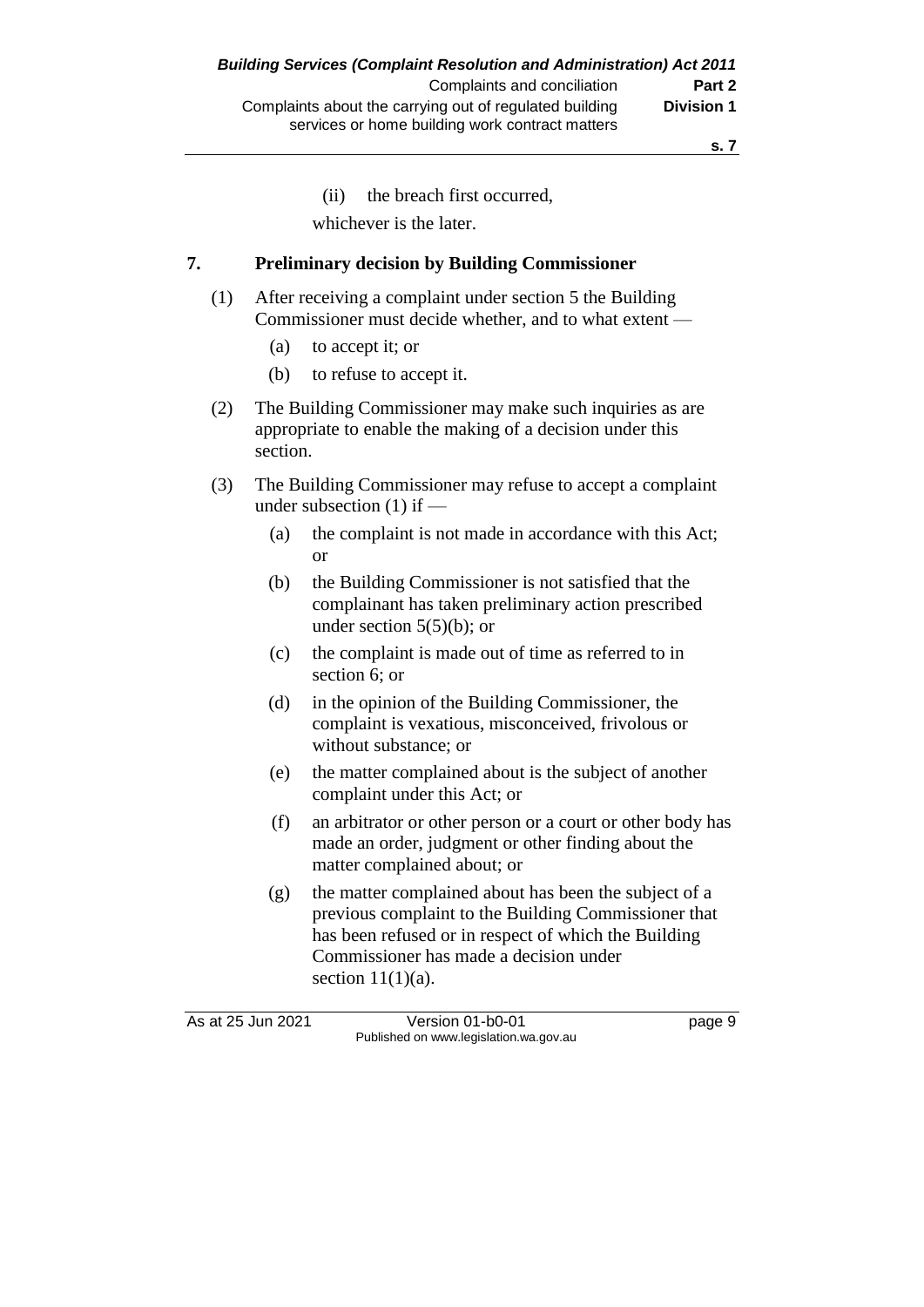(ii) the breach first occurred,

whichever is the later.

## 7. Preliminary decision by Building Commissioner

(1) After receiving a complaint under section 5 the Building Commissioner must decide whether, and to what extent —

(a) to accept it; or

(b) to refuse to accept it.

(2) The Building Commissioner may make such inquiries as are appropriate to enable the making of a decision under this section.

(3) The Building Commissioner may refuse to accept a complaint under subsection (1) if —

(a) the complaint is not made in accordance with this Act; or

(b) the Building Commissioner is not satisfied that the complainant has taken preliminary action prescribed under section 5(5)(b); or

(c) the complaint is made out of time as referred to in section 6; or

(d) in the opinion of the Building Commissioner, the complaint is vexatious, misconceived, frivolous or without substance; or

(e) the matter complained about is the subject of another complaint under this Act; or

(f) an arbitrator or other person or a court or other body has made an order, judgment or other finding about the matter complained about; or

(g) the matter complained about has been the subject of a previous complaint to the Building Commissioner that has been refused or in respect of which the Building Commissioner has made a decision under section 11(1)(a).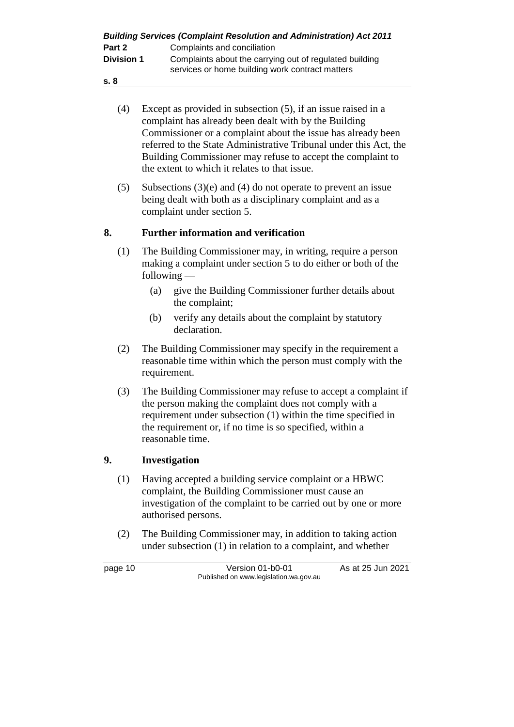(4) Except as provided in subsection (5), if an issue raised in a complaint has already been dealt with by the Building Commissioner or a complaint about the issue has already been referred to the State Administrative Tribunal under this Act, the Building Commissioner may refuse to accept the complaint to the extent to which it relates to that issue.

(5) Subsections (3)(e) and (4) do not operate to prevent an issue being dealt with both as a disciplinary complaint and as a complaint under section 5.

## 8. Further information and verification

(1) The Building Commissioner may, in writing, require a person making a complaint under section 5 to do either or both of the following —

(a) give the Building Commissioner further details about the complaint;

(b) verify any details about the complaint by statutory declaration.

(2) The Building Commissioner may specify in the requirement a reasonable time within which the person must comply with the requirement.

(3) The Building Commissioner may refuse to accept a complaint if the person making the complaint does not comply with a requirement under subsection (1) within the time specified in the requirement or, if no time is so specified, within a reasonable time.

## 9. Investigation

(1) Having accepted a building service complaint or a HBWC complaint, the Building Commissioner must cause an investigation of the complaint to be carried out by one or more authorised persons.

(2) The Building Commissioner may, in addition to taking action under subsection (1) in relation to a complaint, and whether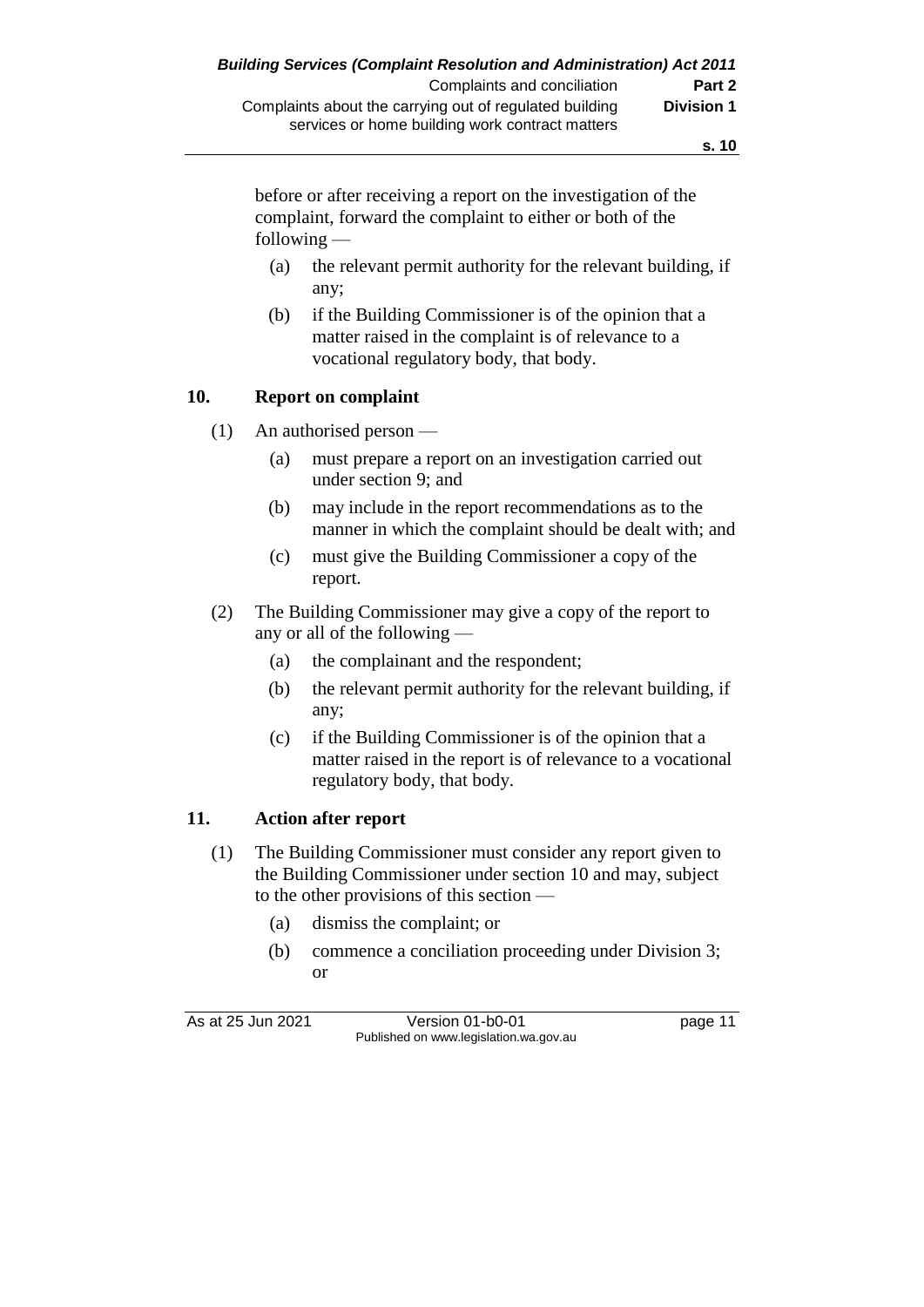before or after receiving a report on the investigation of the complaint, forward the complaint to either or both of the following —

(a) the relevant permit authority for the relevant building, if any;

(b) if the Building Commissioner is of the opinion that a matter raised in the complaint is of relevance to a vocational regulatory body, that body.

## 10. Report on complaint

(1) An authorised person —

(a) must prepare a report on an investigation carried out under section 9; and

(b) may include in the report recommendations as to the manner in which the complaint should be dealt with; and

(c) must give the Building Commissioner a copy of the report.

(2) The Building Commissioner may give a copy of the report to any or all of the following —

(a) the complainant and the respondent;

(b) the relevant permit authority for the relevant building, if any;

(c) if the Building Commissioner is of the opinion that a matter raised in the report is of relevance to a vocational regulatory body, that body.

## 11. Action after report

(1) The Building Commissioner must consider any report given to the Building Commissioner under section 10 and may, subject to the other provisions of this section —

(a) dismiss the complaint; or

(b) commence a conciliation proceeding under Division 3; or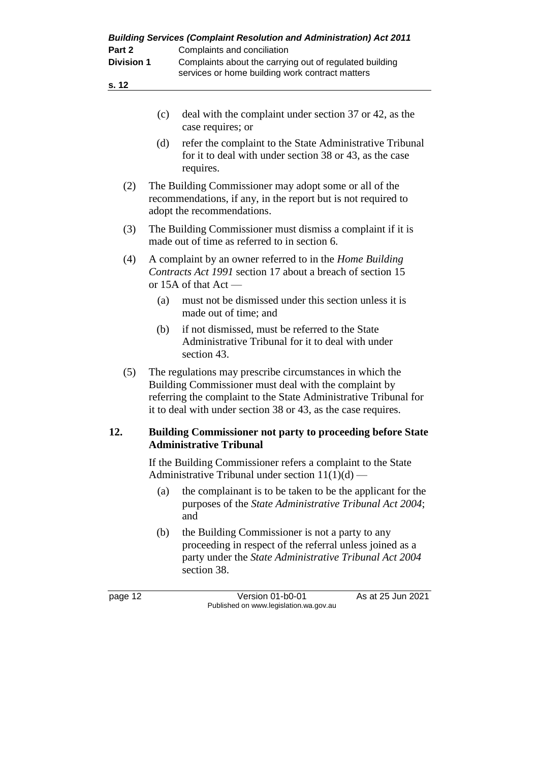(c) deal with the complaint under section 37 or 42, as the case requires; or

(d) refer the complaint to the State Administrative Tribunal for it to deal with under section 38 or 43, as the case requires.

(2) The Building Commissioner may adopt some or all of the recommendations, if any, in the report but is not required to adopt the recommendations.

(3) The Building Commissioner must dismiss a complaint if it is made out of time as referred to in section 6.

(4) A complaint by an owner referred to in the *Home Building Contracts Act 1991* section 17 about a breach of section 15 or 15A of that Act —

(a) must not be dismissed under this section unless it is made out of time; and

(b) if not dismissed, must be referred to the State Administrative Tribunal for it to deal with under section 43.

(5) The regulations may prescribe circumstances in which the Building Commissioner must deal with the complaint by referring the complaint to the State Administrative Tribunal for it to deal with under section 38 or 43, as the case requires.

## 12. Building Commissioner not party to proceeding before State Administrative Tribunal

If the Building Commissioner refers a complaint to the State Administrative Tribunal under section 11(1)(d) —

(a) the complainant is to be taken to be the applicant for the purposes of the *State Administrative Tribunal Act 2004*; and

(b) the Building Commissioner is not a party to any proceeding in respect of the referral unless joined as a party under the *State Administrative Tribunal Act 2004* section 38.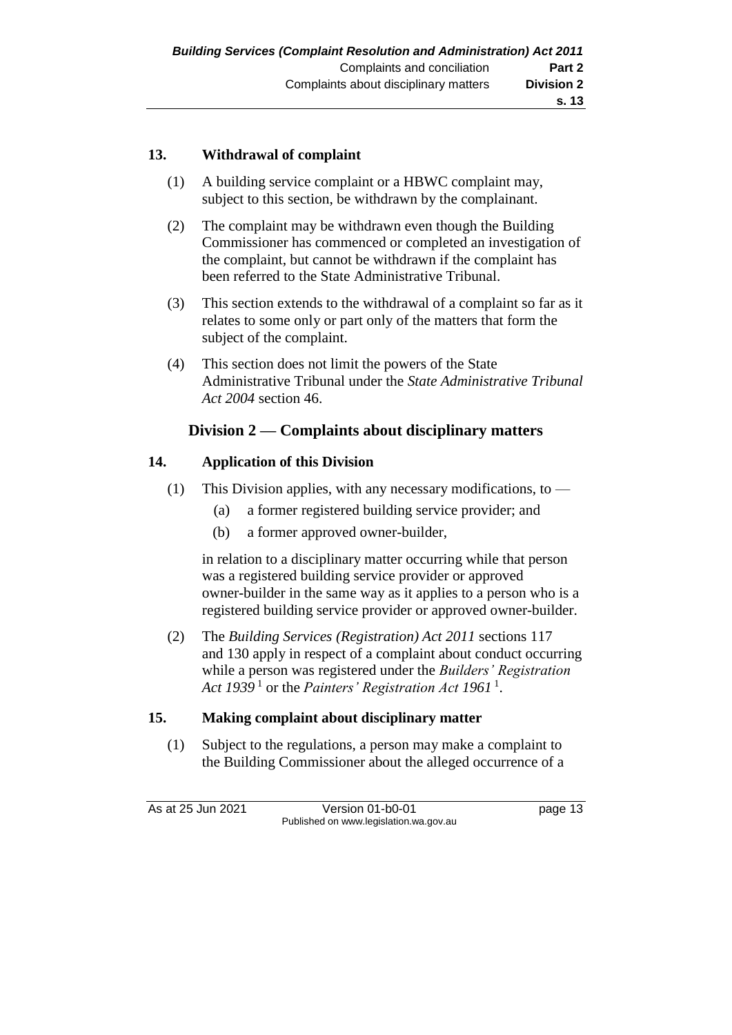### 13. Withdrawal of complaint

(1) A building service complaint or a HBWC complaint may, subject to this section, be withdrawn by the complainant.

(2) The complaint may be withdrawn even though the Building Commissioner has commenced or completed an investigation of the complaint, but cannot be withdrawn if the complaint has been referred to the State Administrative Tribunal.

(3) This section extends to the withdrawal of a complaint so far as it relates to some only or part only of the matters that form the subject of the complaint.

(4) This section does not limit the powers of the State Administrative Tribunal under the *State Administrative Tribunal Act 2004* section 46.

## Division 2 — Complaints about disciplinary matters

### 14. Application of this Division

(1) This Division applies, with any necessary modifications, to —

- (a) a former registered building service provider; and
- (b) a former approved owner-builder,

in relation to a disciplinary matter occurring while that person was a registered building service provider or approved owner-builder in the same way as it applies to a person who is a registered building service provider or approved owner-builder.

(2) The *Building Services (Registration) Act 2011* sections 117 and 130 apply in respect of a complaint about conduct occurring while a person was registered under the *Builders' Registration Act 1939* [1] or the *Painters' Registration Act 1961* [1].

### 15. Making complaint about disciplinary matter

(1) Subject to the regulations, a person may make a complaint to the Building Commissioner about the alleged occurrence of a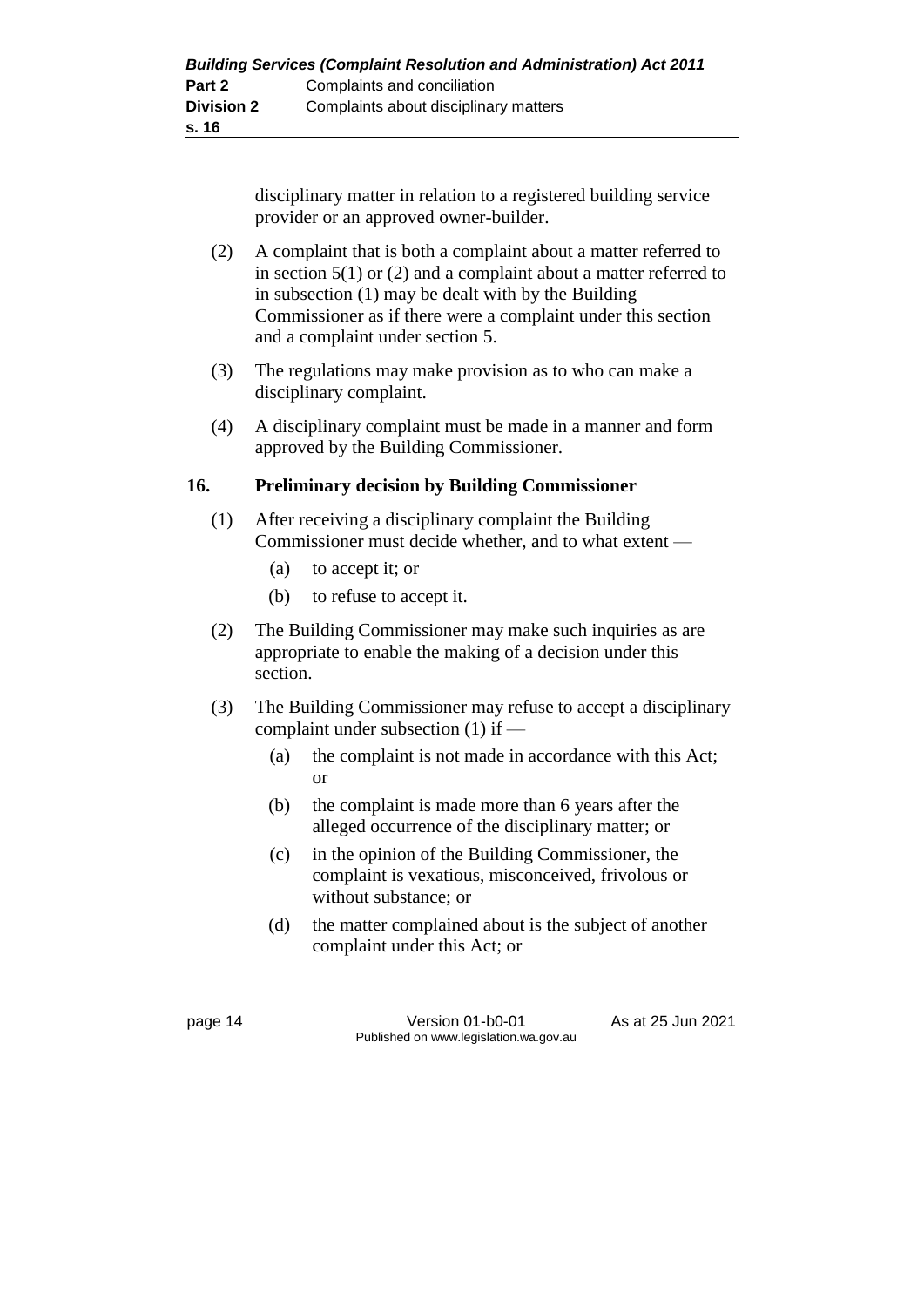disciplinary matter in relation to a registered building service provider or an approved owner-builder.

(2) A complaint that is both a complaint about a matter referred to in section 5(1) or (2) and a complaint about a matter referred to in subsection (1) may be dealt with by the Building Commissioner as if there were a complaint under this section and a complaint under section 5.

(3) The regulations may make provision as to who can make a disciplinary complaint.

(4) A disciplinary complaint must be made in a manner and form approved by the Building Commissioner.

**16. Preliminary decision by Building Commissioner**

(1) After receiving a disciplinary complaint the Building Commissioner must decide whether, and to what extent —

(a) to accept it; or

(b) to refuse to accept it.

(2) The Building Commissioner may make such inquiries as are appropriate to enable the making of a decision under this section.

(3) The Building Commissioner may refuse to accept a disciplinary complaint under subsection (1) if —

(a) the complaint is not made in accordance with this Act; or

(b) the complaint is made more than 6 years after the alleged occurrence of the disciplinary matter; or

(c) in the opinion of the Building Commissioner, the complaint is vexatious, misconceived, frivolous or without substance; or

(d) the matter complained about is the subject of another complaint under this Act; or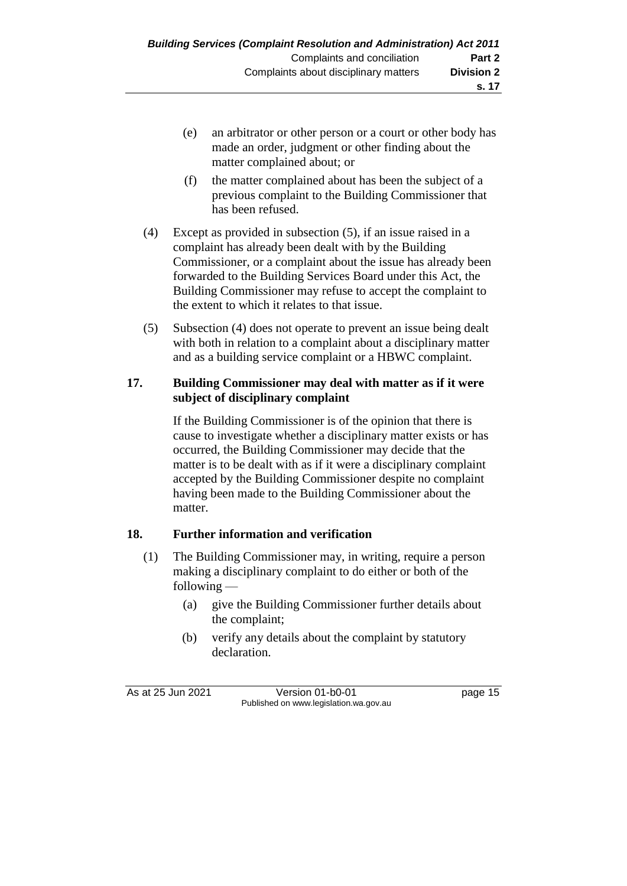(e) an arbitrator or other person or a court or other body has made an order, judgment or other finding about the matter complained about; or

(f) the matter complained about has been the subject of a previous complaint to the Building Commissioner that has been refused.

(4) Except as provided in subsection (5), if an issue raised in a complaint has already been dealt with by the Building Commissioner, or a complaint about the issue has already been forwarded to the Building Services Board under this Act, the Building Commissioner may refuse to accept the complaint to the extent to which it relates to that issue.

(5) Subsection (4) does not operate to prevent an issue being dealt with both in relation to a complaint about a disciplinary matter and as a building service complaint or a HBWC complaint.

## 17. Building Commissioner may deal with matter as if it were subject of disciplinary complaint

If the Building Commissioner is of the opinion that there is cause to investigate whether a disciplinary matter exists or has occurred, the Building Commissioner may decide that the matter is to be dealt with as if it were a disciplinary complaint accepted by the Building Commissioner despite no complaint having been made to the Building Commissioner about the matter.

## 18. Further information and verification

(1) The Building Commissioner may, in writing, require a person making a disciplinary complaint to do either or both of the following —

(a) give the Building Commissioner further details about the complaint;

(b) verify any details about the complaint by statutory declaration.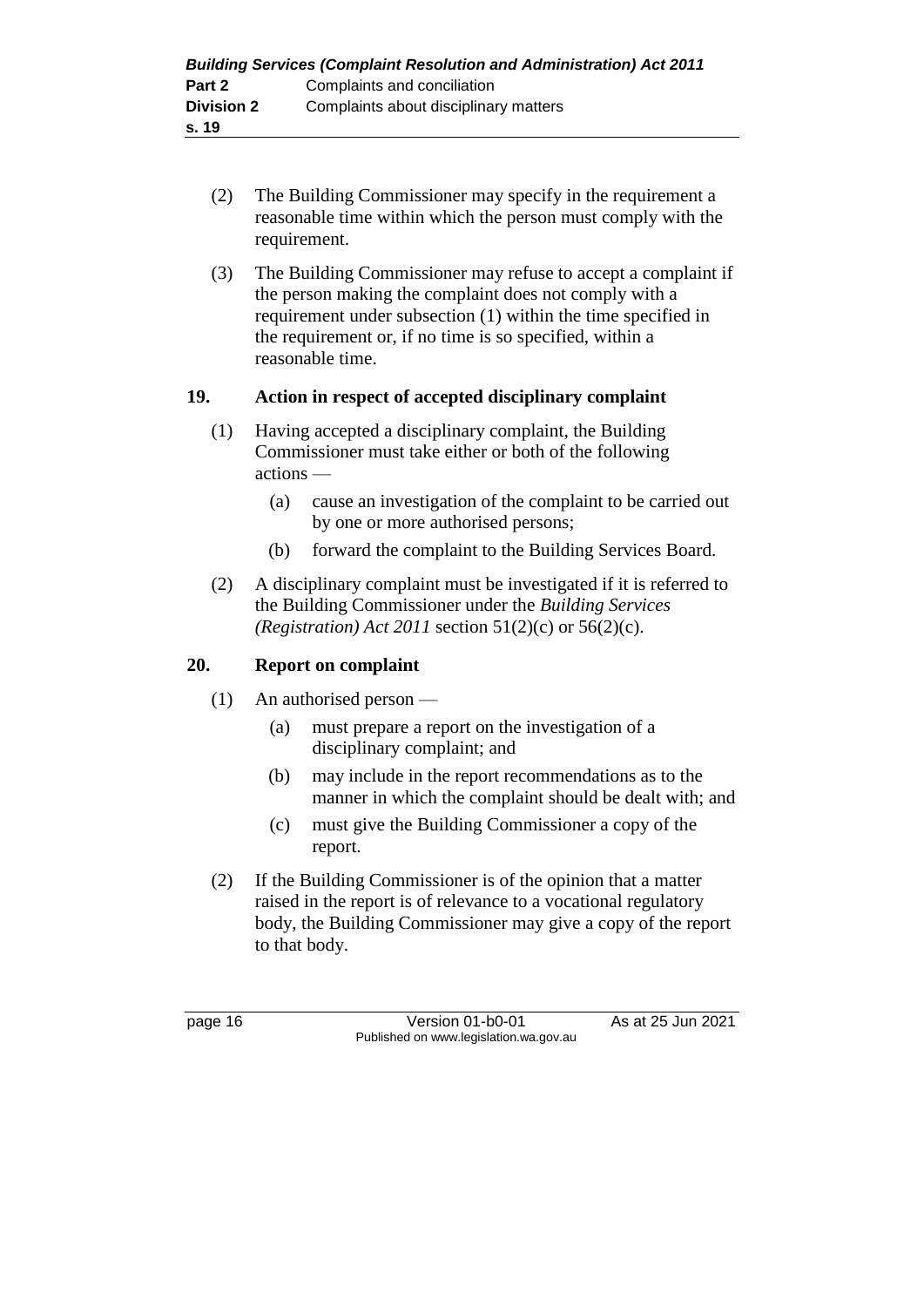(2) The Building Commissioner may specify in the requirement a reasonable time within which the person must comply with the requirement.

(3) The Building Commissioner may refuse to accept a complaint if the person making the complaint does not comply with a requirement under subsection (1) within the time specified in the requirement or, if no time is so specified, within a reasonable time.

## 19. Action in respect of accepted disciplinary complaint

(1) Having accepted a disciplinary complaint, the Building Commissioner must take either or both of the following actions —

(a) cause an investigation of the complaint to be carried out by one or more authorised persons;

(b) forward the complaint to the Building Services Board.

(2) A disciplinary complaint must be investigated if it is referred to the Building Commissioner under the *Building Services (Registration) Act 2011* section 51(2)(c) or 56(2)(c).

## 20. Report on complaint

(1) An authorised person —

(a) must prepare a report on the investigation of a disciplinary complaint; and

(b) may include in the report recommendations as to the manner in which the complaint should be dealt with; and

(c) must give the Building Commissioner a copy of the report.

(2) If the Building Commissioner is of the opinion that a matter raised in the report is of relevance to a vocational regulatory body, the Building Commissioner may give a copy of the report to that body.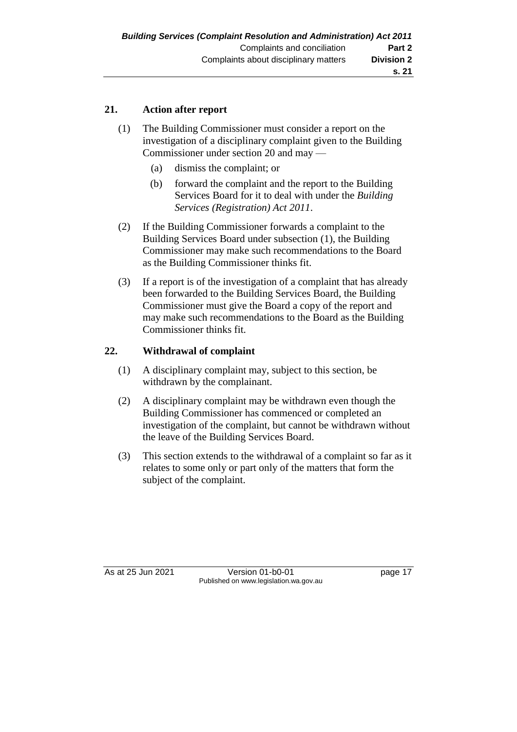## 21. Action after report

(1) The Building Commissioner must consider a report on the investigation of a disciplinary complaint given to the Building Commissioner under section 20 and may —

(a) dismiss the complaint; or

(b) forward the complaint and the report to the Building Services Board for it to deal with under the *Building Services (Registration) Act 2011*.

(2) If the Building Commissioner forwards a complaint to the Building Services Board under subsection (1), the Building Commissioner may make such recommendations to the Board as the Building Commissioner thinks fit.

(3) If a report is of the investigation of a complaint that has already been forwarded to the Building Services Board, the Building Commissioner must give the Board a copy of the report and may make such recommendations to the Board as the Building Commissioner thinks fit.

## 22. Withdrawal of complaint

(1) A disciplinary complaint may, subject to this section, be withdrawn by the complainant.

(2) A disciplinary complaint may be withdrawn even though the Building Commissioner has commenced or completed an investigation of the complaint, but cannot be withdrawn without the leave of the Building Services Board.

(3) This section extends to the withdrawal of a complaint so far as it relates to some only or part only of the matters that form the subject of the complaint.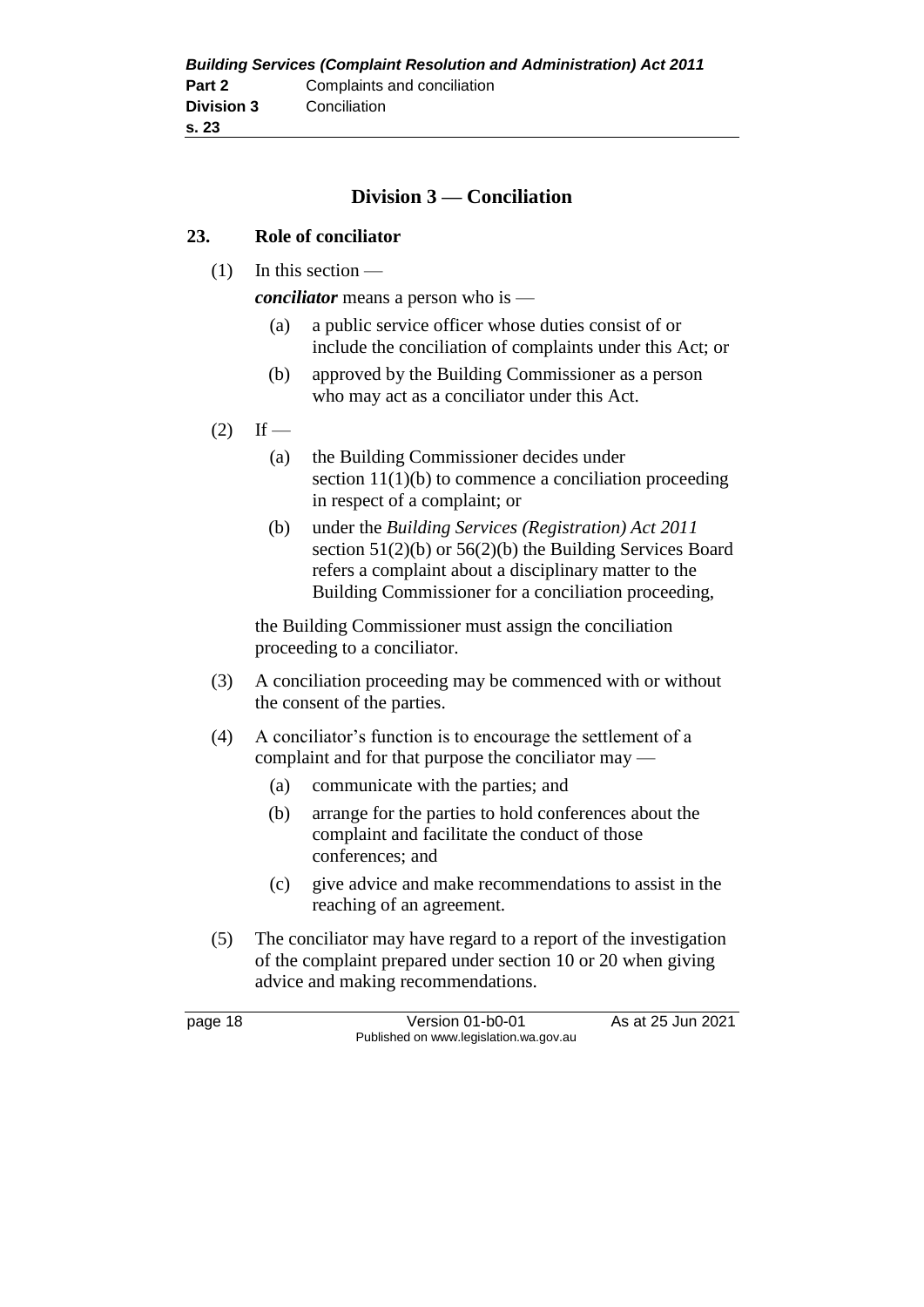## Division 3 — Conciliation

### 23. Role of conciliator

(1) In this section —

***conciliator*** means a person who is —

(a) a public service officer whose duties consist of or include the conciliation of complaints under this Act; or

(b) approved by the Building Commissioner as a person who may act as a conciliator under this Act.

(2) If —

(a) the Building Commissioner decides under section 11(1)(b) to commence a conciliation proceeding in respect of a complaint; or

(b) under the *Building Services (Registration) Act 2011* section 51(2)(b) or 56(2)(b) the Building Services Board refers a complaint about a disciplinary matter to the Building Commissioner for a conciliation proceeding,

the Building Commissioner must assign the conciliation proceeding to a conciliator.

(3) A conciliation proceeding may be commenced with or without the consent of the parties.

(4) A conciliator's function is to encourage the settlement of a complaint and for that purpose the conciliator may —

(a) communicate with the parties; and

(b) arrange for the parties to hold conferences about the complaint and facilitate the conduct of those conferences; and

(c) give advice and make recommendations to assist in the reaching of an agreement.

(5) The conciliator may have regard to a report of the investigation of the complaint prepared under section 10 or 20 when giving advice and making recommendations.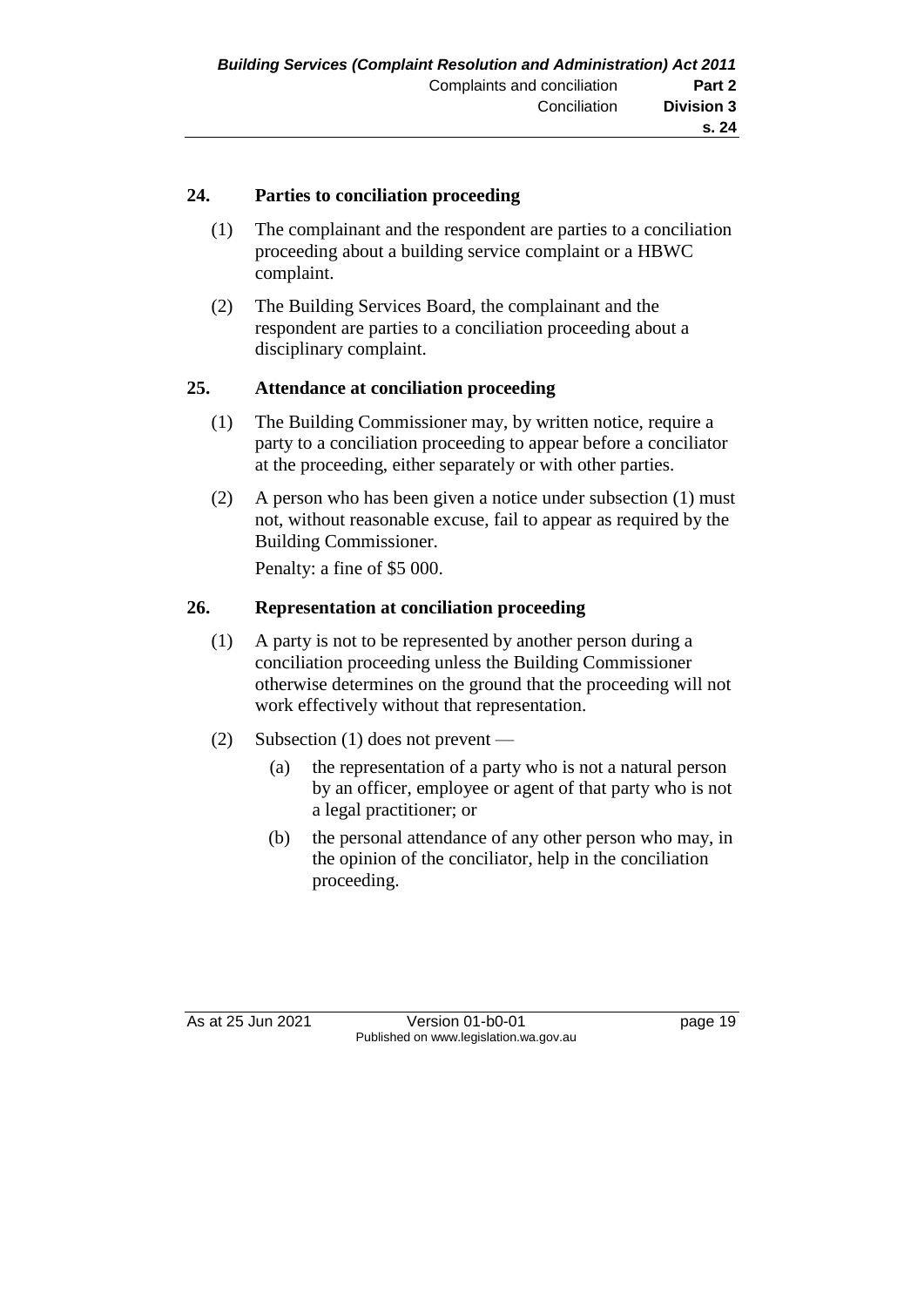## 24. Parties to conciliation proceeding

(1) The complainant and the respondent are parties to a conciliation proceeding about a building service complaint or a HBWC complaint.

(2) The Building Services Board, the complainant and the respondent are parties to a conciliation proceeding about a disciplinary complaint.

## 25. Attendance at conciliation proceeding

(1) The Building Commissioner may, by written notice, require a party to a conciliation proceeding to appear before a conciliator at the proceeding, either separately or with other parties.

(2) A person who has been given a notice under subsection (1) must not, without reasonable excuse, fail to appear as required by the Building Commissioner.

Penalty: a fine of $5 000.

## 26. Representation at conciliation proceeding

(1) A party is not to be represented by another person during a conciliation proceeding unless the Building Commissioner otherwise determines on the ground that the proceeding will not work effectively without that representation.

(2) Subsection (1) does not prevent —

(a) the representation of a party who is not a natural person by an officer, employee or agent of that party who is not a legal practitioner; or

(b) the personal attendance of any other person who may, in the opinion of the conciliator, help in the conciliation proceeding.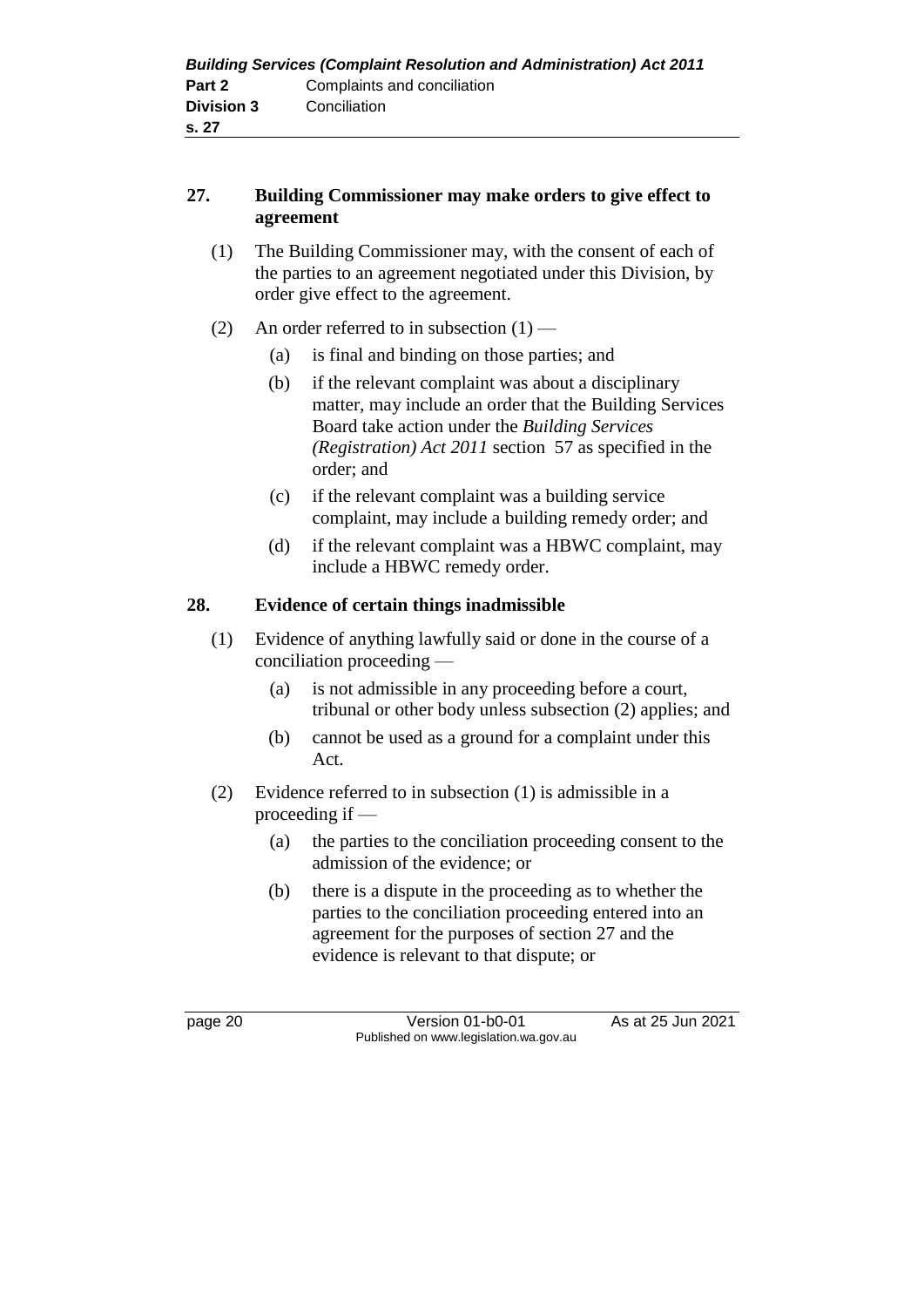## 27. Building Commissioner may make orders to give effect to agreement

(1) The Building Commissioner may, with the consent of each of the parties to an agreement negotiated under this Division, by order give effect to the agreement.

(2) An order referred to in subsection (1) —

(a) is final and binding on those parties; and

(b) if the relevant complaint was about a disciplinary matter, may include an order that the Building Services Board take action under the *Building Services (Registration) Act 2011* section 57 as specified in the order; and

(c) if the relevant complaint was a building service complaint, may include a building remedy order; and

(d) if the relevant complaint was a HBWC complaint, may include a HBWC remedy order.

## 28. Evidence of certain things inadmissible

(1) Evidence of anything lawfully said or done in the course of a conciliation proceeding —

(a) is not admissible in any proceeding before a court, tribunal or other body unless subsection (2) applies; and

(b) cannot be used as a ground for a complaint under this Act.

(2) Evidence referred to in subsection (1) is admissible in a proceeding if —

(a) the parties to the conciliation proceeding consent to the admission of the evidence; or

(b) there is a dispute in the proceeding as to whether the parties to the conciliation proceeding entered into an agreement for the purposes of section 27 and the evidence is relevant to that dispute; or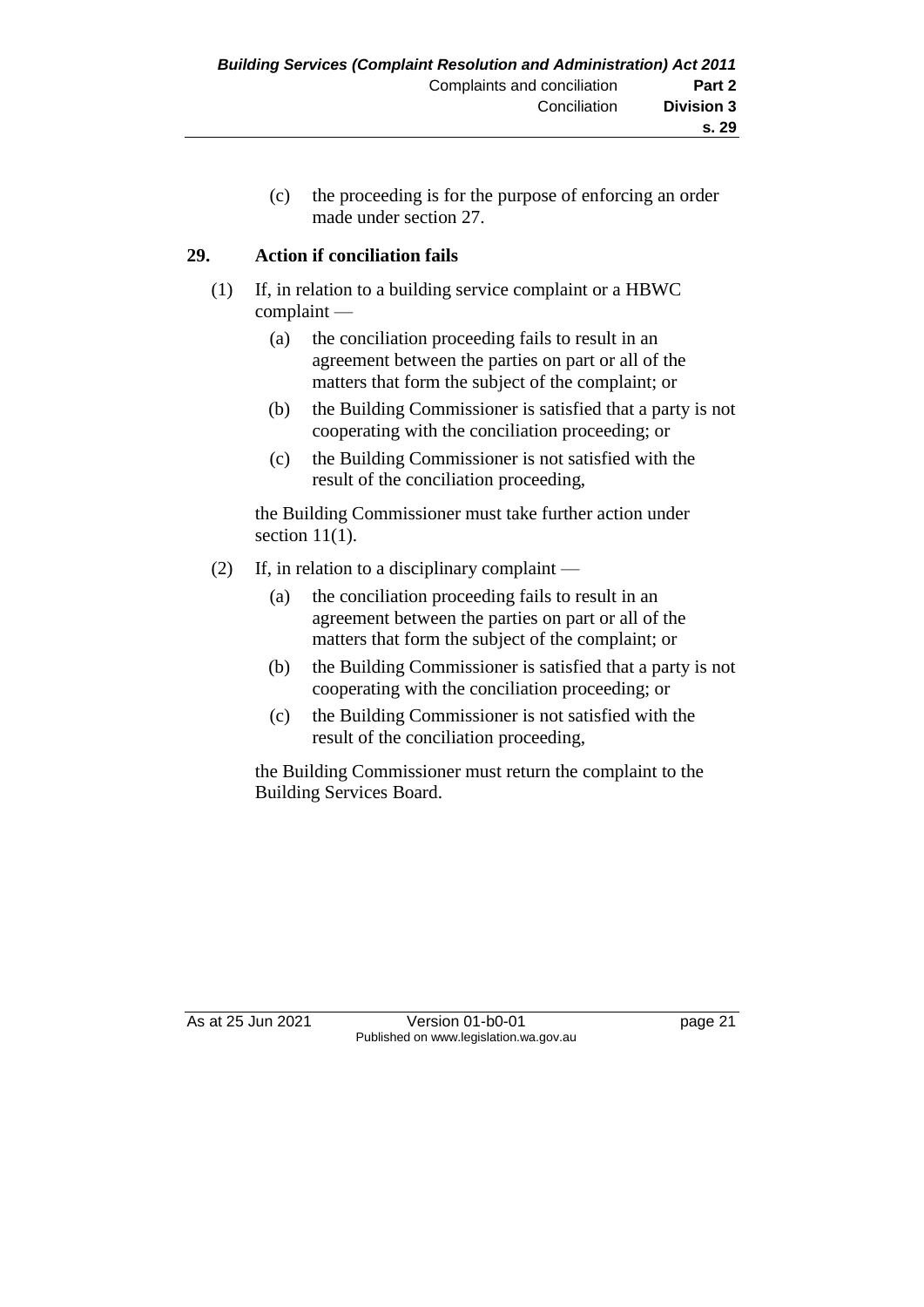(c) the proceeding is for the purpose of enforcing an order made under section 27.

## 29. Action if conciliation fails

(1) If, in relation to a building service complaint or a HBWC complaint —

(a) the conciliation proceeding fails to result in an agreement between the parties on part or all of the matters that form the subject of the complaint; or

(b) the Building Commissioner is satisfied that a party is not cooperating with the conciliation proceeding; or

(c) the Building Commissioner is not satisfied with the result of the conciliation proceeding,

the Building Commissioner must take further action under section 11(1).

(2) If, in relation to a disciplinary complaint —

(a) the conciliation proceeding fails to result in an agreement between the parties on part or all of the matters that form the subject of the complaint; or

(b) the Building Commissioner is satisfied that a party is not cooperating with the conciliation proceeding; or

(c) the Building Commissioner is not satisfied with the result of the conciliation proceeding,

the Building Commissioner must return the complaint to the Building Services Board.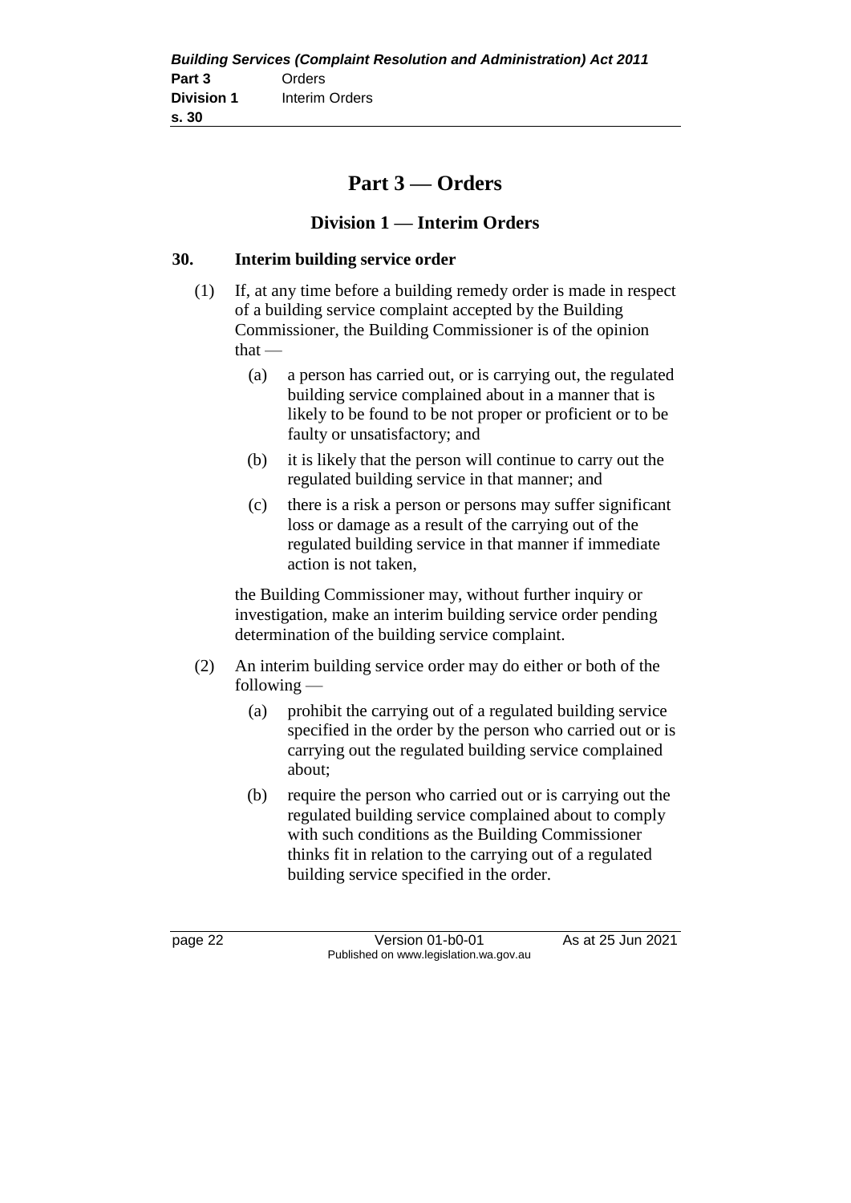# Part 3 — Orders

## Division 1 — Interim Orders

### 30. Interim building service order

(1) If, at any time before a building remedy order is made in respect of a building service complaint accepted by the Building Commissioner, the Building Commissioner is of the opinion that —

  (a) a person has carried out, or is carrying out, the regulated building service complained about in a manner that is likely to be found to be not proper or proficient or to be faulty or unsatisfactory; and

  (b) it is likely that the person will continue to carry out the regulated building service in that manner; and

  (c) there is a risk a person or persons may suffer significant loss or damage as a result of the carrying out of the regulated building service in that manner if immediate action is not taken,

the Building Commissioner may, without further inquiry or investigation, make an interim building service order pending determination of the building service complaint.

(2) An interim building service order may do either or both of the following —

  (a) prohibit the carrying out of a regulated building service specified in the order by the person who carried out or is carrying out the regulated building service complained about;

  (b) require the person who carried out or is carrying out the regulated building service complained about to comply with such conditions as the Building Commissioner thinks fit in relation to the carrying out of a regulated building service specified in the order.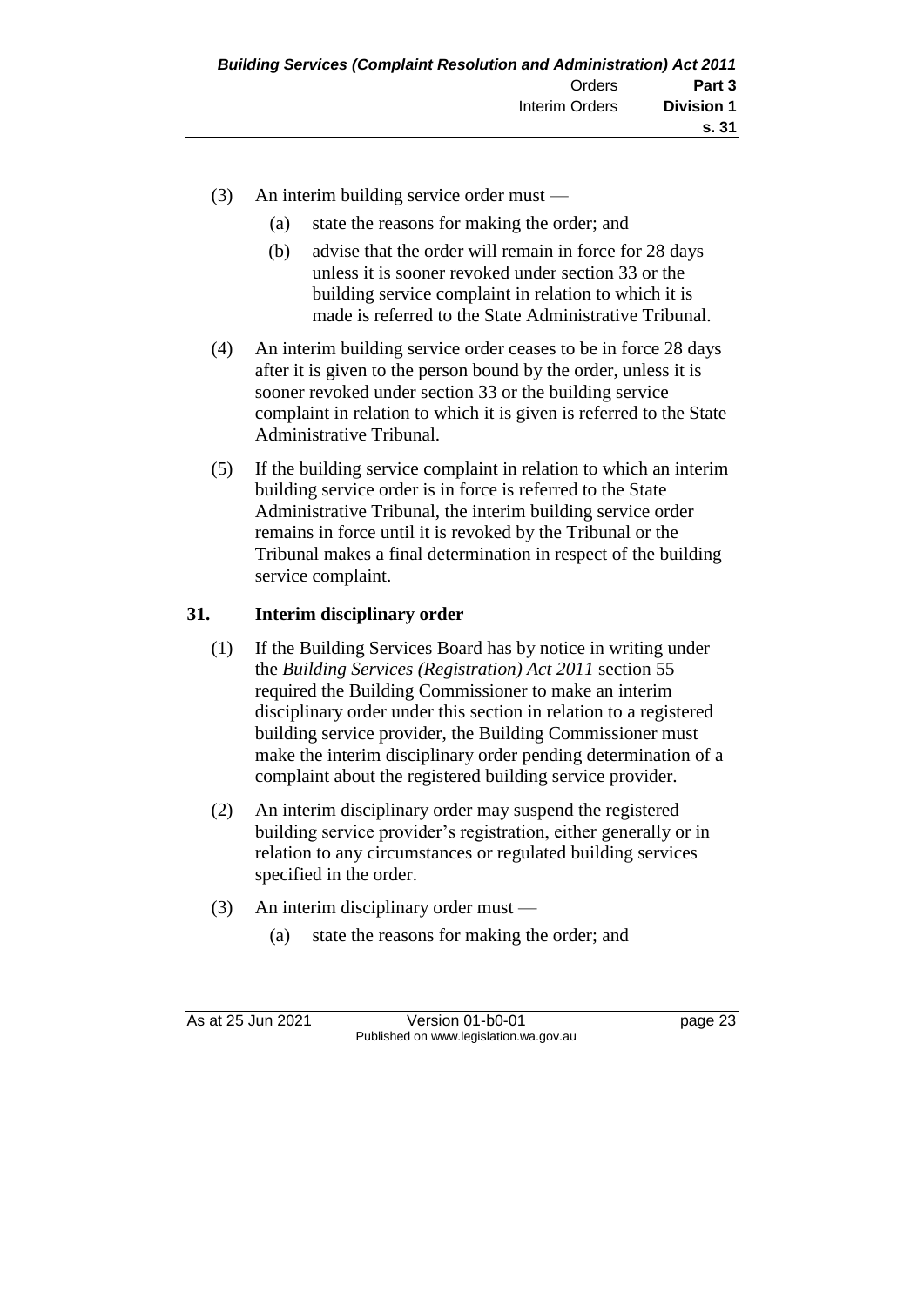(3) An interim building service order must —

(a) state the reasons for making the order; and

(b) advise that the order will remain in force for 28 days unless it is sooner revoked under section 33 or the building service complaint in relation to which it is made is referred to the State Administrative Tribunal.

(4) An interim building service order ceases to be in force 28 days after it is given to the person bound by the order, unless it is sooner revoked under section 33 or the building service complaint in relation to which it is given is referred to the State Administrative Tribunal.

(5) If the building service complaint in relation to which an interim building service order is in force is referred to the State Administrative Tribunal, the interim building service order remains in force until it is revoked by the Tribunal or the Tribunal makes a final determination in respect of the building service complaint.

## 31. Interim disciplinary order

(1) If the Building Services Board has by notice in writing under the *Building Services (Registration) Act 2011* section 55 required the Building Commissioner to make an interim disciplinary order under this section in relation to a registered building service provider, the Building Commissioner must make the interim disciplinary order pending determination of a complaint about the registered building service provider.

(2) An interim disciplinary order may suspend the registered building service provider's registration, either generally or in relation to any circumstances or regulated building services specified in the order.

(3) An interim disciplinary order must —

(a) state the reasons for making the order; and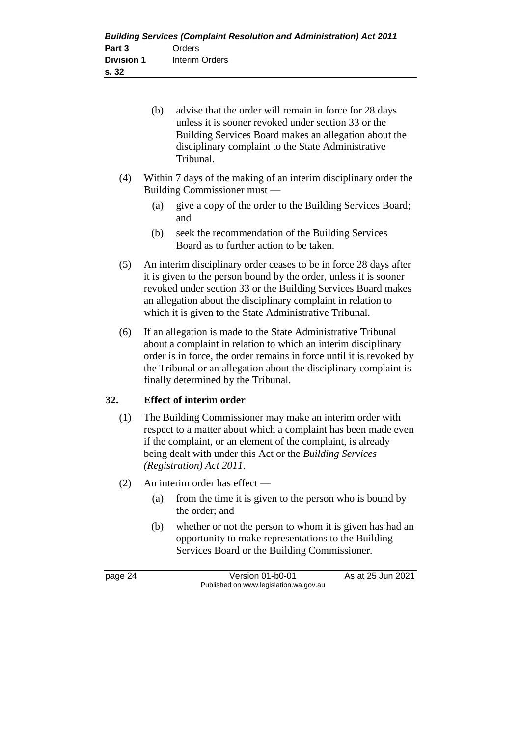(b) advise that the order will remain in force for 28 days unless it is sooner revoked under section 33 or the Building Services Board makes an allegation about the disciplinary complaint to the State Administrative Tribunal.

(4) Within 7 days of the making of an interim disciplinary order the Building Commissioner must —

(a) give a copy of the order to the Building Services Board; and

(b) seek the recommendation of the Building Services Board as to further action to be taken.

(5) An interim disciplinary order ceases to be in force 28 days after it is given to the person bound by the order, unless it is sooner revoked under section 33 or the Building Services Board makes an allegation about the disciplinary complaint in relation to which it is given to the State Administrative Tribunal.

(6) If an allegation is made to the State Administrative Tribunal about a complaint in relation to which an interim disciplinary order is in force, the order remains in force until it is revoked by the Tribunal or an allegation about the disciplinary complaint is finally determined by the Tribunal.

## 32. Effect of interim order

(1) The Building Commissioner may make an interim order with respect to a matter about which a complaint has been made even if the complaint, or an element of the complaint, is already being dealt with under this Act or the *Building Services (Registration) Act 2011*.

(2) An interim order has effect —

(a) from the time it is given to the person who is bound by the order; and

(b) whether or not the person to whom it is given has had an opportunity to make representations to the Building Services Board or the Building Commissioner.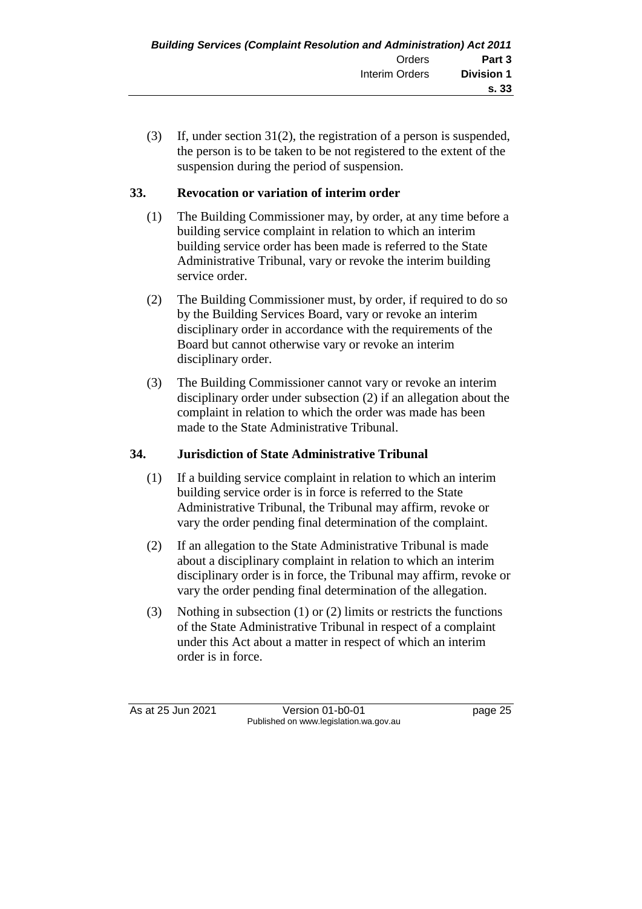(3) If, under section 31(2), the registration of a person is suspended, the person is to be taken to be not registered to the extent of the suspension during the period of suspension.

### 33. Revocation or variation of interim order

(1) The Building Commissioner may, by order, at any time before a building service complaint in relation to which an interim building service order has been made is referred to the State Administrative Tribunal, vary or revoke the interim building service order.

(2) The Building Commissioner must, by order, if required to do so by the Building Services Board, vary or revoke an interim disciplinary order in accordance with the requirements of the Board but cannot otherwise vary or revoke an interim disciplinary order.

(3) The Building Commissioner cannot vary or revoke an interim disciplinary order under subsection (2) if an allegation about the complaint in relation to which the order was made has been made to the State Administrative Tribunal.

### 34. Jurisdiction of State Administrative Tribunal

(1) If a building service complaint in relation to which an interim building service order is in force is referred to the State Administrative Tribunal, the Tribunal may affirm, revoke or vary the order pending final determination of the complaint.

(2) If an allegation to the State Administrative Tribunal is made about a disciplinary complaint in relation to which an interim disciplinary order is in force, the Tribunal may affirm, revoke or vary the order pending final determination of the allegation.

(3) Nothing in subsection (1) or (2) limits or restricts the functions of the State Administrative Tribunal in respect of a complaint under this Act about a matter in respect of which an interim order is in force.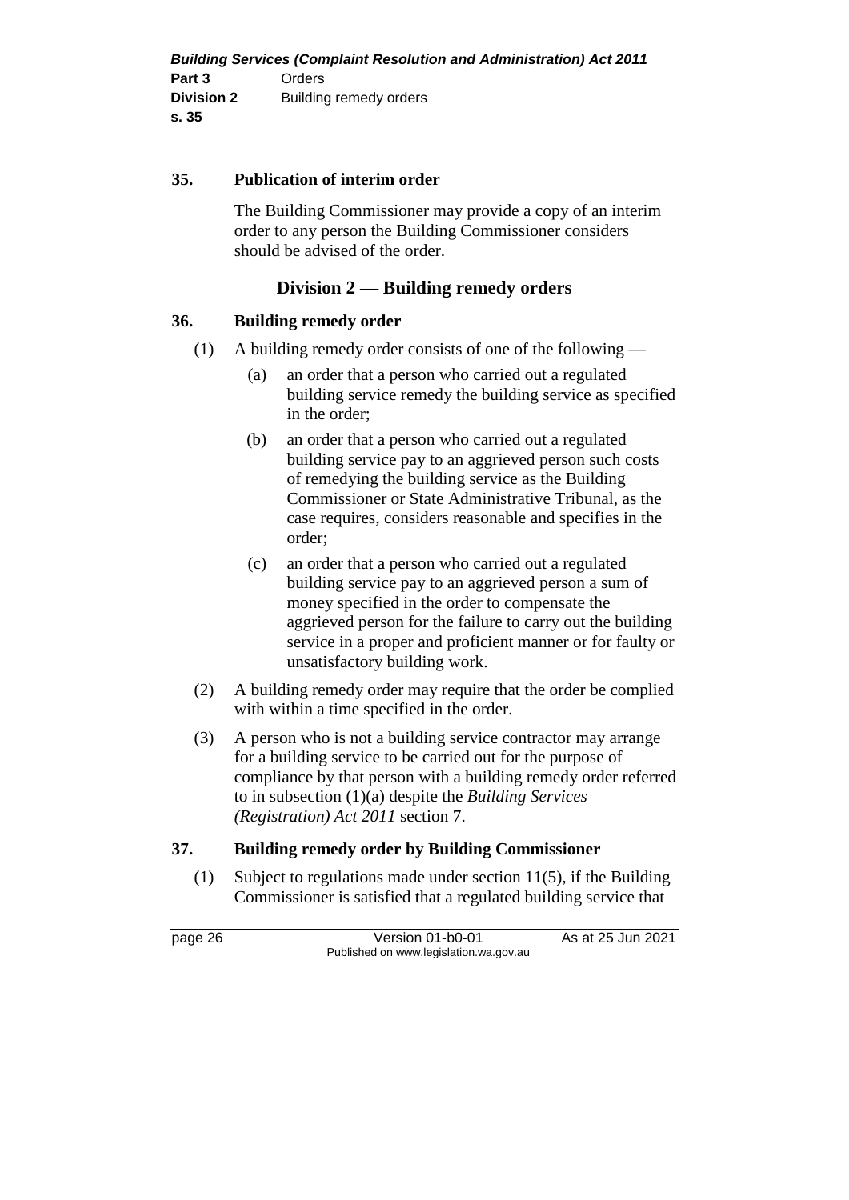**35. Publication of interim order**

The Building Commissioner may provide a copy of an interim order to any person the Building Commissioner considers should be advised of the order.

## Division 2 — Building remedy orders

**36. Building remedy order**

(1) A building remedy order consists of one of the following —

(a) an order that a person who carried out a regulated building service remedy the building service as specified in the order;

(b) an order that a person who carried out a regulated building service pay to an aggrieved person such costs of remedying the building service as the Building Commissioner or State Administrative Tribunal, as the case requires, considers reasonable and specifies in the order;

(c) an order that a person who carried out a regulated building service pay to an aggrieved person a sum of money specified in the order to compensate the aggrieved person for the failure to carry out the building service in a proper and proficient manner or for faulty or unsatisfactory building work.

(2) A building remedy order may require that the order be complied with within a time specified in the order.

(3) A person who is not a building service contractor may arrange for a building service to be carried out for the purpose of compliance by that person with a building remedy order referred to in subsection (1)(a) despite the *Building Services (Registration) Act 2011* section 7.

**37. Building remedy order by Building Commissioner**

(1) Subject to regulations made under section 11(5), if the Building Commissioner is satisfied that a regulated building service that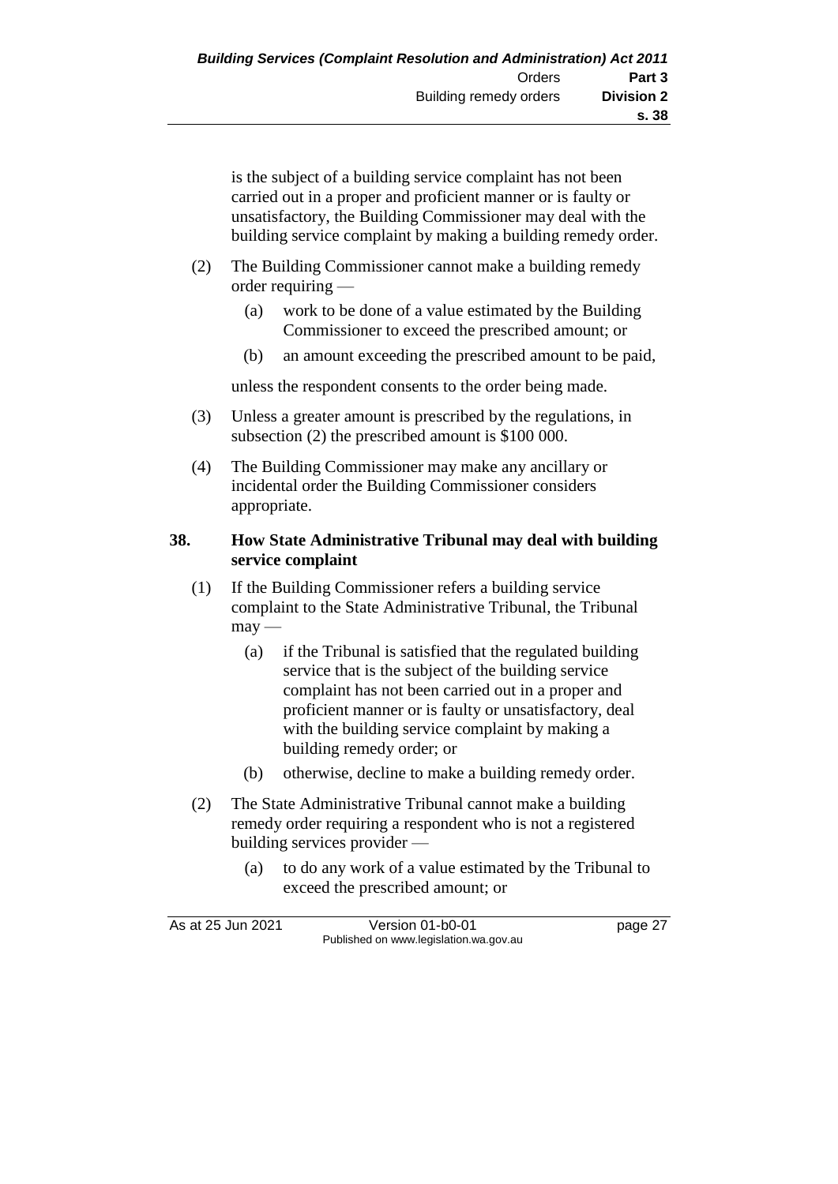is the subject of a building service complaint has not been carried out in a proper and proficient manner or is faulty or unsatisfactory, the Building Commissioner may deal with the building service complaint by making a building remedy order.

(2) The Building Commissioner cannot make a building remedy order requiring —

(a) work to be done of a value estimated by the Building Commissioner to exceed the prescribed amount; or

(b) an amount exceeding the prescribed amount to be paid,

unless the respondent consents to the order being made.

(3) Unless a greater amount is prescribed by the regulations, in subsection (2) the prescribed amount is $100 000.

(4) The Building Commissioner may make any ancillary or incidental order the Building Commissioner considers appropriate.

**38. How State Administrative Tribunal may deal with building service complaint**

(1) If the Building Commissioner refers a building service complaint to the State Administrative Tribunal, the Tribunal may —

(a) if the Tribunal is satisfied that the regulated building service that is the subject of the building service complaint has not been carried out in a proper and proficient manner or is faulty or unsatisfactory, deal with the building service complaint by making a building remedy order; or

(b) otherwise, decline to make a building remedy order.

(2) The State Administrative Tribunal cannot make a building remedy order requiring a respondent who is not a registered building services provider —

(a) to do any work of a value estimated by the Tribunal to exceed the prescribed amount; or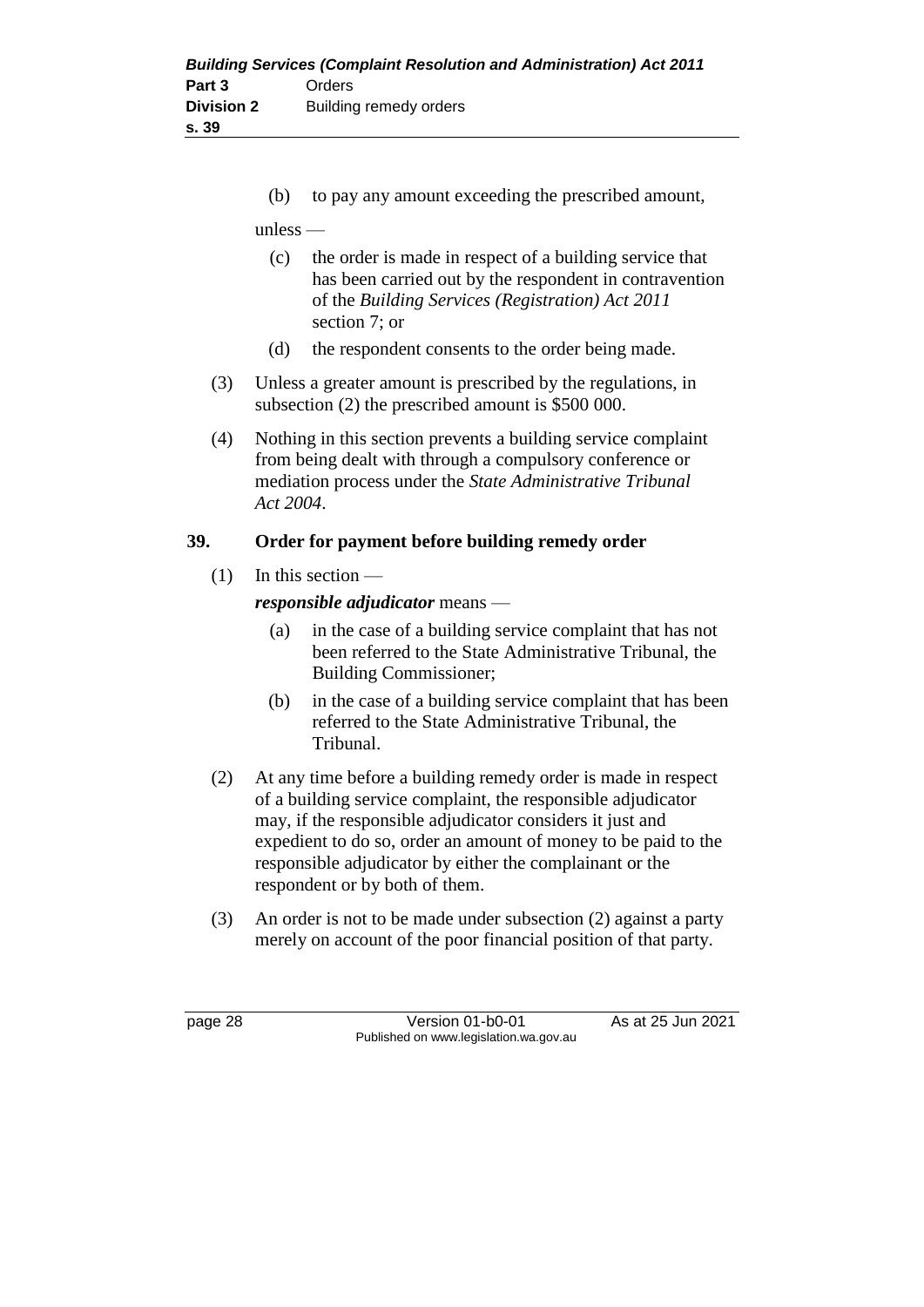(b) to pay any amount exceeding the prescribed amount,

unless —

(c) the order is made in respect of a building service that has been carried out by the respondent in contravention of the *Building Services (Registration) Act 2011* section 7; or

(d) the respondent consents to the order being made.

(3) Unless a greater amount is prescribed by the regulations, in subsection (2) the prescribed amount is $500 000.

(4) Nothing in this section prevents a building service complaint from being dealt with through a compulsory conference or mediation process under the *State Administrative Tribunal Act 2004*.

## 39. Order for payment before building remedy order

(1) In this section —

***responsible adjudicator*** means —

(a) in the case of a building service complaint that has not been referred to the State Administrative Tribunal, the Building Commissioner;

(b) in the case of a building service complaint that has been referred to the State Administrative Tribunal, the Tribunal.

(2) At any time before a building remedy order is made in respect of a building service complaint, the responsible adjudicator may, if the responsible adjudicator considers it just and expedient to do so, order an amount of money to be paid to the responsible adjudicator by either the complainant or the respondent or by both of them.

(3) An order is not to be made under subsection (2) against a party merely on account of the poor financial position of that party.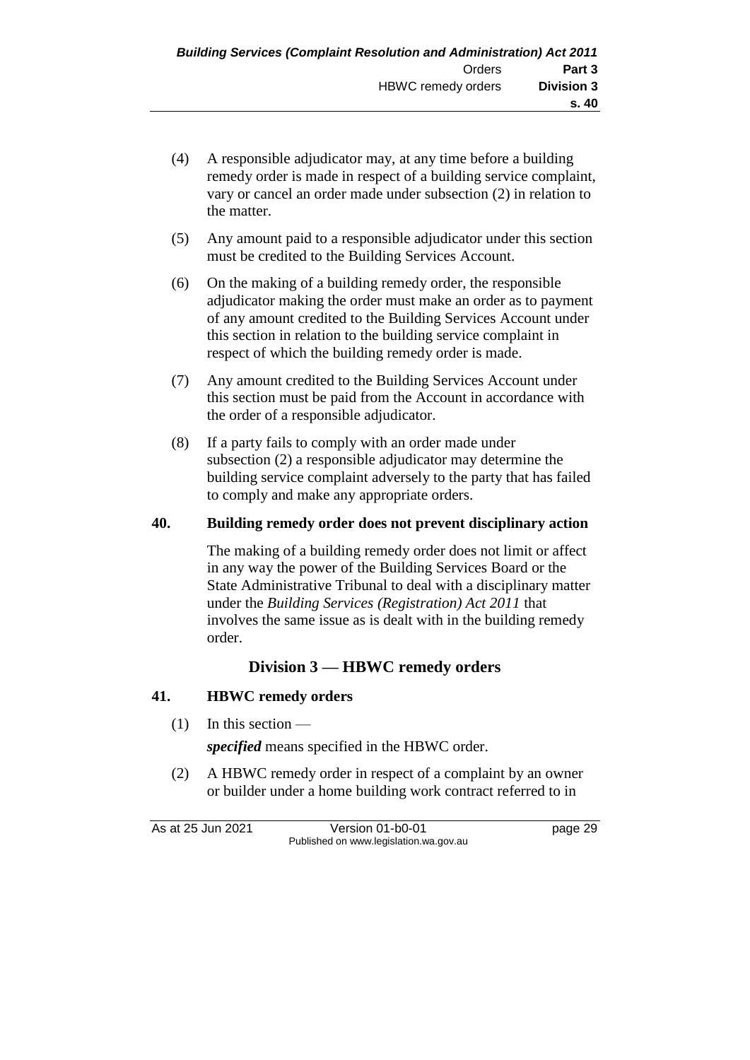(4) A responsible adjudicator may, at any time before a building remedy order is made in respect of a building service complaint, vary or cancel an order made under subsection (2) in relation to the matter.

(5) Any amount paid to a responsible adjudicator under this section must be credited to the Building Services Account.

(6) On the making of a building remedy order, the responsible adjudicator making the order must make an order as to payment of any amount credited to the Building Services Account under this section in relation to the building service complaint in respect of which the building remedy order is made.

(7) Any amount credited to the Building Services Account under this section must be paid from the Account in accordance with the order of a responsible adjudicator.

(8) If a party fails to comply with an order made under subsection (2) a responsible adjudicator may determine the building service complaint adversely to the party that has failed to comply and make any appropriate orders.

### 40. Building remedy order does not prevent disciplinary action

The making of a building remedy order does not limit or affect in any way the power of the Building Services Board or the State Administrative Tribunal to deal with a disciplinary matter under the *Building Services (Registration) Act 2011* that involves the same issue as is dealt with in the building remedy order.

## Division 3 — HBWC remedy orders

### 41. HBWC remedy orders

(1) In this section —

***specified*** means specified in the HBWC order.

(2) A HBWC remedy order in respect of a complaint by an owner or builder under a home building work contract referred to in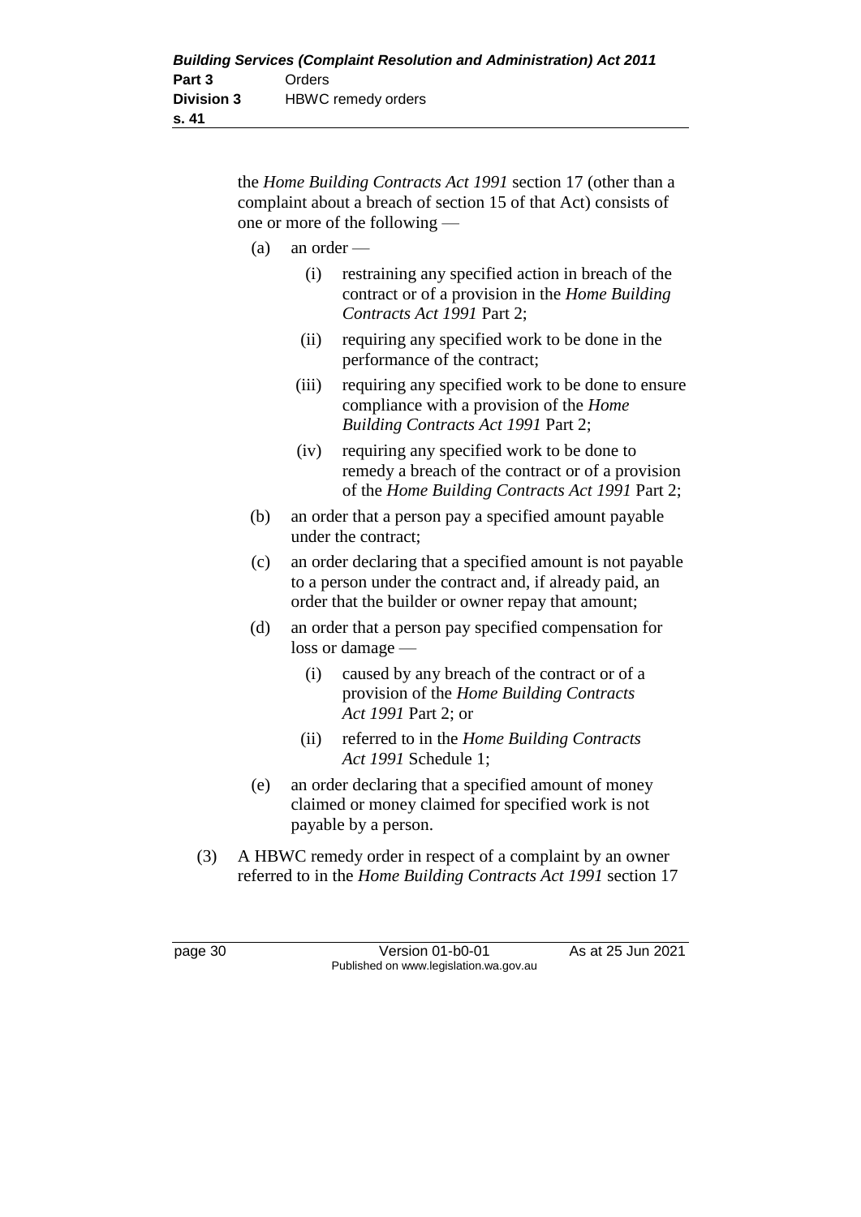the *Home Building Contracts Act 1991* section 17 (other than a complaint about a breach of section 15 of that Act) consists of one or more of the following —

(a) an order —

  (i) restraining any specified action in breach of the contract or of a provision in the *Home Building Contracts Act 1991* Part 2;

  (ii) requiring any specified work to be done in the performance of the contract;

  (iii) requiring any specified work to be done to ensure compliance with a provision of the *Home Building Contracts Act 1991* Part 2;

  (iv) requiring any specified work to be done to remedy a breach of the contract or of a provision of the *Home Building Contracts Act 1991* Part 2;

(b) an order that a person pay a specified amount payable under the contract;

(c) an order declaring that a specified amount is not payable to a person under the contract and, if already paid, an order that the builder or owner repay that amount;

(d) an order that a person pay specified compensation for loss or damage —

  (i) caused by any breach of the contract or of a provision of the *Home Building Contracts Act 1991* Part 2; or

  (ii) referred to in the *Home Building Contracts Act 1991* Schedule 1;

(e) an order declaring that a specified amount of money claimed or money claimed for specified work is not payable by a person.

(3) A HBWC remedy order in respect of a complaint by an owner referred to in the *Home Building Contracts Act 1991* section 17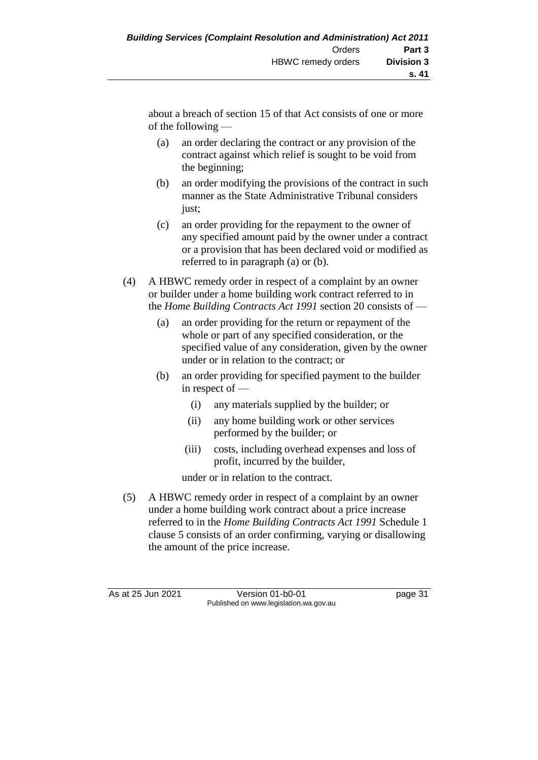about a breach of section 15 of that Act consists of one or more of the following —

(a) an order declaring the contract or any provision of the contract against which relief is sought to be void from the beginning;

(b) an order modifying the provisions of the contract in such manner as the State Administrative Tribunal considers just;

(c) an order providing for the repayment to the owner of any specified amount paid by the owner under a contract or a provision that has been declared void or modified as referred to in paragraph (a) or (b).

(4) A HBWC remedy order in respect of a complaint by an owner or builder under a home building work contract referred to in the *Home Building Contracts Act 1991* section 20 consists of —

(a) an order providing for the return or repayment of the whole or part of any specified consideration, or the specified value of any consideration, given by the owner under or in relation to the contract; or

(b) an order providing for specified payment to the builder in respect of —

(i) any materials supplied by the builder; or

(ii) any home building work or other services performed by the builder; or

(iii) costs, including overhead expenses and loss of profit, incurred by the builder,

under or in relation to the contract.

(5) A HBWC remedy order in respect of a complaint by an owner under a home building work contract about a price increase referred to in the *Home Building Contracts Act 1991* Schedule 1 clause 5 consists of an order confirming, varying or disallowing the amount of the price increase.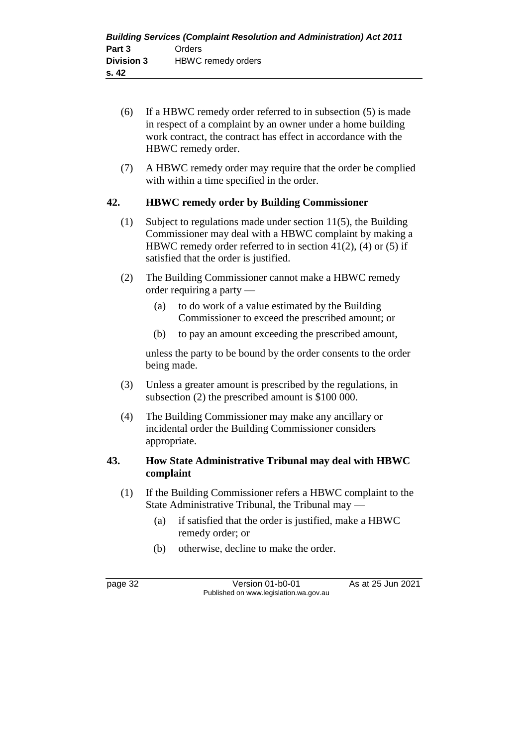(6) If a HBWC remedy order referred to in subsection (5) is made in respect of a complaint by an owner under a home building work contract, the contract has effect in accordance with the HBWC remedy order.

(7) A HBWC remedy order may require that the order be complied with within a time specified in the order.

### 42. HBWC remedy order by Building Commissioner

(1) Subject to regulations made under section 11(5), the Building Commissioner may deal with a HBWC complaint by making a HBWC remedy order referred to in section 41(2), (4) or (5) if satisfied that the order is justified.

(2) The Building Commissioner cannot make a HBWC remedy order requiring a party —

(a) to do work of a value estimated by the Building Commissioner to exceed the prescribed amount; or

(b) to pay an amount exceeding the prescribed amount,

unless the party to be bound by the order consents to the order being made.

(3) Unless a greater amount is prescribed by the regulations, in subsection (2) the prescribed amount is $100 000.

(4) The Building Commissioner may make any ancillary or incidental order the Building Commissioner considers appropriate.

### 43. How State Administrative Tribunal may deal with HBWC complaint

(1) If the Building Commissioner refers a HBWC complaint to the State Administrative Tribunal, the Tribunal may —

(a) if satisfied that the order is justified, make a HBWC remedy order; or

(b) otherwise, decline to make the order.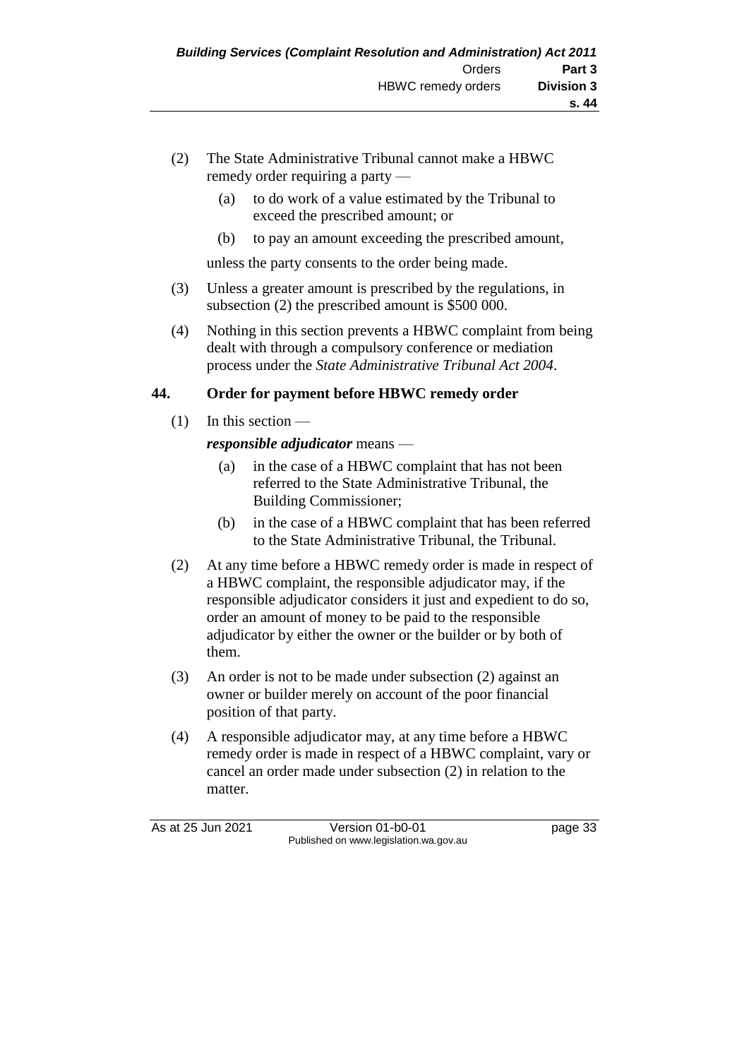(2) The State Administrative Tribunal cannot make a HBWC remedy order requiring a party —

   (a) to do work of a value estimated by the Tribunal to exceed the prescribed amount; or

   (b) to pay an amount exceeding the prescribed amount,

   unless the party consents to the order being made.

(3) Unless a greater amount is prescribed by the regulations, in subsection (2) the prescribed amount is $500 000.

(4) Nothing in this section prevents a HBWC complaint from being dealt with through a compulsory conference or mediation process under the *State Administrative Tribunal Act 2004*.

### 44. Order for payment before HBWC remedy order

(1) In this section —

   ***responsible adjudicator*** means —

   (a) in the case of a HBWC complaint that has not been referred to the State Administrative Tribunal, the Building Commissioner;

   (b) in the case of a HBWC complaint that has been referred to the State Administrative Tribunal, the Tribunal.

(2) At any time before a HBWC remedy order is made in respect of a HBWC complaint, the responsible adjudicator may, if the responsible adjudicator considers it just and expedient to do so, order an amount of money to be paid to the responsible adjudicator by either the owner or the builder or by both of them.

(3) An order is not to be made under subsection (2) against an owner or builder merely on account of the poor financial position of that party.

(4) A responsible adjudicator may, at any time before a HBWC remedy order is made in respect of a HBWC complaint, vary or cancel an order made under subsection (2) in relation to the matter.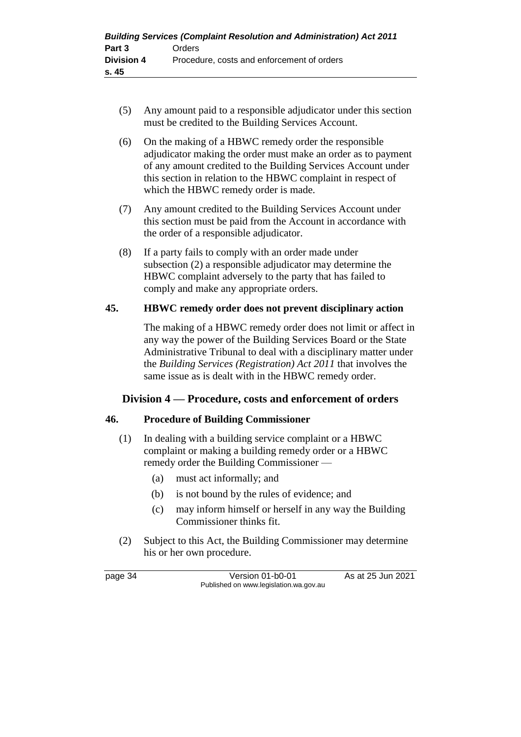(5) Any amount paid to a responsible adjudicator under this section must be credited to the Building Services Account.

(6) On the making of a HBWC remedy order the responsible adjudicator making the order must make an order as to payment of any amount credited to the Building Services Account under this section in relation to the HBWC complaint in respect of which the HBWC remedy order is made.

(7) Any amount credited to the Building Services Account under this section must be paid from the Account in accordance with the order of a responsible adjudicator.

(8) If a party fails to comply with an order made under subsection (2) a responsible adjudicator may determine the HBWC complaint adversely to the party that has failed to comply and make any appropriate orders.

### 45. HBWC remedy order does not prevent disciplinary action

The making of a HBWC remedy order does not limit or affect in any way the power of the Building Services Board or the State Administrative Tribunal to deal with a disciplinary matter under the *Building Services (Registration) Act 2011* that involves the same issue as is dealt with in the HBWC remedy order.

## Division 4 — Procedure, costs and enforcement of orders

### 46. Procedure of Building Commissioner

(1) In dealing with a building service complaint or a HBWC complaint or making a building remedy order or a HBWC remedy order the Building Commissioner —

  (a) must act informally; and

  (b) is not bound by the rules of evidence; and

  (c) may inform himself or herself in any way the Building Commissioner thinks fit.

(2) Subject to this Act, the Building Commissioner may determine his or her own procedure.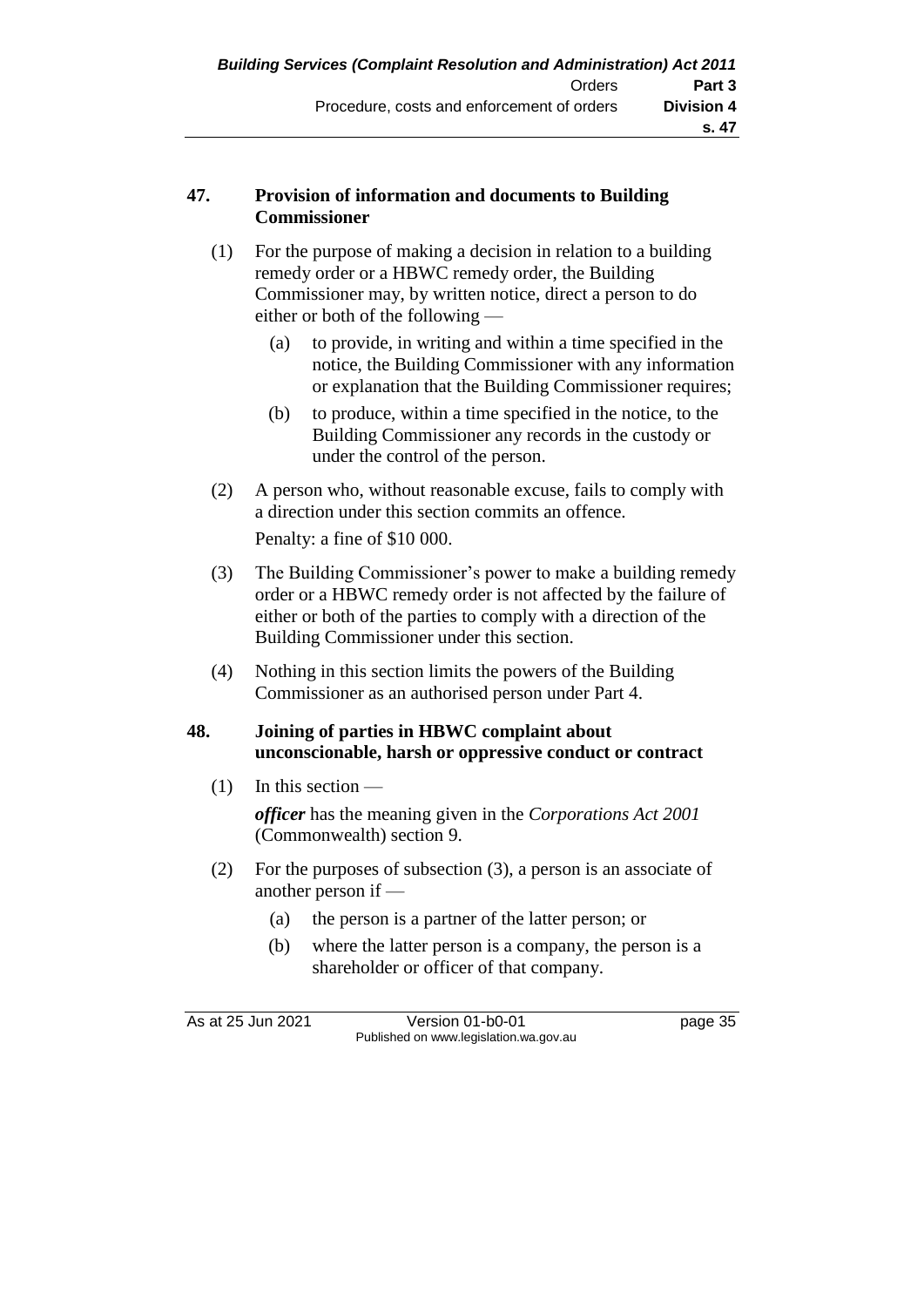## 47. Provision of information and documents to Building Commissioner

(1) For the purpose of making a decision in relation to a building remedy order or a HBWC remedy order, the Building Commissioner may, by written notice, direct a person to do either or both of the following —

   (a) to provide, in writing and within a time specified in the notice, the Building Commissioner with any information or explanation that the Building Commissioner requires;

   (b) to produce, within a time specified in the notice, to the Building Commissioner any records in the custody or under the control of the person.

(2) A person who, without reasonable excuse, fails to comply with a direction under this section commits an offence.

Penalty: a fine of $10 000.

(3) The Building Commissioner's power to make a building remedy order or a HBWC remedy order is not affected by the failure of either or both of the parties to comply with a direction of the Building Commissioner under this section.

(4) Nothing in this section limits the powers of the Building Commissioner as an authorised person under Part 4.

## 48. Joining of parties in HBWC complaint about unconscionable, harsh or oppressive conduct or contract

(1) In this section —

***officer*** has the meaning given in the *Corporations Act 2001* (Commonwealth) section 9.

(2) For the purposes of subsection (3), a person is an associate of another person if —

   (a) the person is a partner of the latter person; or

   (b) where the latter person is a company, the person is a shareholder or officer of that company.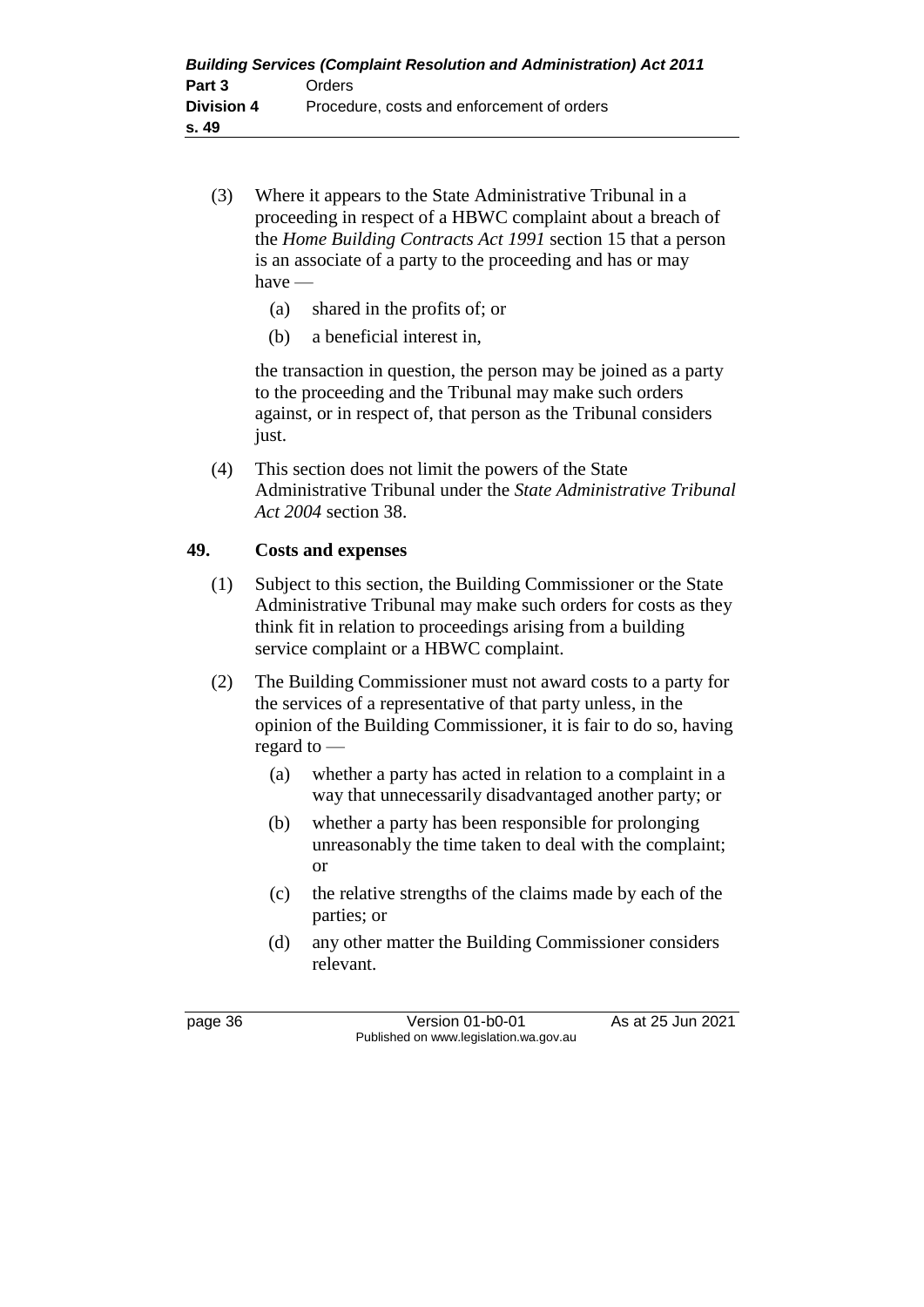(3) Where it appears to the State Administrative Tribunal in a proceeding in respect of a HBWC complaint about a breach of the *Home Building Contracts Act 1991* section 15 that a person is an associate of a party to the proceeding and has or may have —

    (a) shared in the profits of; or

    (b) a beneficial interest in,

    the transaction in question, the person may be joined as a party to the proceeding and the Tribunal may make such orders against, or in respect of, that person as the Tribunal considers just.

(4) This section does not limit the powers of the State Administrative Tribunal under the *State Administrative Tribunal Act 2004* section 38.

## 49. Costs and expenses

(1) Subject to this section, the Building Commissioner or the State Administrative Tribunal may make such orders for costs as they think fit in relation to proceedings arising from a building service complaint or a HBWC complaint.

(2) The Building Commissioner must not award costs to a party for the services of a representative of that party unless, in the opinion of the Building Commissioner, it is fair to do so, having regard to —

    (a) whether a party has acted in relation to a complaint in a way that unnecessarily disadvantaged another party; or

    (b) whether a party has been responsible for prolonging unreasonably the time taken to deal with the complaint; or

    (c) the relative strengths of the claims made by each of the parties; or

    (d) any other matter the Building Commissioner considers relevant.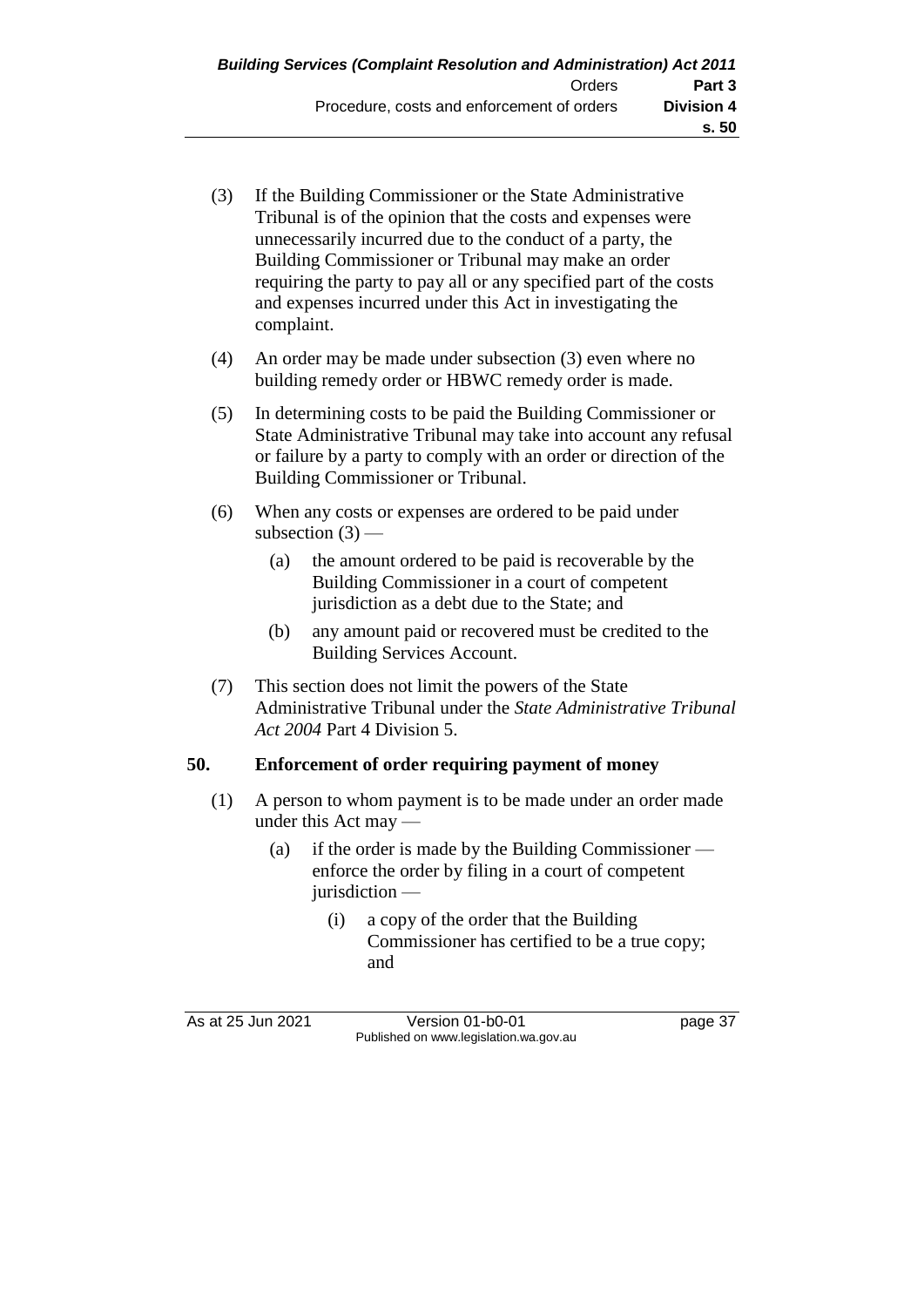(3) If the Building Commissioner or the State Administrative Tribunal is of the opinion that the costs and expenses were unnecessarily incurred due to the conduct of a party, the Building Commissioner or Tribunal may make an order requiring the party to pay all or any specified part of the costs and expenses incurred under this Act in investigating the complaint.

(4) An order may be made under subsection (3) even where no building remedy order or HBWC remedy order is made.

(5) In determining costs to be paid the Building Commissioner or State Administrative Tribunal may take into account any refusal or failure by a party to comply with an order or direction of the Building Commissioner or Tribunal.

(6) When any costs or expenses are ordered to be paid under subsection (3) —

- (a) the amount ordered to be paid is recoverable by the Building Commissioner in a court of competent jurisdiction as a debt due to the State; and
- (b) any amount paid or recovered must be credited to the Building Services Account.

(7) This section does not limit the powers of the State Administrative Tribunal under the *State Administrative Tribunal Act 2004* Part 4 Division 5.

## 50. Enforcement of order requiring payment of money

(1) A person to whom payment is to be made under an order made under this Act may —

- (a) if the order is made by the Building Commissioner — enforce the order by filing in a court of competent jurisdiction —
  - (i) a copy of the order that the Building Commissioner has certified to be a true copy; and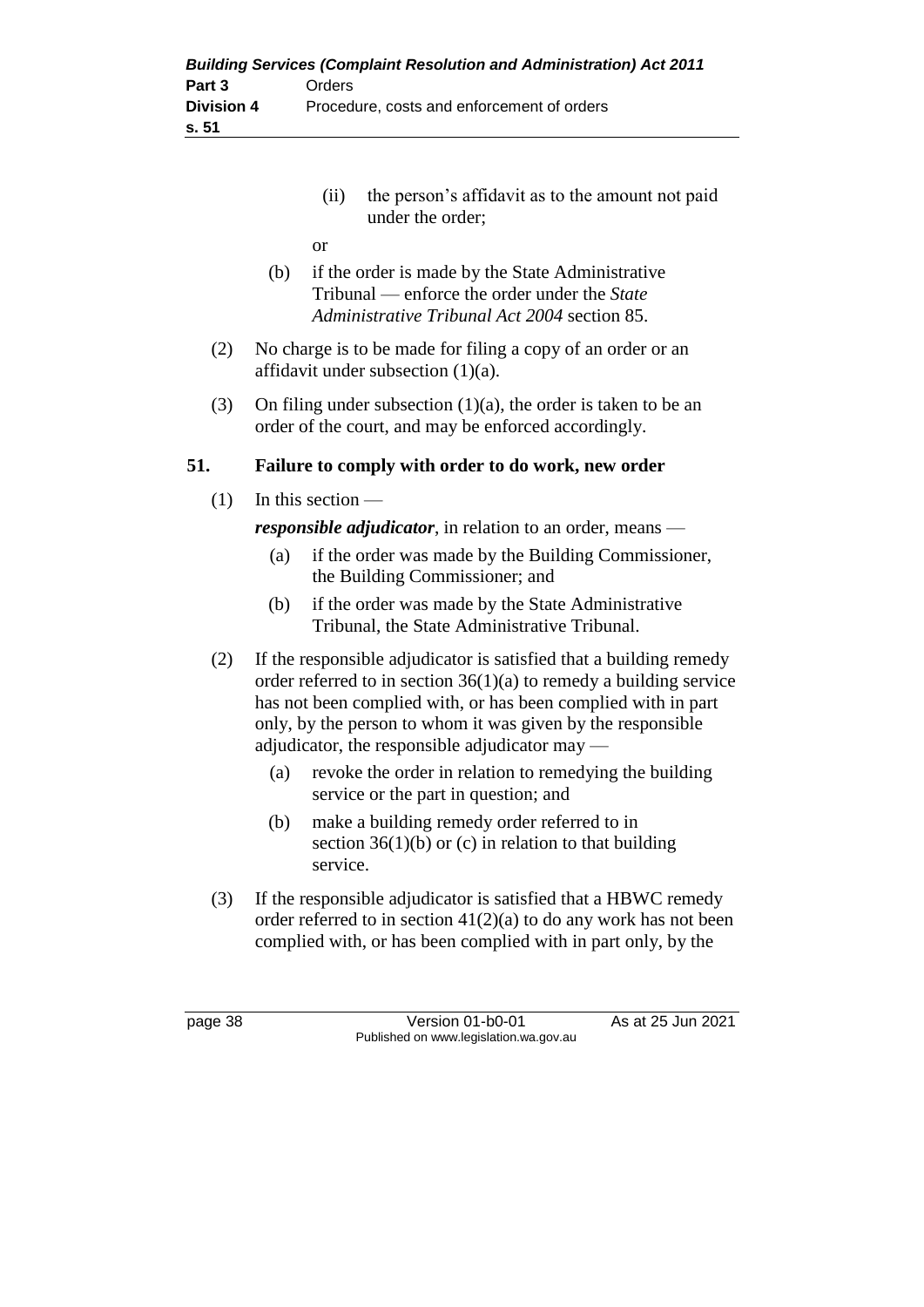(ii) the person's affidavit as to the amount not paid under the order;

or

(b) if the order is made by the State Administrative Tribunal — enforce the order under the *State Administrative Tribunal Act 2004* section 85.

(2) No charge is to be made for filing a copy of an order or an affidavit under subsection (1)(a).

(3) On filing under subsection (1)(a), the order is taken to be an order of the court, and may be enforced accordingly.

## 51. Failure to comply with order to do work, new order

(1) In this section —

***responsible adjudicator***, in relation to an order, means —

(a) if the order was made by the Building Commissioner, the Building Commissioner; and

(b) if the order was made by the State Administrative Tribunal, the State Administrative Tribunal.

(2) If the responsible adjudicator is satisfied that a building remedy order referred to in section 36(1)(a) to remedy a building service has not been complied with, or has been complied with in part only, by the person to whom it was given by the responsible adjudicator, the responsible adjudicator may —

(a) revoke the order in relation to remedying the building service or the part in question; and

(b) make a building remedy order referred to in section 36(1)(b) or (c) in relation to that building service.

(3) If the responsible adjudicator is satisfied that a HBWC remedy order referred to in section 41(2)(a) to do any work has not been complied with, or has been complied with in part only, by the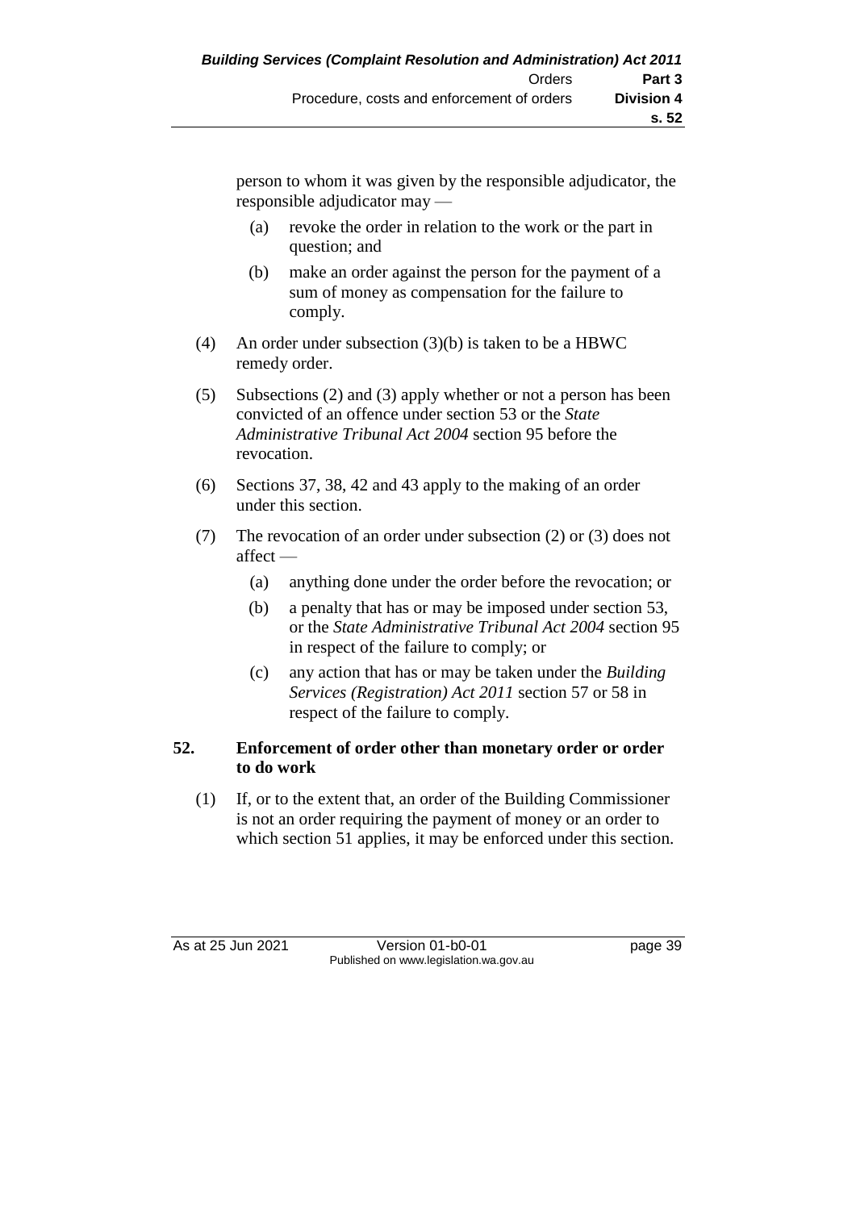person to whom it was given by the responsible adjudicator, the responsible adjudicator may —

(a) revoke the order in relation to the work or the part in question; and

(b) make an order against the person for the payment of a sum of money as compensation for the failure to comply.

(4) An order under subsection (3)(b) is taken to be a HBWC remedy order.

(5) Subsections (2) and (3) apply whether or not a person has been convicted of an offence under section 53 or the *State Administrative Tribunal Act 2004* section 95 before the revocation.

(6) Sections 37, 38, 42 and 43 apply to the making of an order under this section.

(7) The revocation of an order under subsection (2) or (3) does not affect —

(a) anything done under the order before the revocation; or

(b) a penalty that has or may be imposed under section 53, or the *State Administrative Tribunal Act 2004* section 95 in respect of the failure to comply; or

(c) any action that has or may be taken under the *Building Services (Registration) Act 2011* section 57 or 58 in respect of the failure to comply.

### 52. Enforcement of order other than monetary order or order to do work

(1) If, or to the extent that, an order of the Building Commissioner is not an order requiring the payment of money or an order to which section 51 applies, it may be enforced under this section.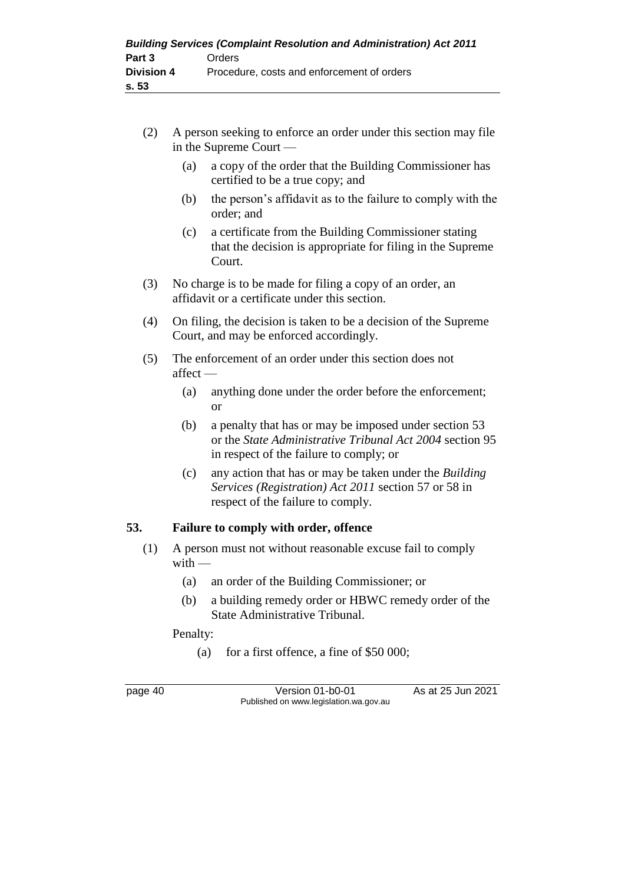(2) A person seeking to enforce an order under this section may file in the Supreme Court —

(a) a copy of the order that the Building Commissioner has certified to be a true copy; and

(b) the person's affidavit as to the failure to comply with the order; and

(c) a certificate from the Building Commissioner stating that the decision is appropriate for filing in the Supreme Court.

(3) No charge is to be made for filing a copy of an order, an affidavit or a certificate under this section.

(4) On filing, the decision is taken to be a decision of the Supreme Court, and may be enforced accordingly.

(5) The enforcement of an order under this section does not affect —

(a) anything done under the order before the enforcement; or

(b) a penalty that has or may be imposed under section 53 or the *State Administrative Tribunal Act 2004* section 95 in respect of the failure to comply; or

(c) any action that has or may be taken under the *Building Services (Registration) Act 2011* section 57 or 58 in respect of the failure to comply.

## 53. Failure to comply with order, offence

(1) A person must not without reasonable excuse fail to comply with —

(a) an order of the Building Commissioner; or

(b) a building remedy order or HBWC remedy order of the State Administrative Tribunal.

Penalty:

(a) for a first offence, a fine of $50 000;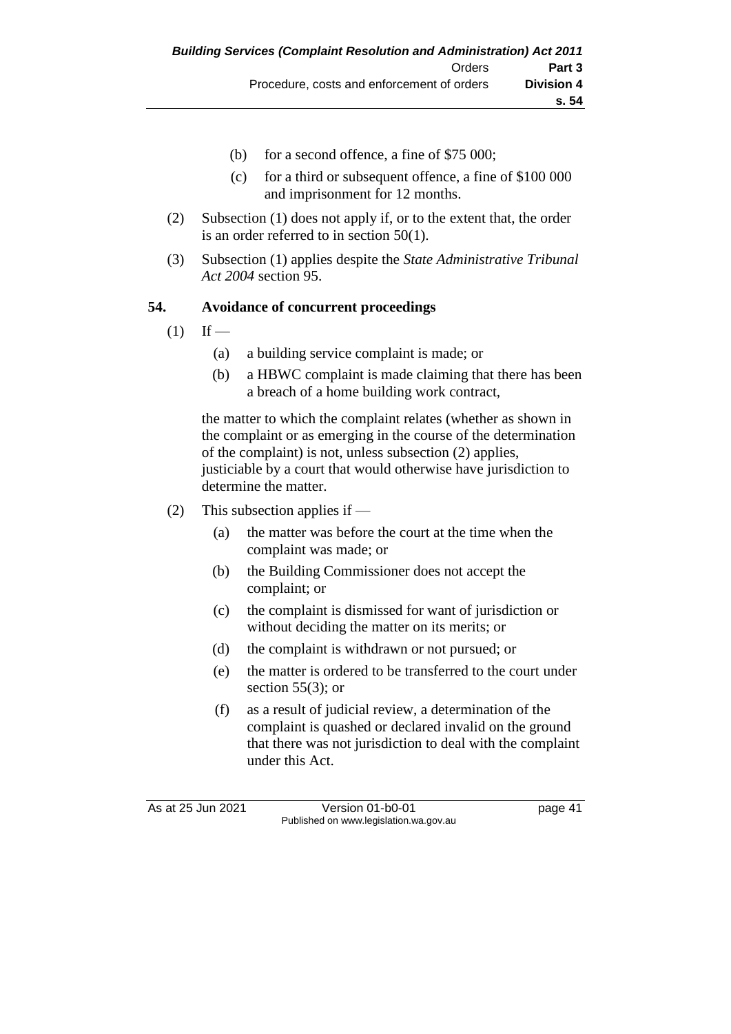(b) for a second offence, a fine of $75 000;

(c) for a third or subsequent offence, a fine of $100 000 and imprisonment for 12 months.

(2) Subsection (1) does not apply if, or to the extent that, the order is an order referred to in section 50(1).

(3) Subsection (1) applies despite the *State Administrative Tribunal Act 2004* section 95.

## 54. Avoidance of concurrent proceedings

(1) If —

(a) a building service complaint is made; or

(b) a HBWC complaint is made claiming that there has been a breach of a home building work contract,

the matter to which the complaint relates (whether as shown in the complaint or as emerging in the course of the determination of the complaint) is not, unless subsection (2) applies, justiciable by a court that would otherwise have jurisdiction to determine the matter.

(2) This subsection applies if —

(a) the matter was before the court at the time when the complaint was made; or

(b) the Building Commissioner does not accept the complaint; or

(c) the complaint is dismissed for want of jurisdiction or without deciding the matter on its merits; or

(d) the complaint is withdrawn or not pursued; or

(e) the matter is ordered to be transferred to the court under section 55(3); or

(f) as a result of judicial review, a determination of the complaint is quashed or declared invalid on the ground that there was not jurisdiction to deal with the complaint under this Act.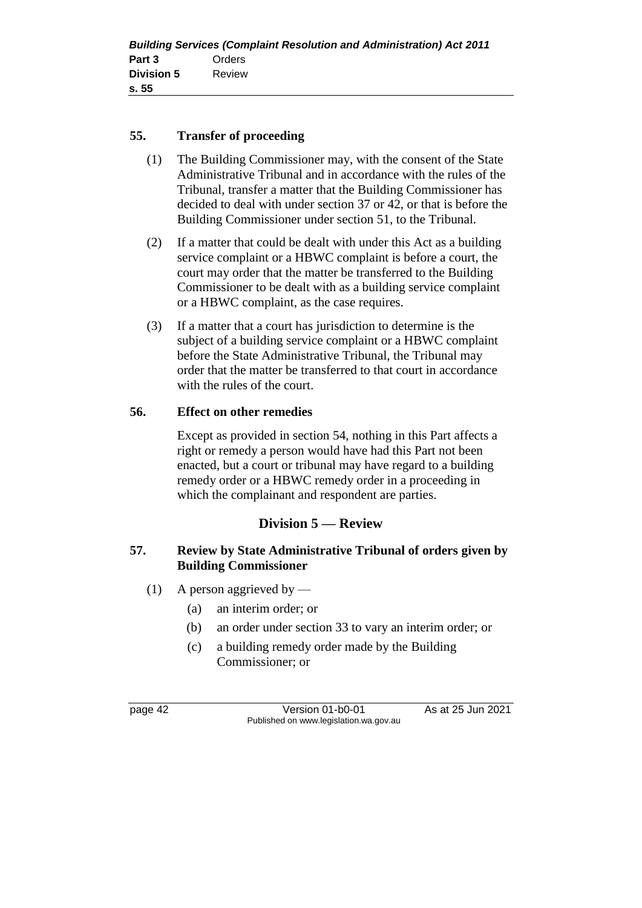### 55. Transfer of proceeding

(1) The Building Commissioner may, with the consent of the State Administrative Tribunal and in accordance with the rules of the Tribunal, transfer a matter that the Building Commissioner has decided to deal with under section 37 or 42, or that is before the Building Commissioner under section 51, to the Tribunal.

(2) If a matter that could be dealt with under this Act as a building service complaint or a HBWC complaint is before a court, the court may order that the matter be transferred to the Building Commissioner to be dealt with as a building service complaint or a HBWC complaint, as the case requires.

(3) If a matter that a court has jurisdiction to determine is the subject of a building service complaint or a HBWC complaint before the State Administrative Tribunal, the Tribunal may order that the matter be transferred to that court in accordance with the rules of the court.

### 56. Effect on other remedies

Except as provided in section 54, nothing in this Part affects a right or remedy a person would have had this Part not been enacted, but a court or tribunal may have regard to a building remedy order or a HBWC remedy order in a proceeding in which the complainant and respondent are parties.

## Division 5 — Review

### 57. Review by State Administrative Tribunal of orders given by Building Commissioner

(1) A person aggrieved by —

(a) an interim order; or

(b) an order under section 33 to vary an interim order; or

(c) a building remedy order made by the Building Commissioner; or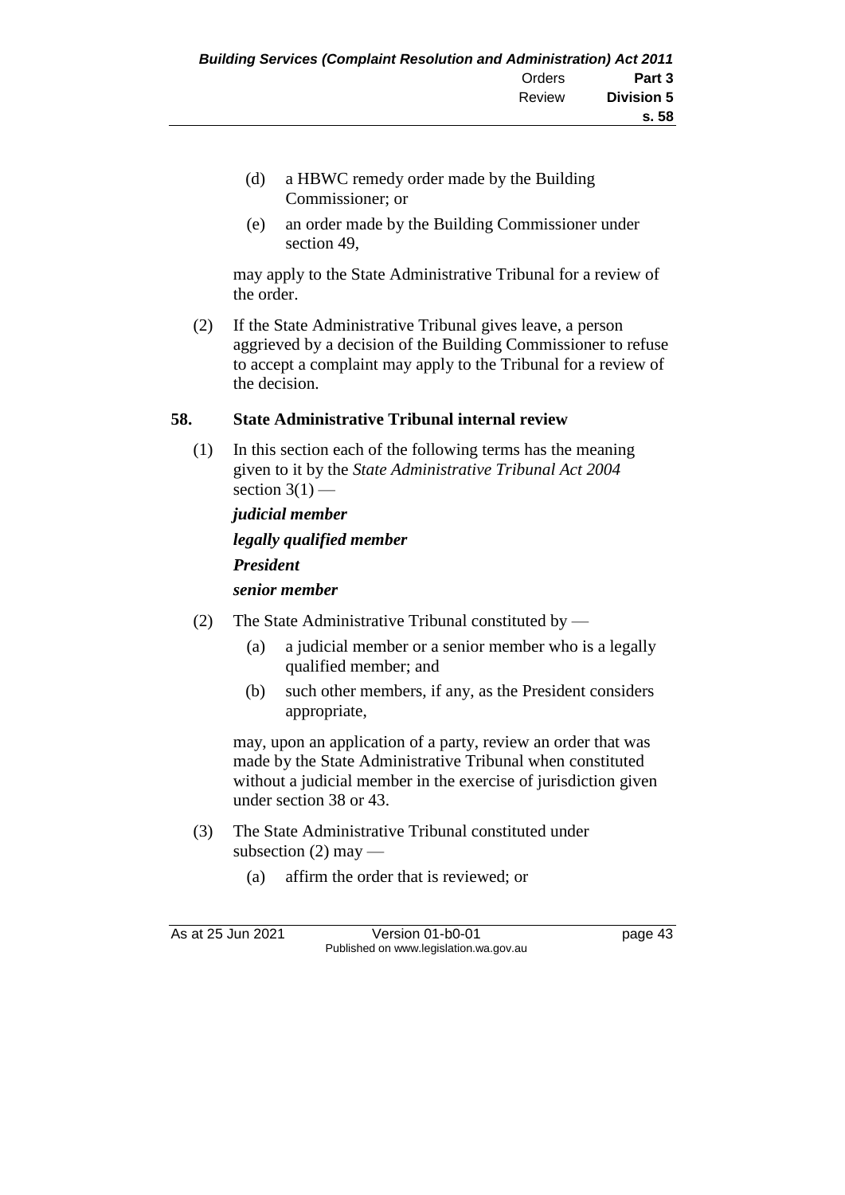(d) a HBWC remedy order made by the Building Commissioner; or

(e) an order made by the Building Commissioner under section 49,

may apply to the State Administrative Tribunal for a review of the order.

(2) If the State Administrative Tribunal gives leave, a person aggrieved by a decision of the Building Commissioner to refuse to accept a complaint may apply to the Tribunal for a review of the decision.

**58. State Administrative Tribunal internal review**

(1) In this section each of the following terms has the meaning given to it by the *State Administrative Tribunal Act 2004* section 3(1) —

***judicial member***

***legally qualified member***

***President***

***senior member***

(2) The State Administrative Tribunal constituted by —

(a) a judicial member or a senior member who is a legally qualified member; and

(b) such other members, if any, as the President considers appropriate,

may, upon an application of a party, review an order that was made by the State Administrative Tribunal when constituted without a judicial member in the exercise of jurisdiction given under section 38 or 43.

(3) The State Administrative Tribunal constituted under subsection (2) may —

(a) affirm the order that is reviewed; or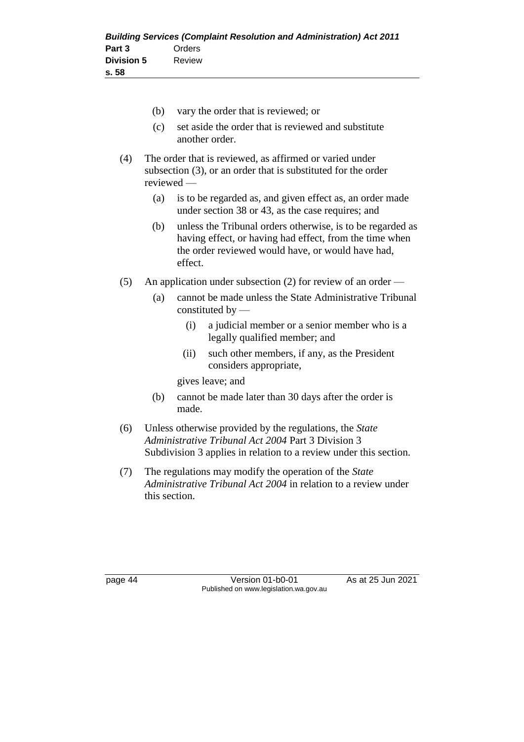(b) vary the order that is reviewed; or

(c) set aside the order that is reviewed and substitute another order.

(4) The order that is reviewed, as affirmed or varied under subsection (3), or an order that is substituted for the order reviewed —

(a) is to be regarded as, and given effect as, an order made under section 38 or 43, as the case requires; and

(b) unless the Tribunal orders otherwise, is to be regarded as having effect, or having had effect, from the time when the order reviewed would have, or would have had, effect.

(5) An application under subsection (2) for review of an order —

(a) cannot be made unless the State Administrative Tribunal constituted by —

(i) a judicial member or a senior member who is a legally qualified member; and

(ii) such other members, if any, as the President considers appropriate,

gives leave; and

(b) cannot be made later than 30 days after the order is made.

(6) Unless otherwise provided by the regulations, the *State Administrative Tribunal Act 2004* Part 3 Division 3 Subdivision 3 applies in relation to a review under this section.

(7) The regulations may modify the operation of the *State Administrative Tribunal Act 2004* in relation to a review under this section.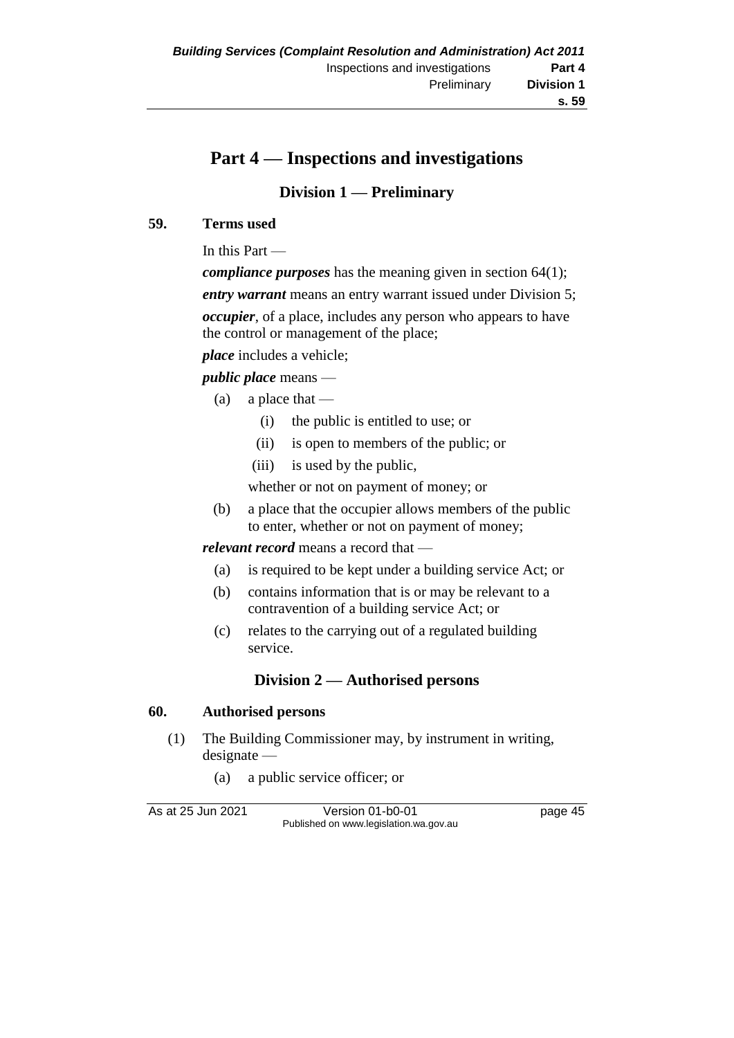# Part 4 — Inspections and investigations

## Division 1 — Preliminary

### 59. Terms used

In this Part —

***compliance purposes*** has the meaning given in section 64(1);

***entry warrant*** means an entry warrant issued under Division 5;

***occupier***, of a place, includes any person who appears to have the control or management of the place;

***place*** includes a vehicle;

***public place*** means —

- (a) a place that —
  - (i) the public is entitled to use; or
  - (ii) is open to members of the public; or
  - (iii) is used by the public,

  whether or not on payment of money; or
- (b) a place that the occupier allows members of the public to enter, whether or not on payment of money;

***relevant record*** means a record that —

- (a) is required to be kept under a building service Act; or
- (b) contains information that is or may be relevant to a contravention of a building service Act; or
- (c) relates to the carrying out of a regulated building service.

## Division 2 — Authorised persons

### 60. Authorised persons

(1) The Building Commissioner may, by instrument in writing, designate —

- (a) a public service officer; or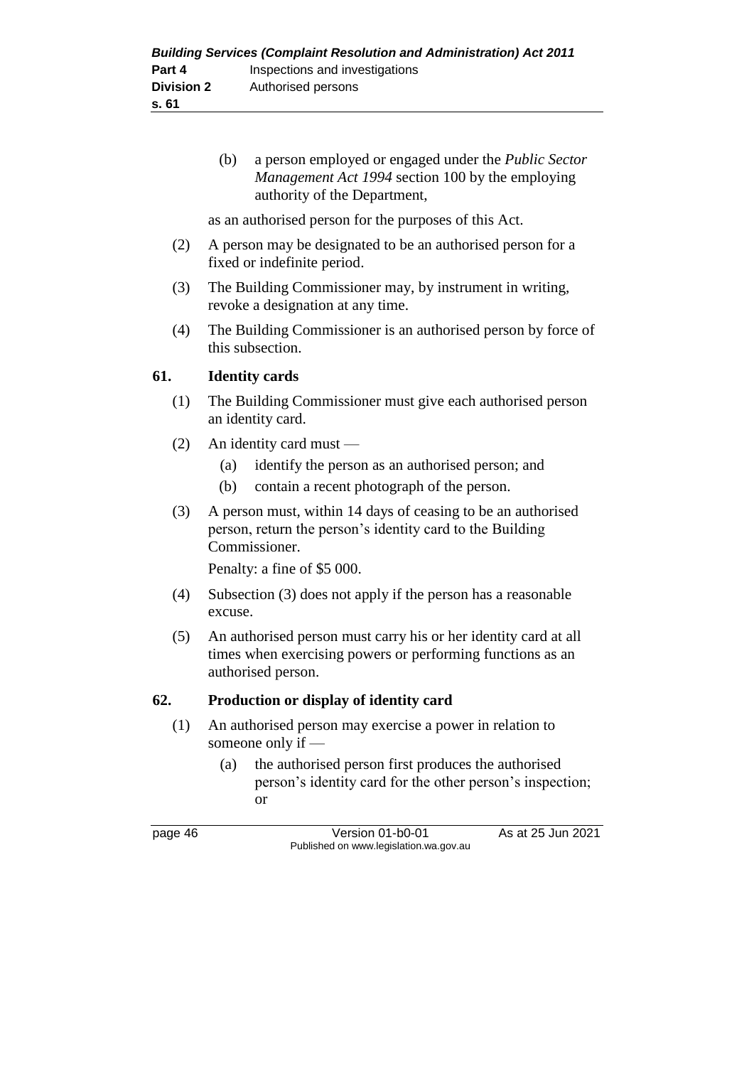(b) a person employed or engaged under the *Public Sector Management Act 1994* section 100 by the employing authority of the Department,

as an authorised person for the purposes of this Act.

(2) A person may be designated to be an authorised person for a fixed or indefinite period.

(3) The Building Commissioner may, by instrument in writing, revoke a designation at any time.

(4) The Building Commissioner is an authorised person by force of this subsection.

### 61. Identity cards

(1) The Building Commissioner must give each authorised person an identity card.

(2) An identity card must —

(a) identify the person as an authorised person; and

(b) contain a recent photograph of the person.

(3) A person must, within 14 days of ceasing to be an authorised person, return the person's identity card to the Building Commissioner.

Penalty: a fine of $5 000.

(4) Subsection (3) does not apply if the person has a reasonable excuse.

(5) An authorised person must carry his or her identity card at all times when exercising powers or performing functions as an authorised person.

### 62. Production or display of identity card

(1) An authorised person may exercise a power in relation to someone only if —

(a) the authorised person first produces the authorised person's identity card for the other person's inspection; or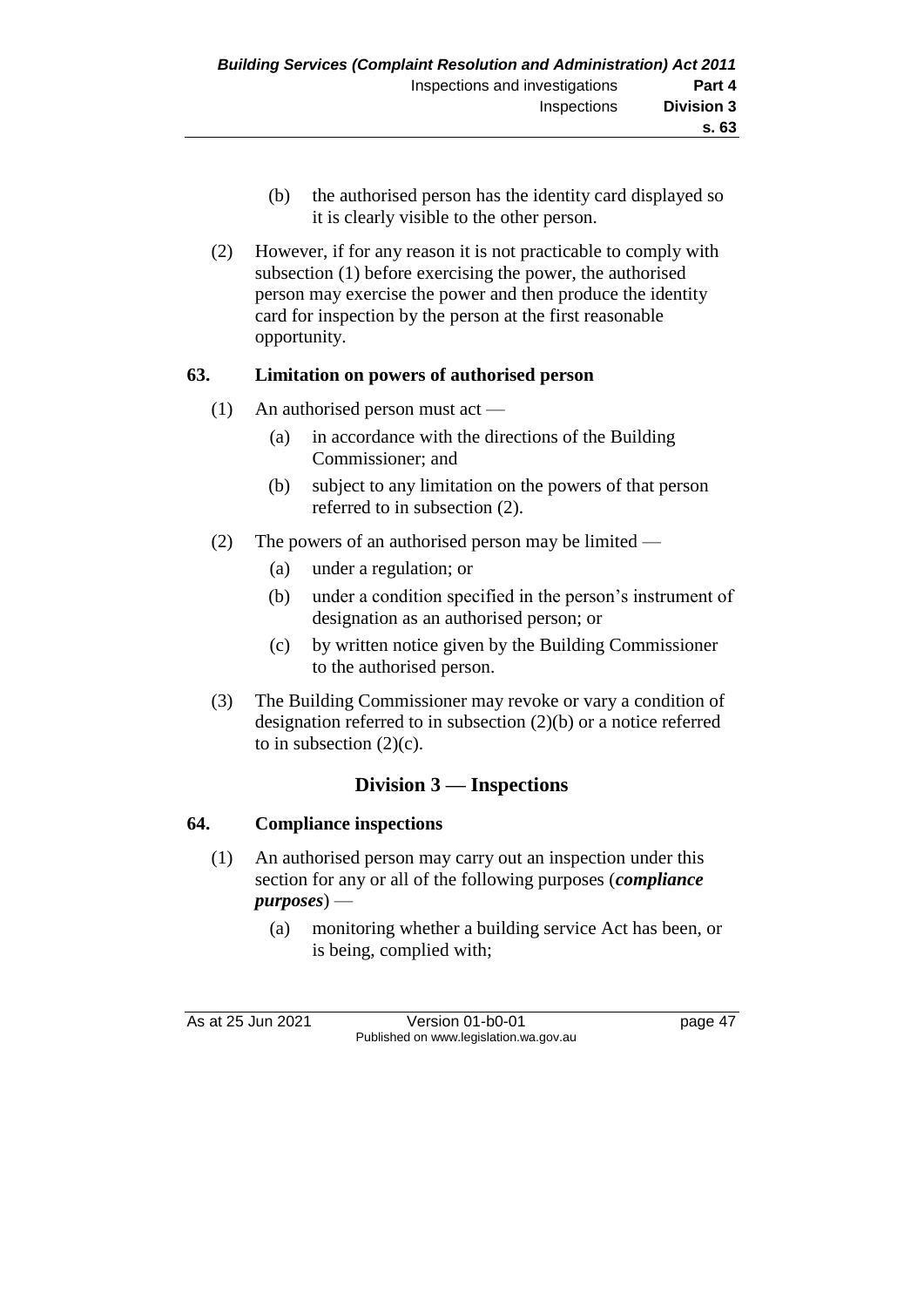(b) the authorised person has the identity card displayed so it is clearly visible to the other person.

(2) However, if for any reason it is not practicable to comply with subsection (1) before exercising the power, the authorised person may exercise the power and then produce the identity card for inspection by the person at the first reasonable opportunity.

**63. Limitation on powers of authorised person**

(1) An authorised person must act —

(a) in accordance with the directions of the Building Commissioner; and

(b) subject to any limitation on the powers of that person referred to in subsection (2).

(2) The powers of an authorised person may be limited —

(a) under a regulation; or

(b) under a condition specified in the person's instrument of designation as an authorised person; or

(c) by written notice given by the Building Commissioner to the authorised person.

(3) The Building Commissioner may revoke or vary a condition of designation referred to in subsection (2)(b) or a notice referred to in subsection (2)(c).

## Division 3 — Inspections

**64. Compliance inspections**

(1) An authorised person may carry out an inspection under this section for any or all of the following purposes (***compliance purposes***) —

(a) monitoring whether a building service Act has been, or is being, complied with;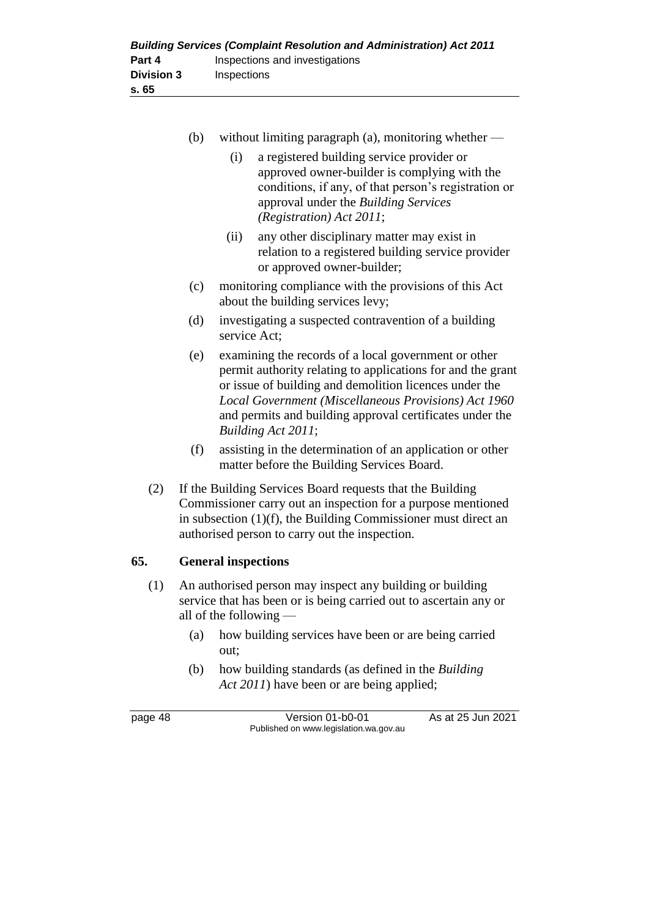(b) without limiting paragraph (a), monitoring whether —

  (i) a registered building service provider or approved owner-builder is complying with the conditions, if any, of that person's registration or approval under the *Building Services (Registration) Act 2011*;

  (ii) any other disciplinary matter may exist in relation to a registered building service provider or approved owner-builder;

(c) monitoring compliance with the provisions of this Act about the building services levy;

(d) investigating a suspected contravention of a building service Act;

(e) examining the records of a local government or other permit authority relating to applications for and the grant or issue of building and demolition licences under the *Local Government (Miscellaneous Provisions) Act 1960* and permits and building approval certificates under the *Building Act 2011*;

(f) assisting in the determination of an application or other matter before the Building Services Board.

(2) If the Building Services Board requests that the Building Commissioner carry out an inspection for a purpose mentioned in subsection (1)(f), the Building Commissioner must direct an authorised person to carry out the inspection.

## 65. General inspections

(1) An authorised person may inspect any building or building service that has been or is being carried out to ascertain any or all of the following —

  (a) how building services have been or are being carried out;

  (b) how building standards (as defined in the *Building Act 2011*) have been or are being applied;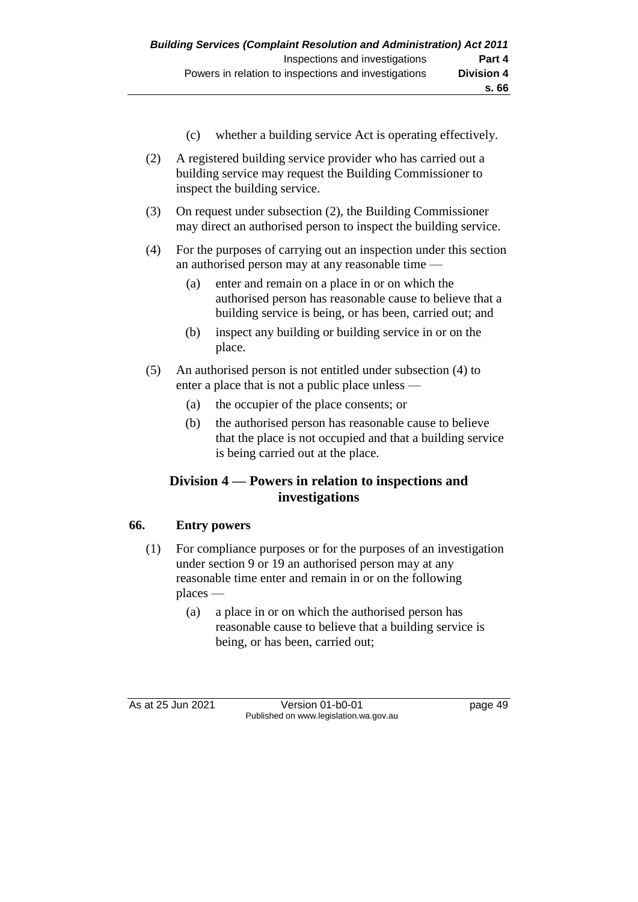(c) whether a building service Act is operating effectively.

(2) A registered building service provider who has carried out a building service may request the Building Commissioner to inspect the building service.

(3) On request under subsection (2), the Building Commissioner may direct an authorised person to inspect the building service.

(4) For the purposes of carrying out an inspection under this section an authorised person may at any reasonable time —

   (a) enter and remain on a place in or on which the authorised person has reasonable cause to believe that a building service is being, or has been, carried out; and

   (b) inspect any building or building service in or on the place.

(5) An authorised person is not entitled under subsection (4) to enter a place that is not a public place unless —

   (a) the occupier of the place consents; or

   (b) the authorised person has reasonable cause to believe that the place is not occupied and that a building service is being carried out at the place.

## Division 4 — Powers in relation to inspections and investigations

### 66. Entry powers

(1) For compliance purposes or for the purposes of an investigation under section 9 or 19 an authorised person may at any reasonable time enter and remain in or on the following places —

   (a) a place in or on which the authorised person has reasonable cause to believe that a building service is being, or has been, carried out;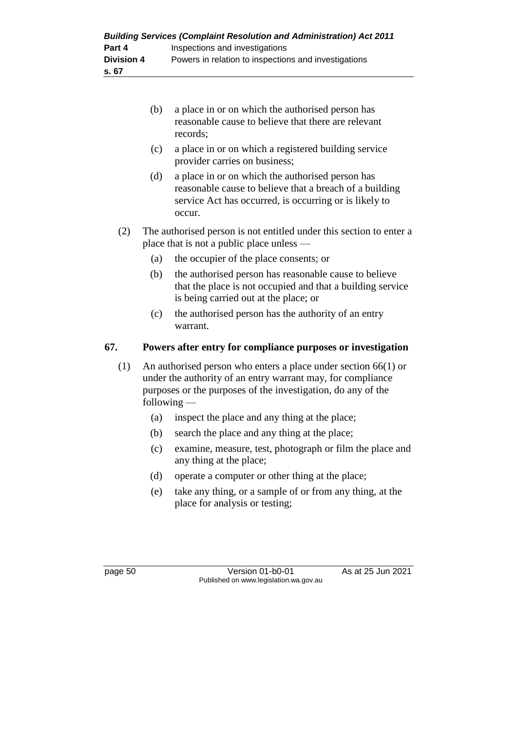(b) a place in or on which the authorised person has reasonable cause to believe that there are relevant records;

(c) a place in or on which a registered building service provider carries on business;

(d) a place in or on which the authorised person has reasonable cause to believe that a breach of a building service Act has occurred, is occurring or is likely to occur.

(2) The authorised person is not entitled under this section to enter a place that is not a public place unless —

(a) the occupier of the place consents; or

(b) the authorised person has reasonable cause to believe that the place is not occupied and that a building service is being carried out at the place; or

(c) the authorised person has the authority of an entry warrant.

## 67. Powers after entry for compliance purposes or investigation

(1) An authorised person who enters a place under section 66(1) or under the authority of an entry warrant may, for compliance purposes or the purposes of the investigation, do any of the following —

(a) inspect the place and any thing at the place;

(b) search the place and any thing at the place;

(c) examine, measure, test, photograph or film the place and any thing at the place;

(d) operate a computer or other thing at the place;

(e) take any thing, or a sample of or from any thing, at the place for analysis or testing;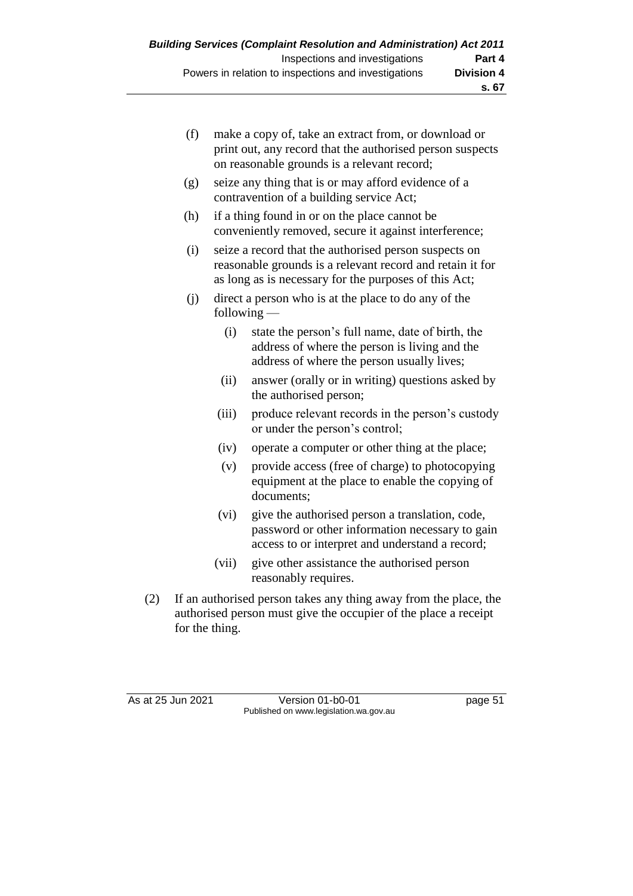(f) make a copy of, take an extract from, or download or print out, any record that the authorised person suspects on reasonable grounds is a relevant record;

(g) seize any thing that is or may afford evidence of a contravention of a building service Act;

(h) if a thing found in or on the place cannot be conveniently removed, secure it against interference;

(i) seize a record that the authorised person suspects on reasonable grounds is a relevant record and retain it for as long as is necessary for the purposes of this Act;

(j) direct a person who is at the place to do any of the following —

(i) state the person's full name, date of birth, the address of where the person is living and the address of where the person usually lives;

(ii) answer (orally or in writing) questions asked by the authorised person;

(iii) produce relevant records in the person's custody or under the person's control;

(iv) operate a computer or other thing at the place;

(v) provide access (free of charge) to photocopying equipment at the place to enable the copying of documents;

(vi) give the authorised person a translation, code, password or other information necessary to gain access to or interpret and understand a record;

(vii) give other assistance the authorised person reasonably requires.

(2) If an authorised person takes any thing away from the place, the authorised person must give the occupier of the place a receipt for the thing.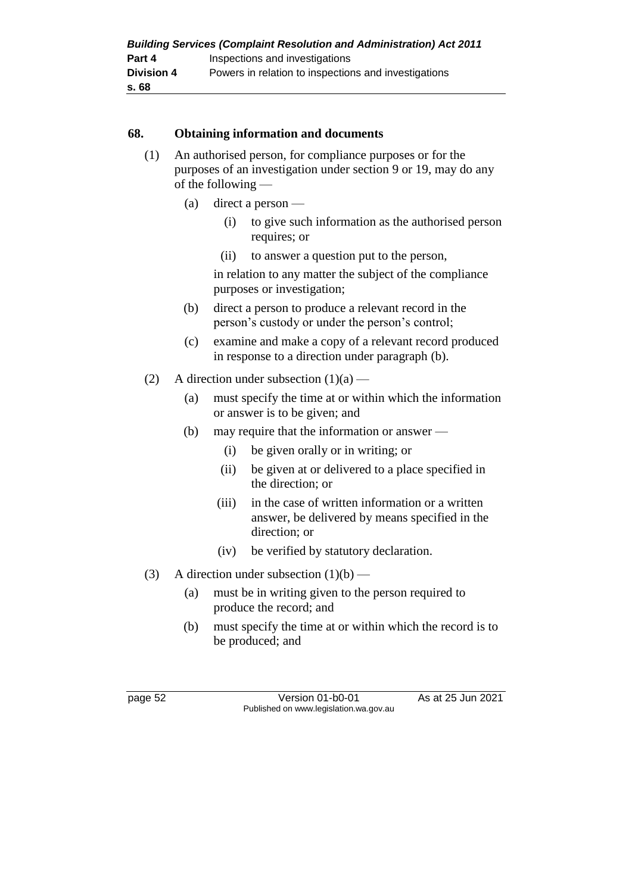## 68. Obtaining information and documents

(1) An authorised person, for compliance purposes or for the purposes of an investigation under section 9 or 19, may do any of the following —

- (a) direct a person —
  - (i) to give such information as the authorised person requires; or
  - (ii) to answer a question put to the person,

  in relation to any matter the subject of the compliance purposes or investigation;
- (b) direct a person to produce a relevant record in the person's custody or under the person's control;
- (c) examine and make a copy of a relevant record produced in response to a direction under paragraph (b).

(2) A direction under subsection (1)(a) —

- (a) must specify the time at or within which the information or answer is to be given; and
- (b) may require that the information or answer —
  - (i) be given orally or in writing; or
  - (ii) be given at or delivered to a place specified in the direction; or
  - (iii) in the case of written information or a written answer, be delivered by means specified in the direction; or
  - (iv) be verified by statutory declaration.

(3) A direction under subsection (1)(b) —

- (a) must be in writing given to the person required to produce the record; and
- (b) must specify the time at or within which the record is to be produced; and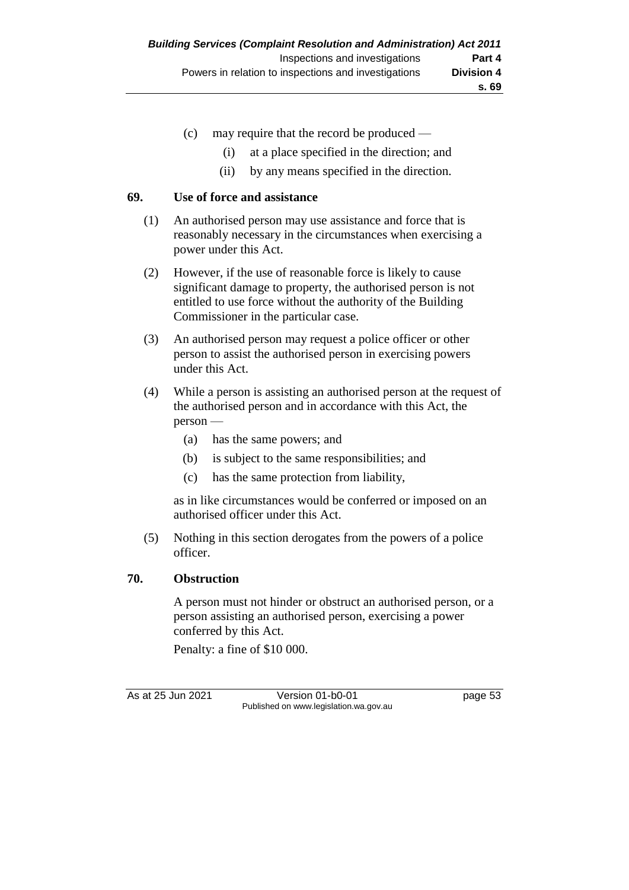(c) may require that the record be produced —

   (i) at a place specified in the direction; and

   (ii) by any means specified in the direction.

## 69. Use of force and assistance

(1) An authorised person may use assistance and force that is reasonably necessary in the circumstances when exercising a power under this Act.

(2) However, if the use of reasonable force is likely to cause significant damage to property, the authorised person is not entitled to use force without the authority of the Building Commissioner in the particular case.

(3) An authorised person may request a police officer or other person to assist the authorised person in exercising powers under this Act.

(4) While a person is assisting an authorised person at the request of the authorised person and in accordance with this Act, the person —

   (a) has the same powers; and

   (b) is subject to the same responsibilities; and

   (c) has the same protection from liability,

as in like circumstances would be conferred or imposed on an authorised officer under this Act.

(5) Nothing in this section derogates from the powers of a police officer.

## 70. Obstruction

A person must not hinder or obstruct an authorised person, or a person assisting an authorised person, exercising a power conferred by this Act.

Penalty: a fine of $10 000.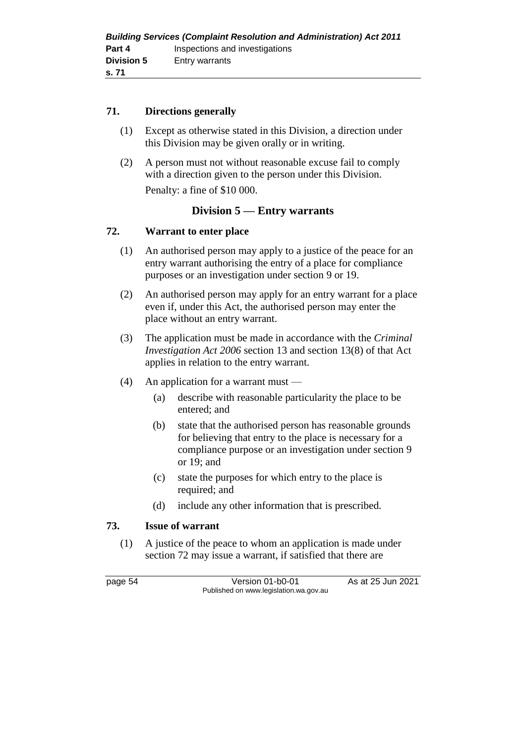**71. Directions generally**

(1) Except as otherwise stated in this Division, a direction under this Division may be given orally or in writing.

(2) A person must not without reasonable excuse fail to comply with a direction given to the person under this Division.

Penalty: a fine of $10 000.

## Division 5 — Entry warrants

**72. Warrant to enter place**

(1) An authorised person may apply to a justice of the peace for an entry warrant authorising the entry of a place for compliance purposes or an investigation under section 9 or 19.

(2) An authorised person may apply for an entry warrant for a place even if, under this Act, the authorised person may enter the place without an entry warrant.

(3) The application must be made in accordance with the *Criminal Investigation Act 2006* section 13 and section 13(8) of that Act applies in relation to the entry warrant.

(4) An application for a warrant must —

- (a) describe with reasonable particularity the place to be entered; and
- (b) state that the authorised person has reasonable grounds for believing that entry to the place is necessary for a compliance purpose or an investigation under section 9 or 19; and
- (c) state the purposes for which entry to the place is required; and
- (d) include any other information that is prescribed.

**73. Issue of warrant**

(1) A justice of the peace to whom an application is made under section 72 may issue a warrant, if satisfied that there are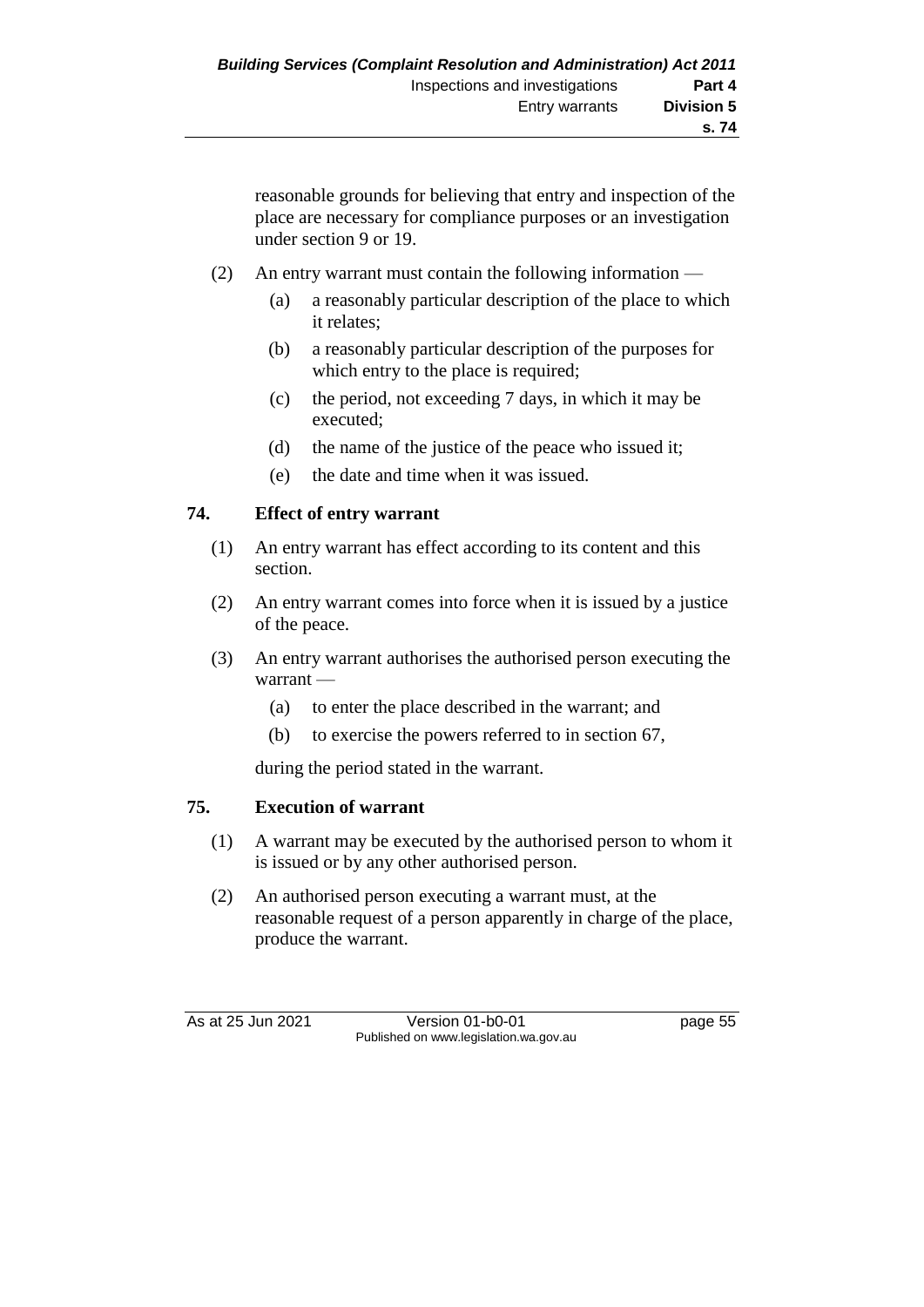reasonable grounds for believing that entry and inspection of the place are necessary for compliance purposes or an investigation under section 9 or 19.

(2) An entry warrant must contain the following information —

(a) a reasonably particular description of the place to which it relates;

(b) a reasonably particular description of the purposes for which entry to the place is required;

(c) the period, not exceeding 7 days, in which it may be executed;

(d) the name of the justice of the peace who issued it;

(e) the date and time when it was issued.

## 74. Effect of entry warrant

(1) An entry warrant has effect according to its content and this section.

(2) An entry warrant comes into force when it is issued by a justice of the peace.

(3) An entry warrant authorises the authorised person executing the warrant —

(a) to enter the place described in the warrant; and

(b) to exercise the powers referred to in section 67,

during the period stated in the warrant.

## 75. Execution of warrant

(1) A warrant may be executed by the authorised person to whom it is issued or by any other authorised person.

(2) An authorised person executing a warrant must, at the reasonable request of a person apparently in charge of the place, produce the warrant.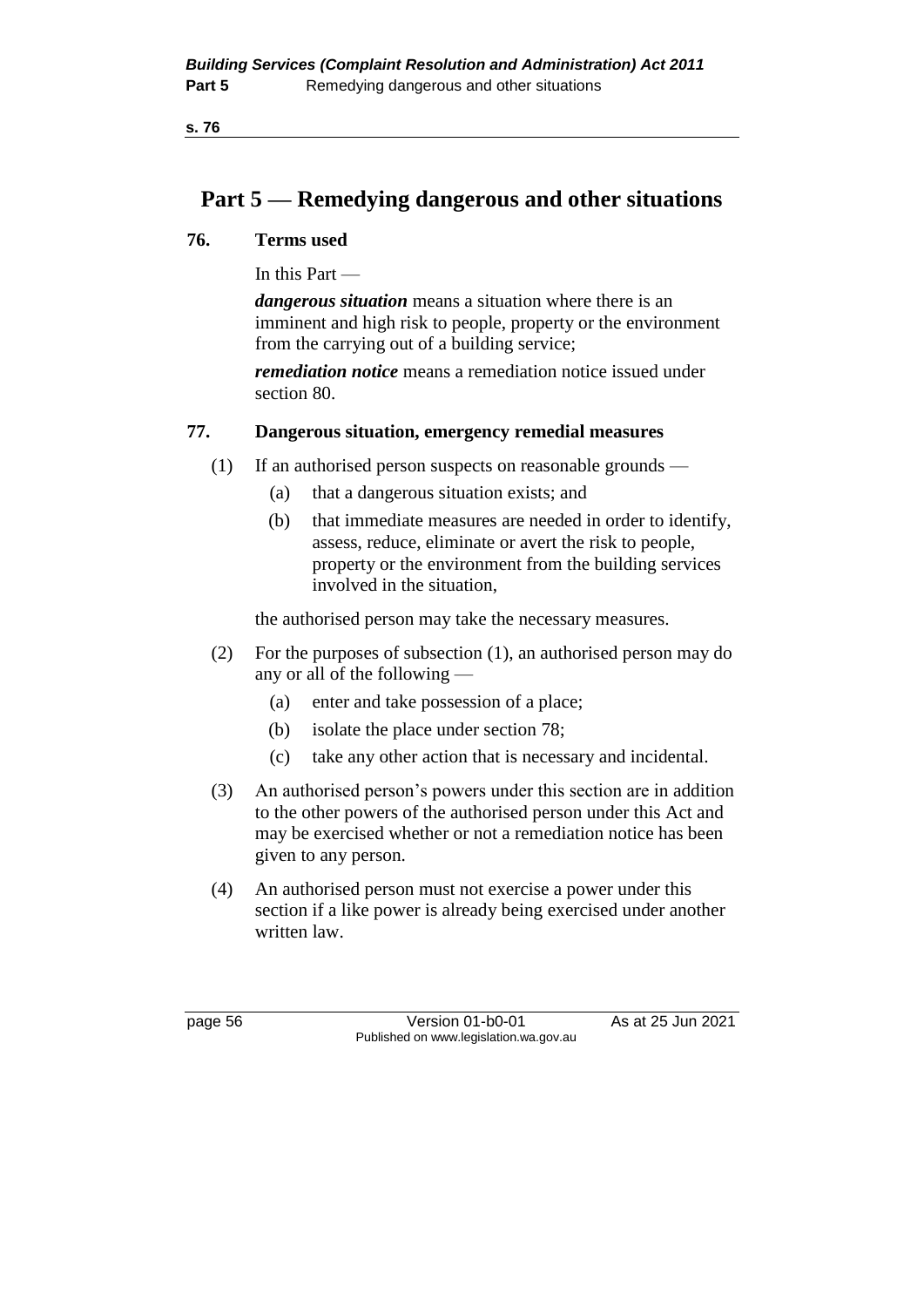# Part 5 — Remedying dangerous and other situations

### 76. Terms used

In this Part —

***dangerous situation*** means a situation where there is an imminent and high risk to people, property or the environment from the carrying out of a building service;

***remediation notice*** means a remediation notice issued under section 80.

### 77. Dangerous situation, emergency remedial measures

(1) If an authorised person suspects on reasonable grounds —

- (a) that a dangerous situation exists; and
- (b) that immediate measures are needed in order to identify, assess, reduce, eliminate or avert the risk to people, property or the environment from the building services involved in the situation,

the authorised person may take the necessary measures.

(2) For the purposes of subsection (1), an authorised person may do any or all of the following —

- (a) enter and take possession of a place;
- (b) isolate the place under section 78;
- (c) take any other action that is necessary and incidental.

(3) An authorised person's powers under this section are in addition to the other powers of the authorised person under this Act and may be exercised whether or not a remediation notice has been given to any person.

(4) An authorised person must not exercise a power under this section if a like power is already being exercised under another written law.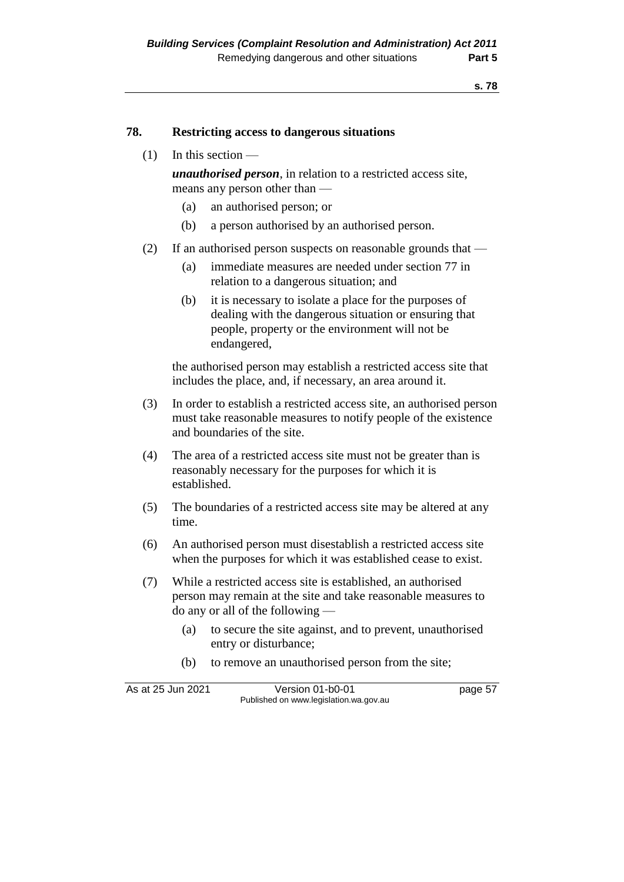## 78. Restricting access to dangerous situations

(1) In this section —

***unauthorised person***, in relation to a restricted access site, means any person other than —

(a) an authorised person; or

(b) a person authorised by an authorised person.

(2) If an authorised person suspects on reasonable grounds that —

(a) immediate measures are needed under section 77 in relation to a dangerous situation; and

(b) it is necessary to isolate a place for the purposes of dealing with the dangerous situation or ensuring that people, property or the environment will not be endangered,

the authorised person may establish a restricted access site that includes the place, and, if necessary, an area around it.

(3) In order to establish a restricted access site, an authorised person must take reasonable measures to notify people of the existence and boundaries of the site.

(4) The area of a restricted access site must not be greater than is reasonably necessary for the purposes for which it is established.

(5) The boundaries of a restricted access site may be altered at any time.

(6) An authorised person must disestablish a restricted access site when the purposes for which it was established cease to exist.

(7) While a restricted access site is established, an authorised person may remain at the site and take reasonable measures to do any or all of the following —

(a) to secure the site against, and to prevent, unauthorised entry or disturbance;

(b) to remove an unauthorised person from the site;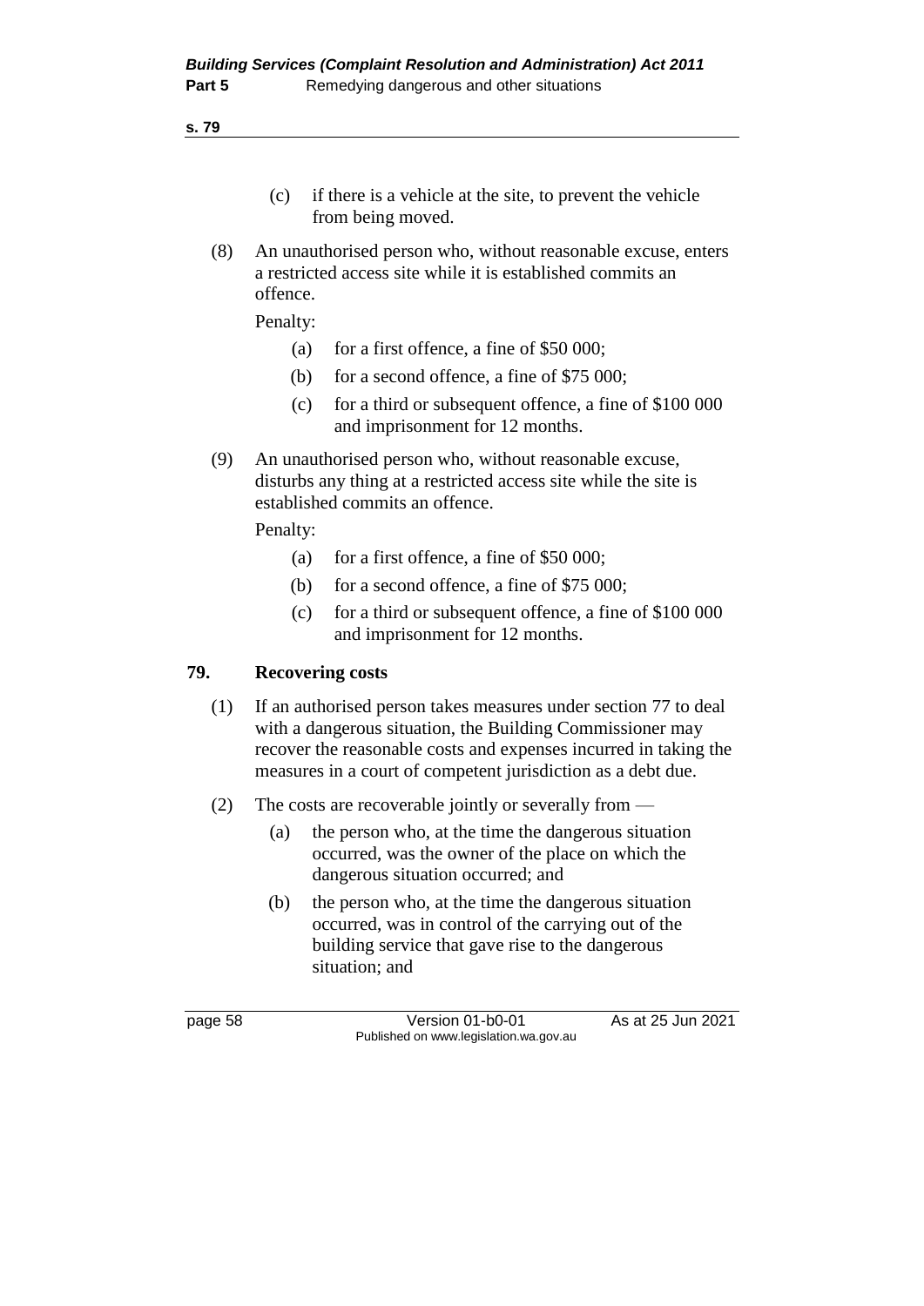(c) if there is a vehicle at the site, to prevent the vehicle from being moved.

(8) An unauthorised person who, without reasonable excuse, enters a restricted access site while it is established commits an offence.

Penalty:

(a) for a first offence, a fine of $50 000;

(b) for a second offence, a fine of $75 000;

(c) for a third or subsequent offence, a fine of $100 000 and imprisonment for 12 months.

(9) An unauthorised person who, without reasonable excuse, disturbs any thing at a restricted access site while the site is established commits an offence.

Penalty:

(a) for a first offence, a fine of $50 000;

(b) for a second offence, a fine of $75 000;

(c) for a third or subsequent offence, a fine of $100 000 and imprisonment for 12 months.

### 79. Recovering costs

(1) If an authorised person takes measures under section 77 to deal with a dangerous situation, the Building Commissioner may recover the reasonable costs and expenses incurred in taking the measures in a court of competent jurisdiction as a debt due.

(2) The costs are recoverable jointly or severally from —

(a) the person who, at the time the dangerous situation occurred, was the owner of the place on which the dangerous situation occurred; and

(b) the person who, at the time the dangerous situation occurred, was in control of the carrying out of the building service that gave rise to the dangerous situation; and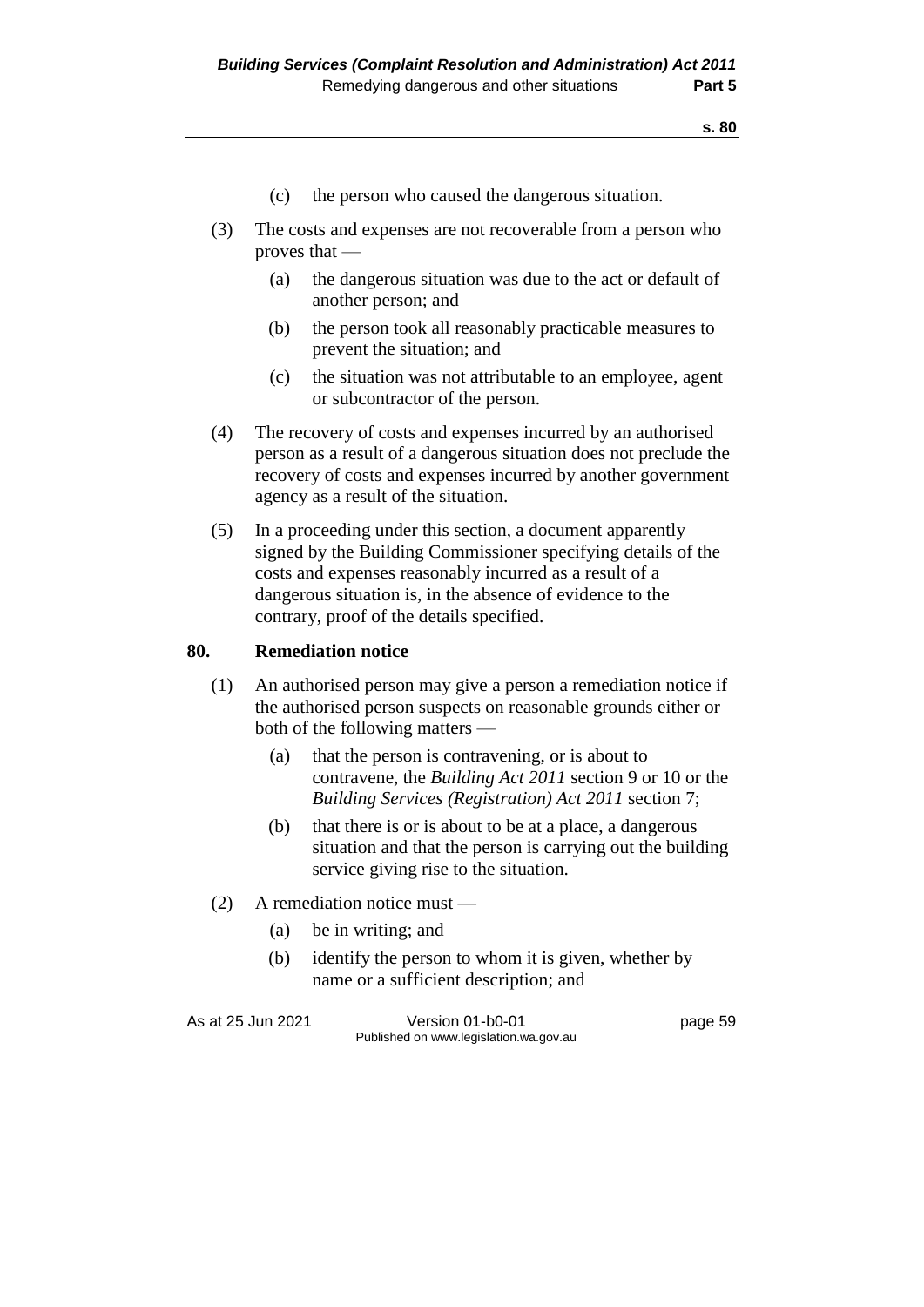(c) the person who caused the dangerous situation.

(3) The costs and expenses are not recoverable from a person who proves that —

(a) the dangerous situation was due to the act or default of another person; and

(b) the person took all reasonably practicable measures to prevent the situation; and

(c) the situation was not attributable to an employee, agent or subcontractor of the person.

(4) The recovery of costs and expenses incurred by an authorised person as a result of a dangerous situation does not preclude the recovery of costs and expenses incurred by another government agency as a result of the situation.

(5) In a proceeding under this section, a document apparently signed by the Building Commissioner specifying details of the costs and expenses reasonably incurred as a result of a dangerous situation is, in the absence of evidence to the contrary, proof of the details specified.

**80. Remediation notice**

(1) An authorised person may give a person a remediation notice if the authorised person suspects on reasonable grounds either or both of the following matters —

(a) that the person is contravening, or is about to contravene, the *Building Act 2011* section 9 or 10 or the *Building Services (Registration) Act 2011* section 7;

(b) that there is or is about to be at a place, a dangerous situation and that the person is carrying out the building service giving rise to the situation.

(2) A remediation notice must —

(a) be in writing; and

(b) identify the person to whom it is given, whether by name or a sufficient description; and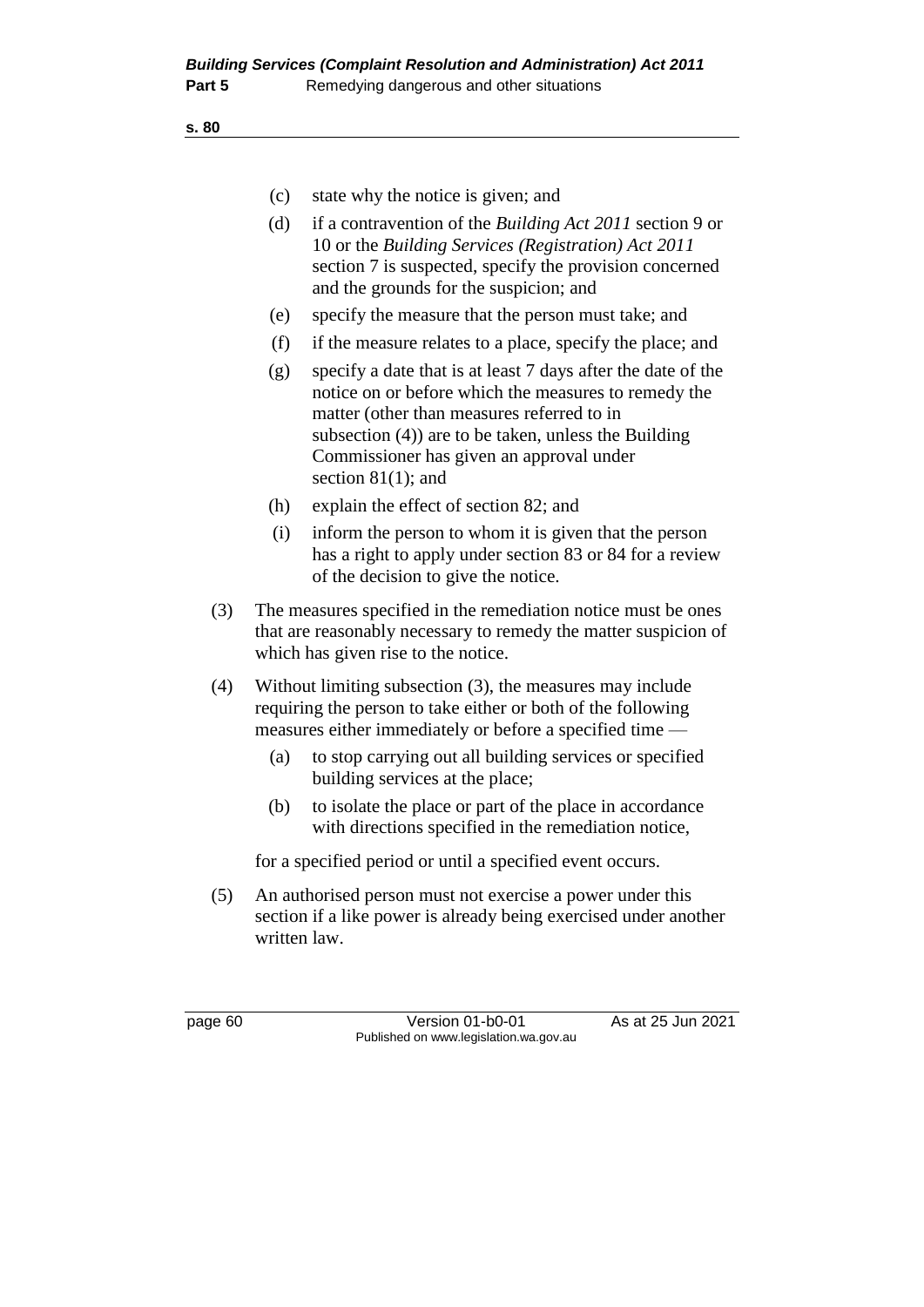(c) state why the notice is given; and

(d) if a contravention of the *Building Act 2011* section 9 or 10 or the *Building Services (Registration) Act 2011* section 7 is suspected, specify the provision concerned and the grounds for the suspicion; and

(e) specify the measure that the person must take; and

(f) if the measure relates to a place, specify the place; and

(g) specify a date that is at least 7 days after the date of the notice on or before which the measures to remedy the matter (other than measures referred to in subsection (4)) are to be taken, unless the Building Commissioner has given an approval under section 81(1); and

(h) explain the effect of section 82; and

(i) inform the person to whom it is given that the person has a right to apply under section 83 or 84 for a review of the decision to give the notice.

(3) The measures specified in the remediation notice must be ones that are reasonably necessary to remedy the matter suspicion of which has given rise to the notice.

(4) Without limiting subsection (3), the measures may include requiring the person to take either or both of the following measures either immediately or before a specified time —

(a) to stop carrying out all building services or specified building services at the place;

(b) to isolate the place or part of the place in accordance with directions specified in the remediation notice,

for a specified period or until a specified event occurs.

(5) An authorised person must not exercise a power under this section if a like power is already being exercised under another written law.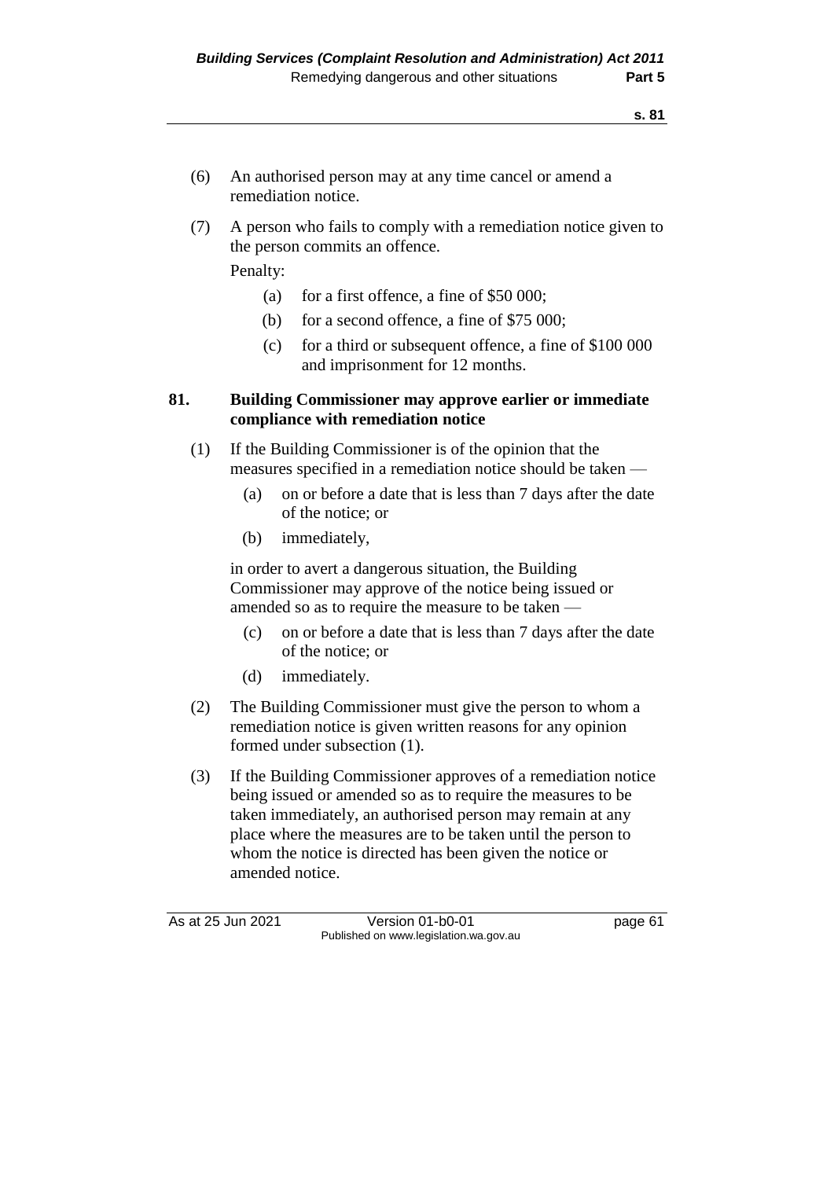(6) An authorised person may at any time cancel or amend a remediation notice.

(7) A person who fails to comply with a remediation notice given to the person commits an offence.

Penalty:

(a) for a first offence, a fine of $50 000;

(b) for a second offence, a fine of $75 000;

(c) for a third or subsequent offence, a fine of $100 000 and imprisonment for 12 months.

### 81. Building Commissioner may approve earlier or immediate compliance with remediation notice

(1) If the Building Commissioner is of the opinion that the measures specified in a remediation notice should be taken —

(a) on or before a date that is less than 7 days after the date of the notice; or

(b) immediately,

in order to avert a dangerous situation, the Building Commissioner may approve of the notice being issued or amended so as to require the measure to be taken —

(c) on or before a date that is less than 7 days after the date of the notice; or

(d) immediately.

(2) The Building Commissioner must give the person to whom a remediation notice is given written reasons for any opinion formed under subsection (1).

(3) If the Building Commissioner approves of a remediation notice being issued or amended so as to require the measures to be taken immediately, an authorised person may remain at any place where the measures are to be taken until the person to whom the notice is directed has been given the notice or amended notice.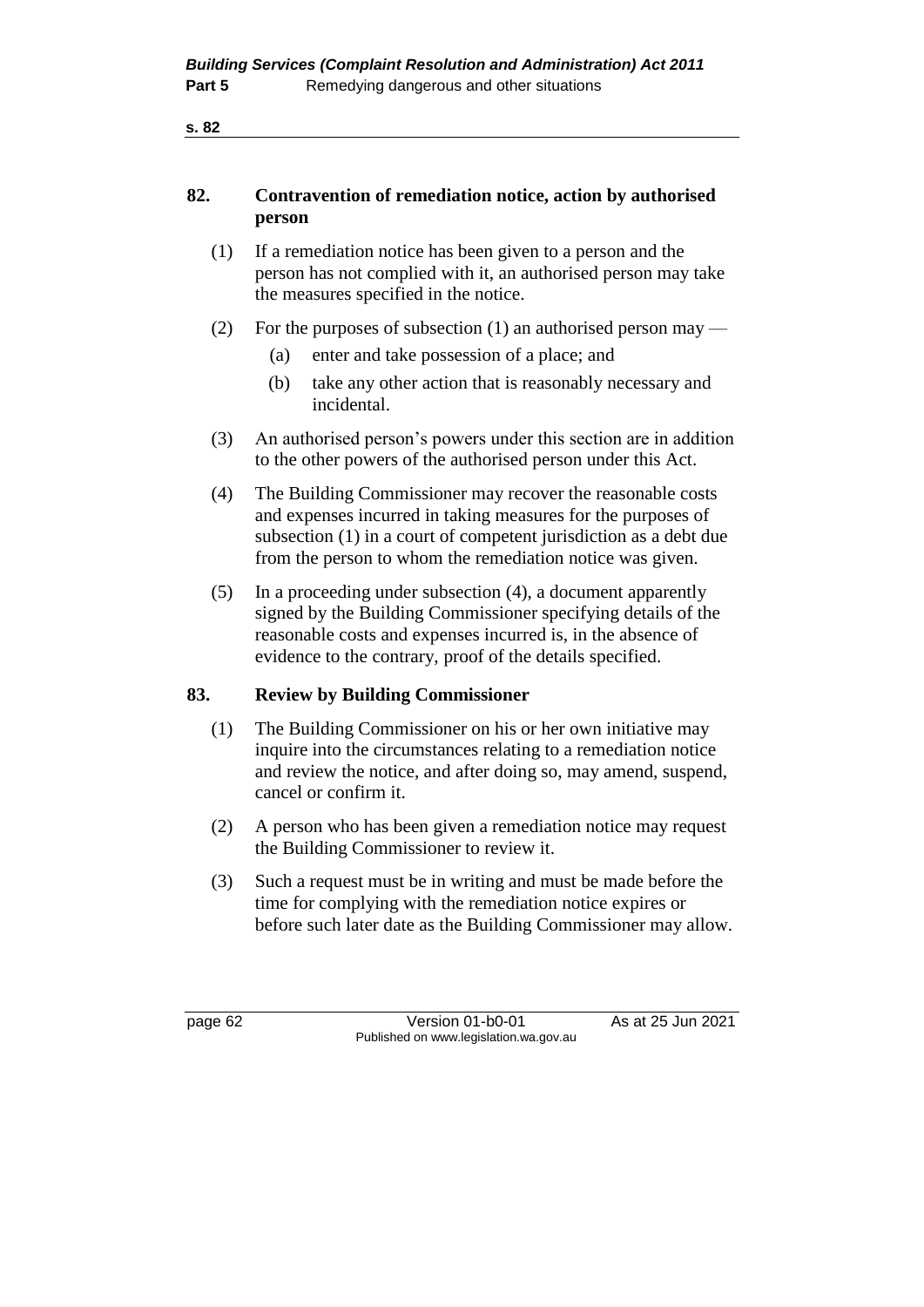## 82. Contravention of remediation notice, action by authorised person

(1) If a remediation notice has been given to a person and the person has not complied with it, an authorised person may take the measures specified in the notice.

(2) For the purposes of subsection (1) an authorised person may —

  (a) enter and take possession of a place; and

  (b) take any other action that is reasonably necessary and incidental.

(3) An authorised person's powers under this section are in addition to the other powers of the authorised person under this Act.

(4) The Building Commissioner may recover the reasonable costs and expenses incurred in taking measures for the purposes of subsection (1) in a court of competent jurisdiction as a debt due from the person to whom the remediation notice was given.

(5) In a proceeding under subsection (4), a document apparently signed by the Building Commissioner specifying details of the reasonable costs and expenses incurred is, in the absence of evidence to the contrary, proof of the details specified.

## 83. Review by Building Commissioner

(1) The Building Commissioner on his or her own initiative may inquire into the circumstances relating to a remediation notice and review the notice, and after doing so, may amend, suspend, cancel or confirm it.

(2) A person who has been given a remediation notice may request the Building Commissioner to review it.

(3) Such a request must be in writing and must be made before the time for complying with the remediation notice expires or before such later date as the Building Commissioner may allow.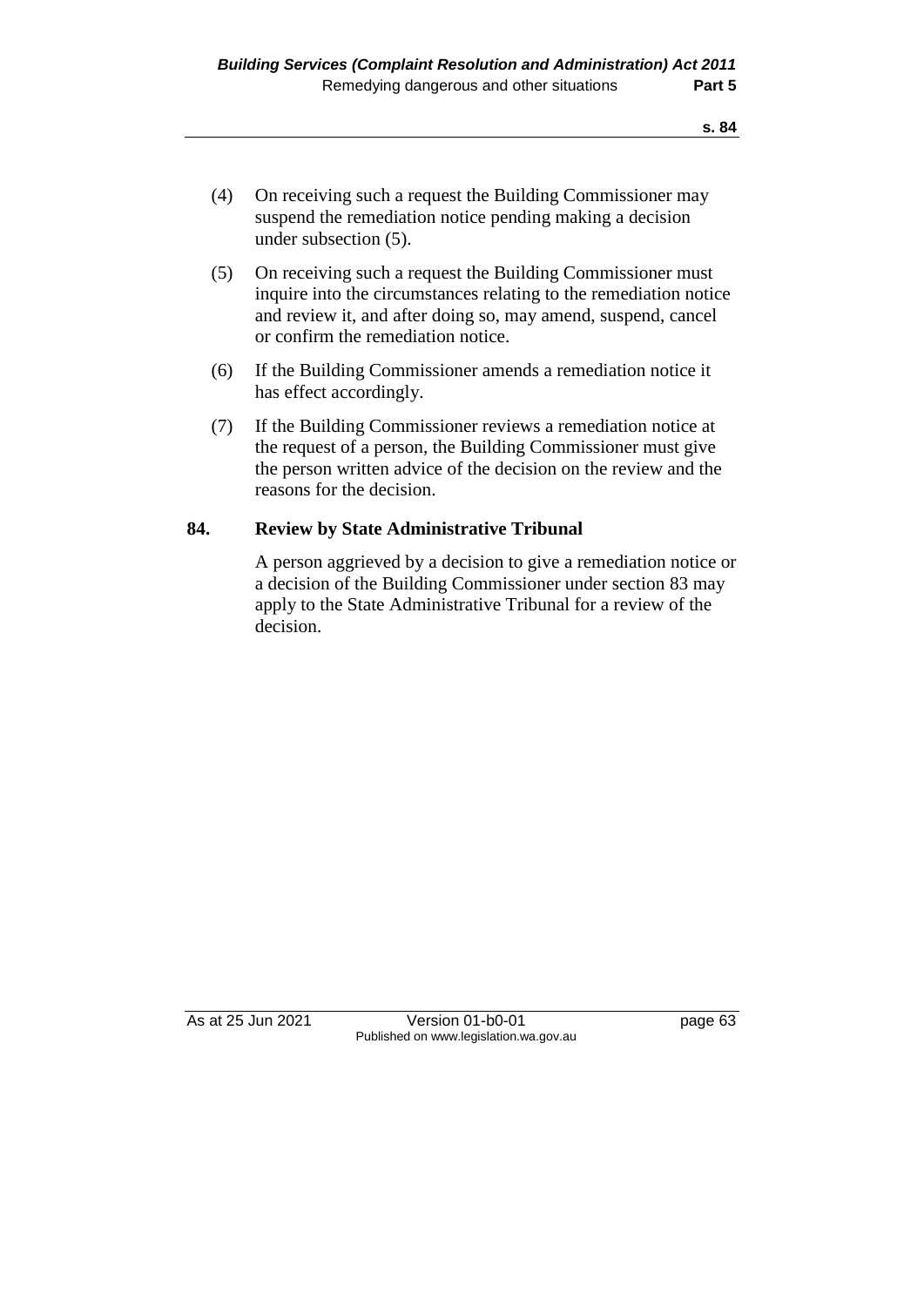(4) On receiving such a request the Building Commissioner may suspend the remediation notice pending making a decision under subsection (5).

(5) On receiving such a request the Building Commissioner must inquire into the circumstances relating to the remediation notice and review it, and after doing so, may amend, suspend, cancel or confirm the remediation notice.

(6) If the Building Commissioner amends a remediation notice it has effect accordingly.

(7) If the Building Commissioner reviews a remediation notice at the request of a person, the Building Commissioner must give the person written advice of the decision on the review and the reasons for the decision.

## 84. Review by State Administrative Tribunal

A person aggrieved by a decision to give a remediation notice or a decision of the Building Commissioner under section 83 may apply to the State Administrative Tribunal for a review of the decision.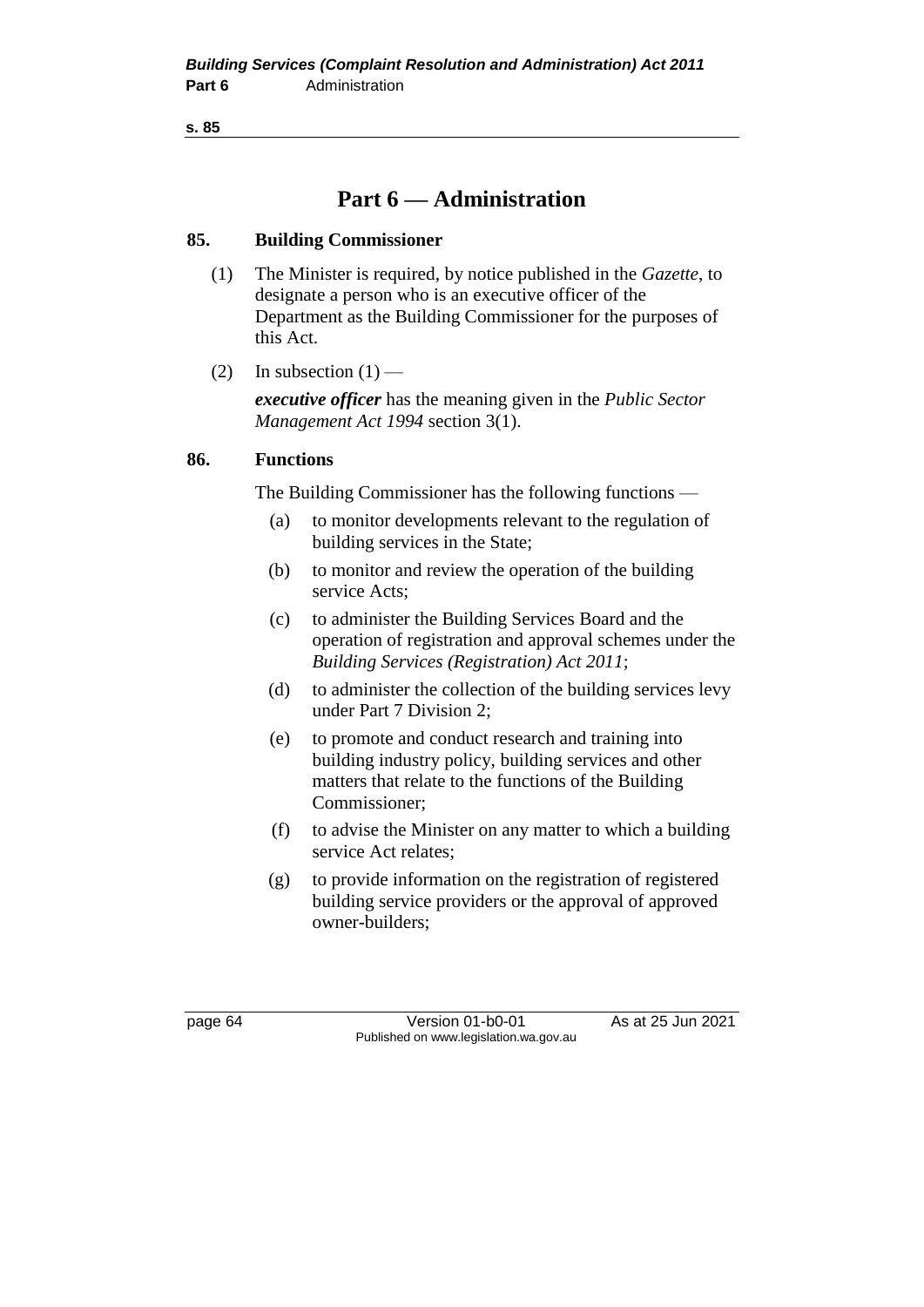# Part 6 — Administration

### 85. Building Commissioner

(1) The Minister is required, by notice published in the *Gazette*, to designate a person who is an executive officer of the Department as the Building Commissioner for the purposes of this Act.

(2) In subsection (1) —

***executive officer*** has the meaning given in the *Public Sector Management Act 1994* section 3(1).

### 86. Functions

The Building Commissioner has the following functions —

(a) to monitor developments relevant to the regulation of building services in the State;

(b) to monitor and review the operation of the building service Acts;

(c) to administer the Building Services Board and the operation of registration and approval schemes under the *Building Services (Registration) Act 2011*;

(d) to administer the collection of the building services levy under Part 7 Division 2;

(e) to promote and conduct research and training into building industry policy, building services and other matters that relate to the functions of the Building Commissioner;

(f) to advise the Minister on any matter to which a building service Act relates;

(g) to provide information on the registration of registered building service providers or the approval of approved owner-builders;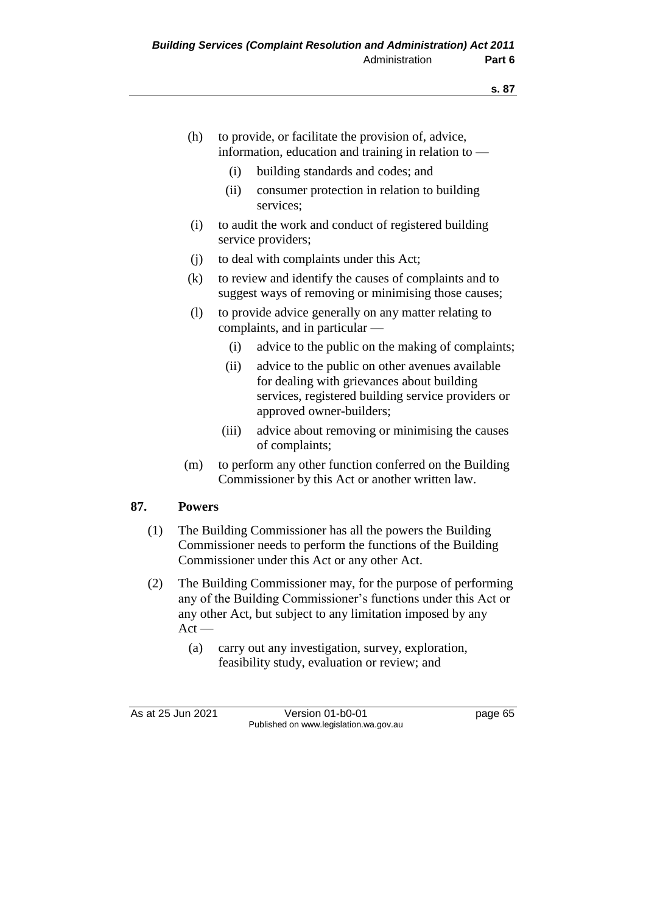(h) to provide, or facilitate the provision of, advice, information, education and training in relation to —

  (i) building standards and codes; and

  (ii) consumer protection in relation to building services;

(i) to audit the work and conduct of registered building service providers;

(j) to deal with complaints under this Act;

(k) to review and identify the causes of complaints and to suggest ways of removing or minimising those causes;

(l) to provide advice generally on any matter relating to complaints, and in particular —

  (i) advice to the public on the making of complaints;

  (ii) advice to the public on other avenues available for dealing with grievances about building services, registered building service providers or approved owner-builders;

  (iii) advice about removing or minimising the causes of complaints;

(m) to perform any other function conferred on the Building Commissioner by this Act or another written law.

## 87. Powers

(1) The Building Commissioner has all the powers the Building Commissioner needs to perform the functions of the Building Commissioner under this Act or any other Act.

(2) The Building Commissioner may, for the purpose of performing any of the Building Commissioner's functions under this Act or any other Act, but subject to any limitation imposed by any Act —

  (a) carry out any investigation, survey, exploration, feasibility study, evaluation or review; and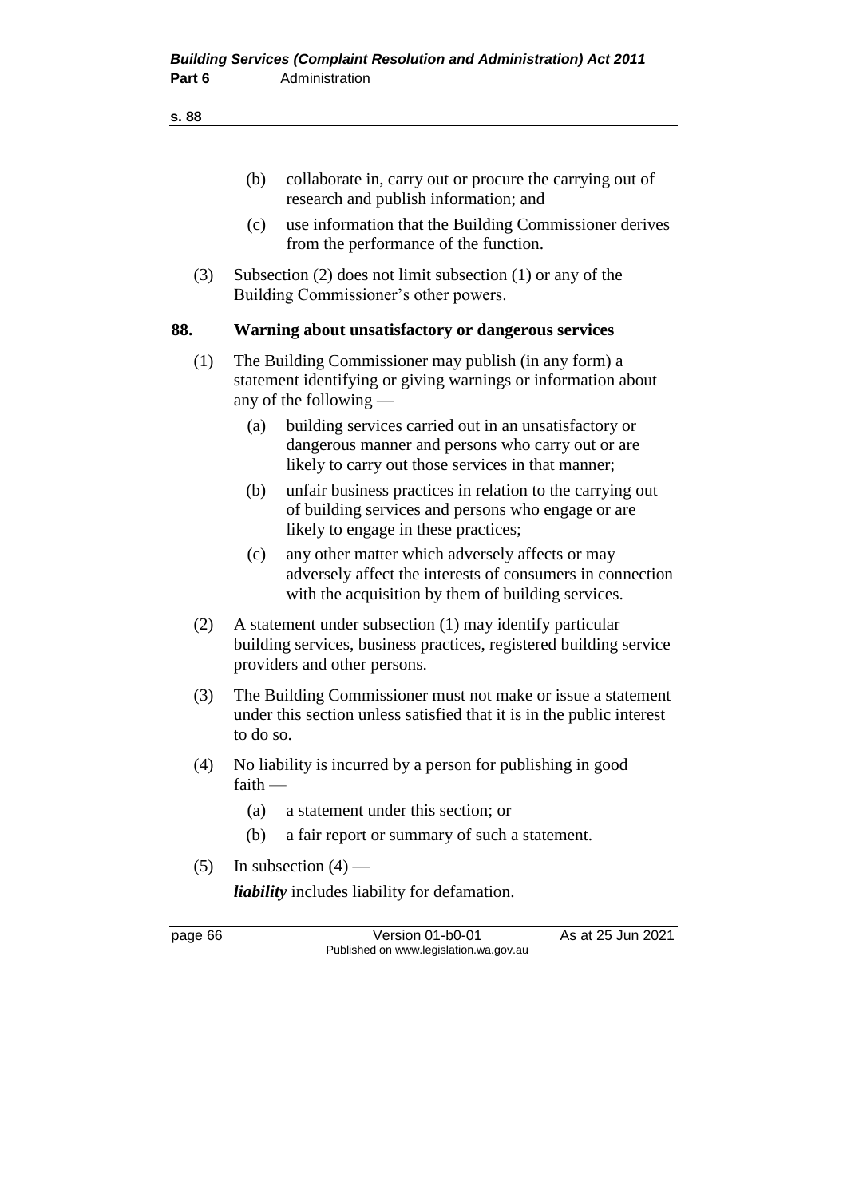(b) collaborate in, carry out or procure the carrying out of research and publish information; and

(c) use information that the Building Commissioner derives from the performance of the function.

(3) Subsection (2) does not limit subsection (1) or any of the Building Commissioner's other powers.

**88. Warning about unsatisfactory or dangerous services**

(1) The Building Commissioner may publish (in any form) a statement identifying or giving warnings or information about any of the following —

(a) building services carried out in an unsatisfactory or dangerous manner and persons who carry out or are likely to carry out those services in that manner;

(b) unfair business practices in relation to the carrying out of building services and persons who engage or are likely to engage in these practices;

(c) any other matter which adversely affects or may adversely affect the interests of consumers in connection with the acquisition by them of building services.

(2) A statement under subsection (1) may identify particular building services, business practices, registered building service providers and other persons.

(3) The Building Commissioner must not make or issue a statement under this section unless satisfied that it is in the public interest to do so.

(4) No liability is incurred by a person for publishing in good faith —

(a) a statement under this section; or

(b) a fair report or summary of such a statement.

(5) In subsection (4) —

***liability*** includes liability for defamation.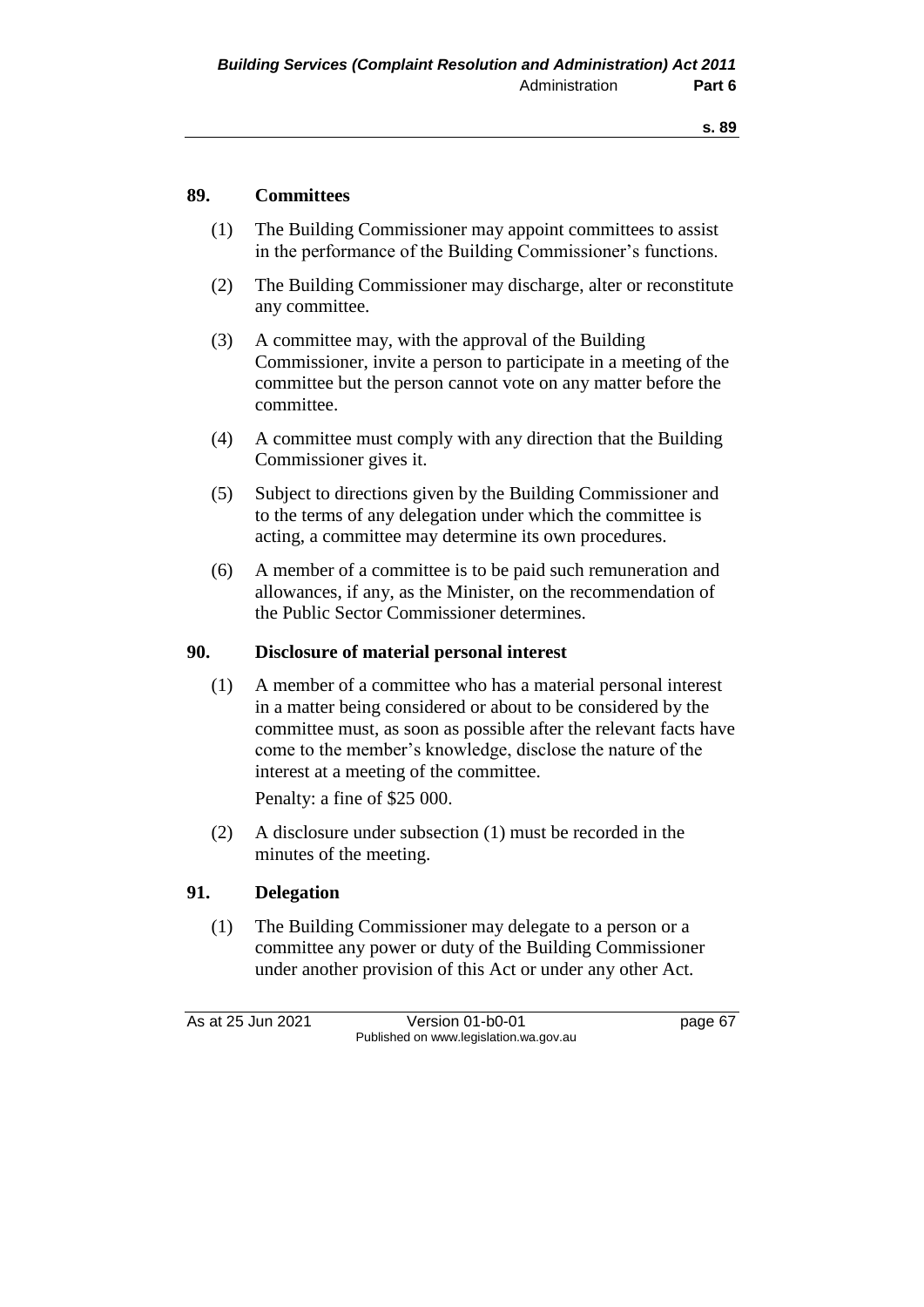## 89. Committees

(1) The Building Commissioner may appoint committees to assist in the performance of the Building Commissioner's functions.

(2) The Building Commissioner may discharge, alter or reconstitute any committee.

(3) A committee may, with the approval of the Building Commissioner, invite a person to participate in a meeting of the committee but the person cannot vote on any matter before the committee.

(4) A committee must comply with any direction that the Building Commissioner gives it.

(5) Subject to directions given by the Building Commissioner and to the terms of any delegation under which the committee is acting, a committee may determine its own procedures.

(6) A member of a committee is to be paid such remuneration and allowances, if any, as the Minister, on the recommendation of the Public Sector Commissioner determines.

## 90. Disclosure of material personal interest

(1) A member of a committee who has a material personal interest in a matter being considered or about to be considered by the committee must, as soon as possible after the relevant facts have come to the member's knowledge, disclose the nature of the interest at a meeting of the committee.

Penalty: a fine of $25 000.

(2) A disclosure under subsection (1) must be recorded in the minutes of the meeting.

## 91. Delegation

(1) The Building Commissioner may delegate to a person or a committee any power or duty of the Building Commissioner under another provision of this Act or under any other Act.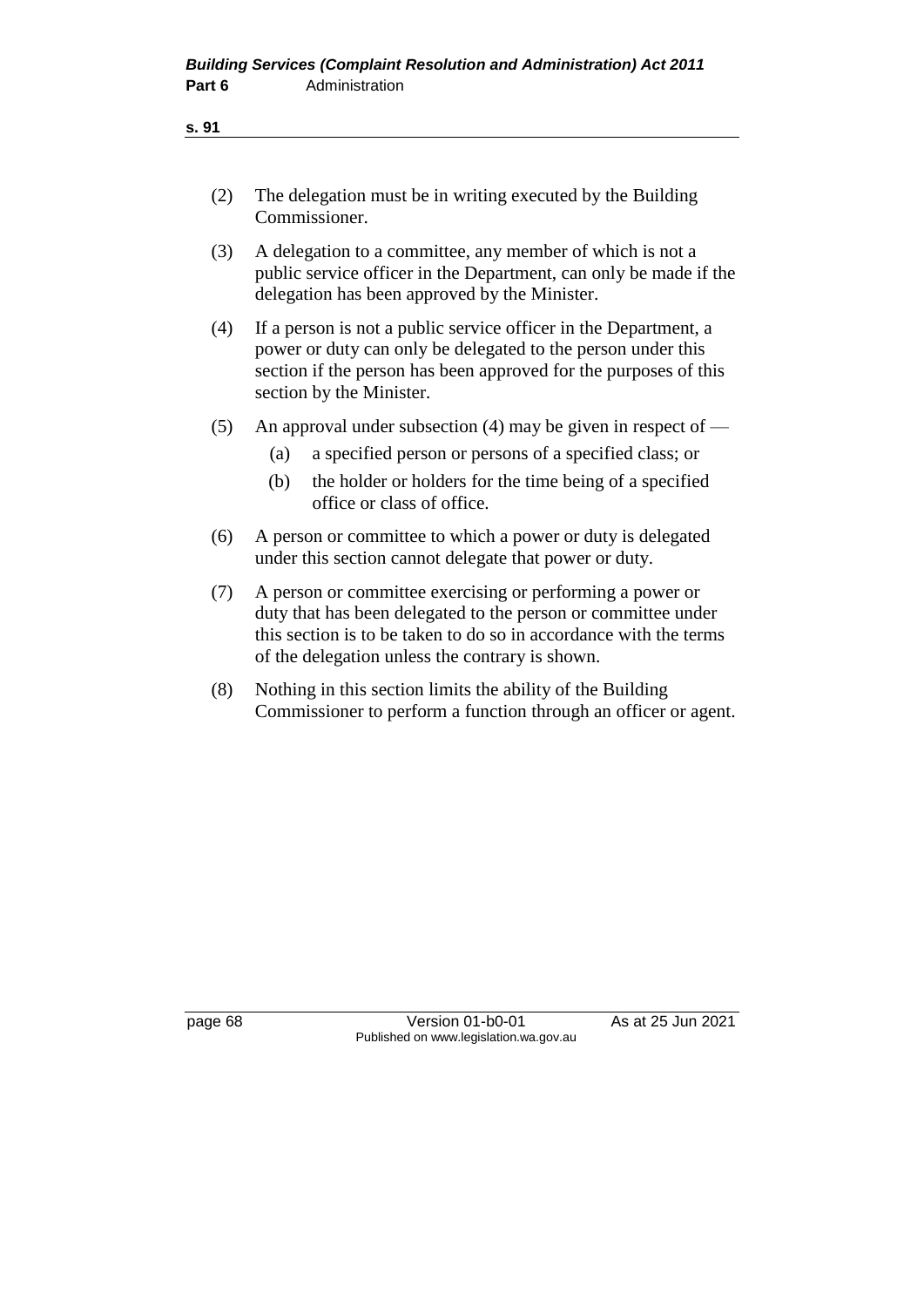(2) The delegation must be in writing executed by the Building Commissioner.

(3) A delegation to a committee, any member of which is not a public service officer in the Department, can only be made if the delegation has been approved by the Minister.

(4) If a person is not a public service officer in the Department, a power or duty can only be delegated to the person under this section if the person has been approved for the purposes of this section by the Minister.

(5) An approval under subsection (4) may be given in respect of —

  (a) a specified person or persons of a specified class; or

  (b) the holder or holders for the time being of a specified office or class of office.

(6) A person or committee to which a power or duty is delegated under this section cannot delegate that power or duty.

(7) A person or committee exercising or performing a power or duty that has been delegated to the person or committee under this section is to be taken to do so in accordance with the terms of the delegation unless the contrary is shown.

(8) Nothing in this section limits the ability of the Building Commissioner to perform a function through an officer or agent.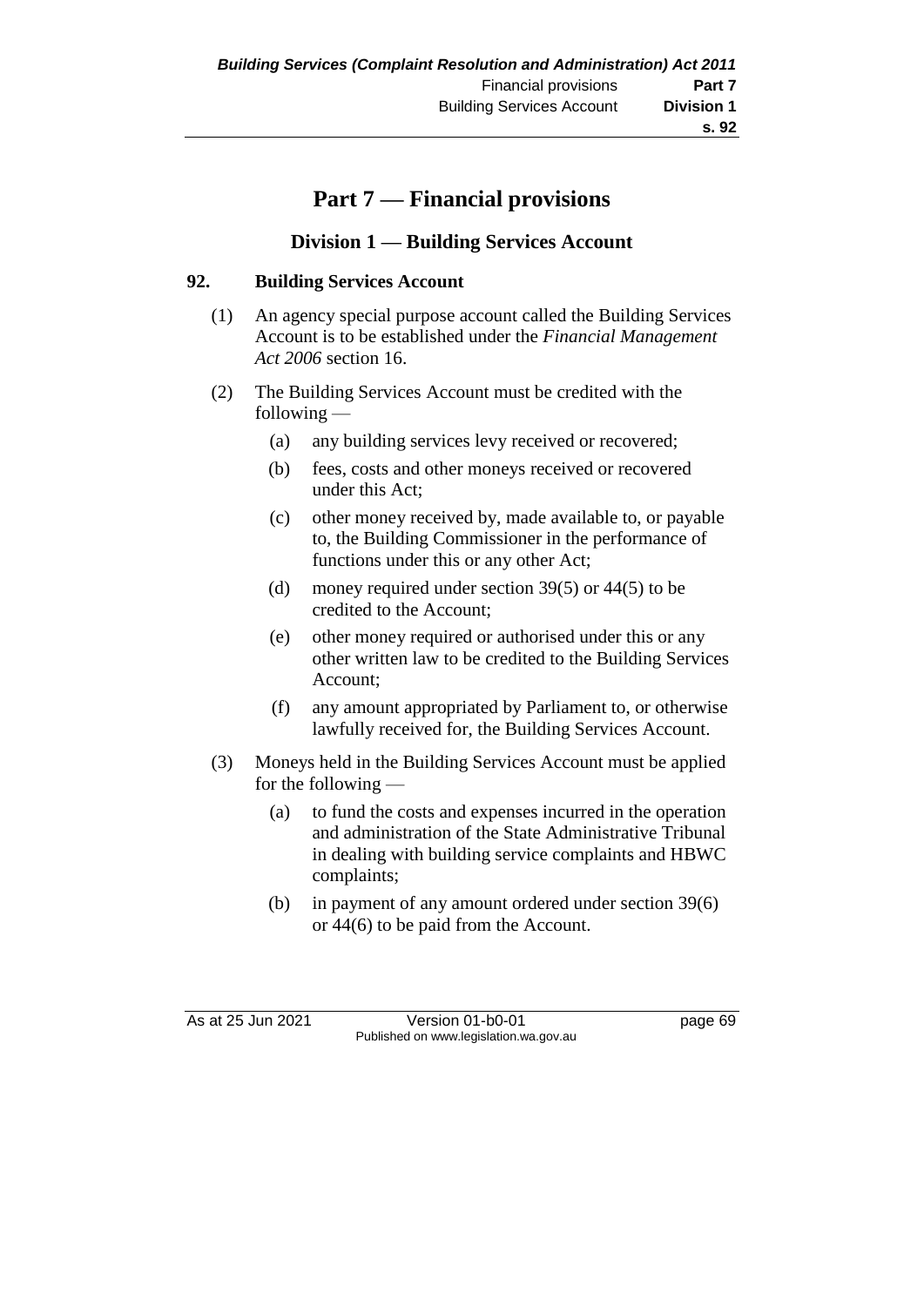# Part 7 — Financial provisions

## Division 1 — Building Services Account

### 92. Building Services Account

(1) An agency special purpose account called the Building Services Account is to be established under the *Financial Management Act 2006* section 16.

(2) The Building Services Account must be credited with the following —

- (a) any building services levy received or recovered;
- (b) fees, costs and other moneys received or recovered under this Act;
- (c) other money received by, made available to, or payable to, the Building Commissioner in the performance of functions under this or any other Act;
- (d) money required under section 39(5) or 44(5) to be credited to the Account;
- (e) other money required or authorised under this or any other written law to be credited to the Building Services Account;
- (f) any amount appropriated by Parliament to, or otherwise lawfully received for, the Building Services Account.

(3) Moneys held in the Building Services Account must be applied for the following —

- (a) to fund the costs and expenses incurred in the operation and administration of the State Administrative Tribunal in dealing with building service complaints and HBWC complaints;
- (b) in payment of any amount ordered under section 39(6) or 44(6) to be paid from the Account.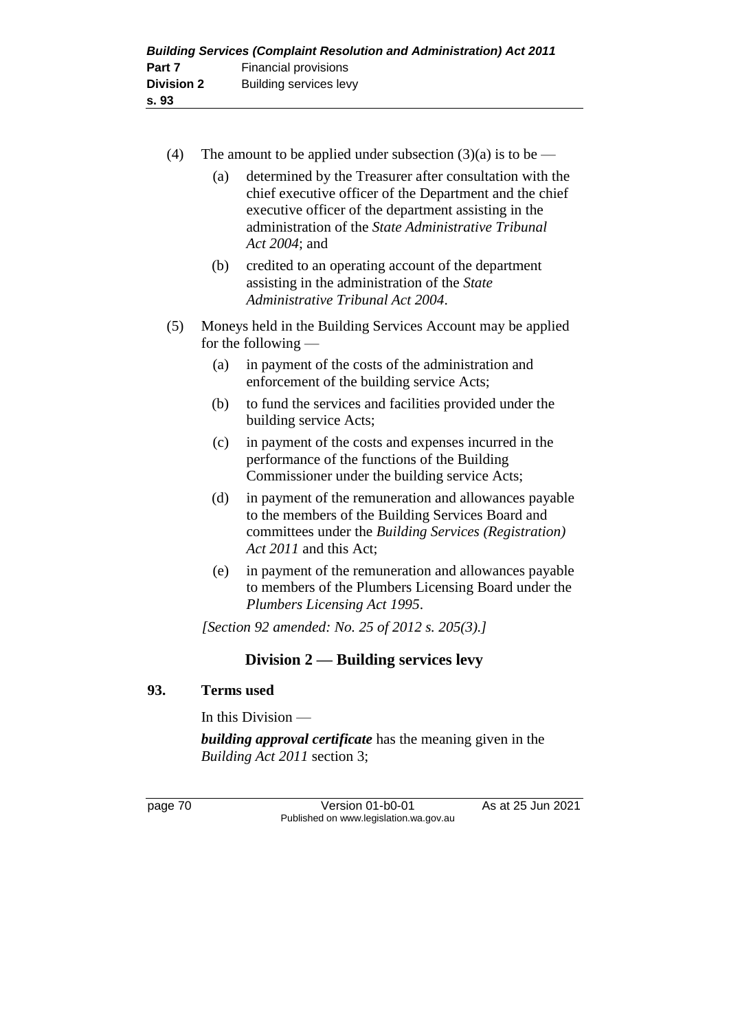(4) The amount to be applied under subsection (3)(a) is to be —

  (a) determined by the Treasurer after consultation with the chief executive officer of the Department and the chief executive officer of the department assisting in the administration of the *State Administrative Tribunal Act 2004*; and

  (b) credited to an operating account of the department assisting in the administration of the *State Administrative Tribunal Act 2004*.

(5) Moneys held in the Building Services Account may be applied for the following —

  (a) in payment of the costs of the administration and enforcement of the building service Acts;

  (b) to fund the services and facilities provided under the building service Acts;

  (c) in payment of the costs and expenses incurred in the performance of the functions of the Building Commissioner under the building service Acts;

  (d) in payment of the remuneration and allowances payable to the members of the Building Services Board and committees under the *Building Services (Registration) Act 2011* and this Act;

  (e) in payment of the remuneration and allowances payable to members of the Plumbers Licensing Board under the *Plumbers Licensing Act 1995*.

*[Section 92 amended: No. 25 of 2012 s. 205(3).]*

## Division 2 — Building services levy

### 93. Terms used

In this Division —

***building approval certificate*** has the meaning given in the *Building Act 2011* section 3;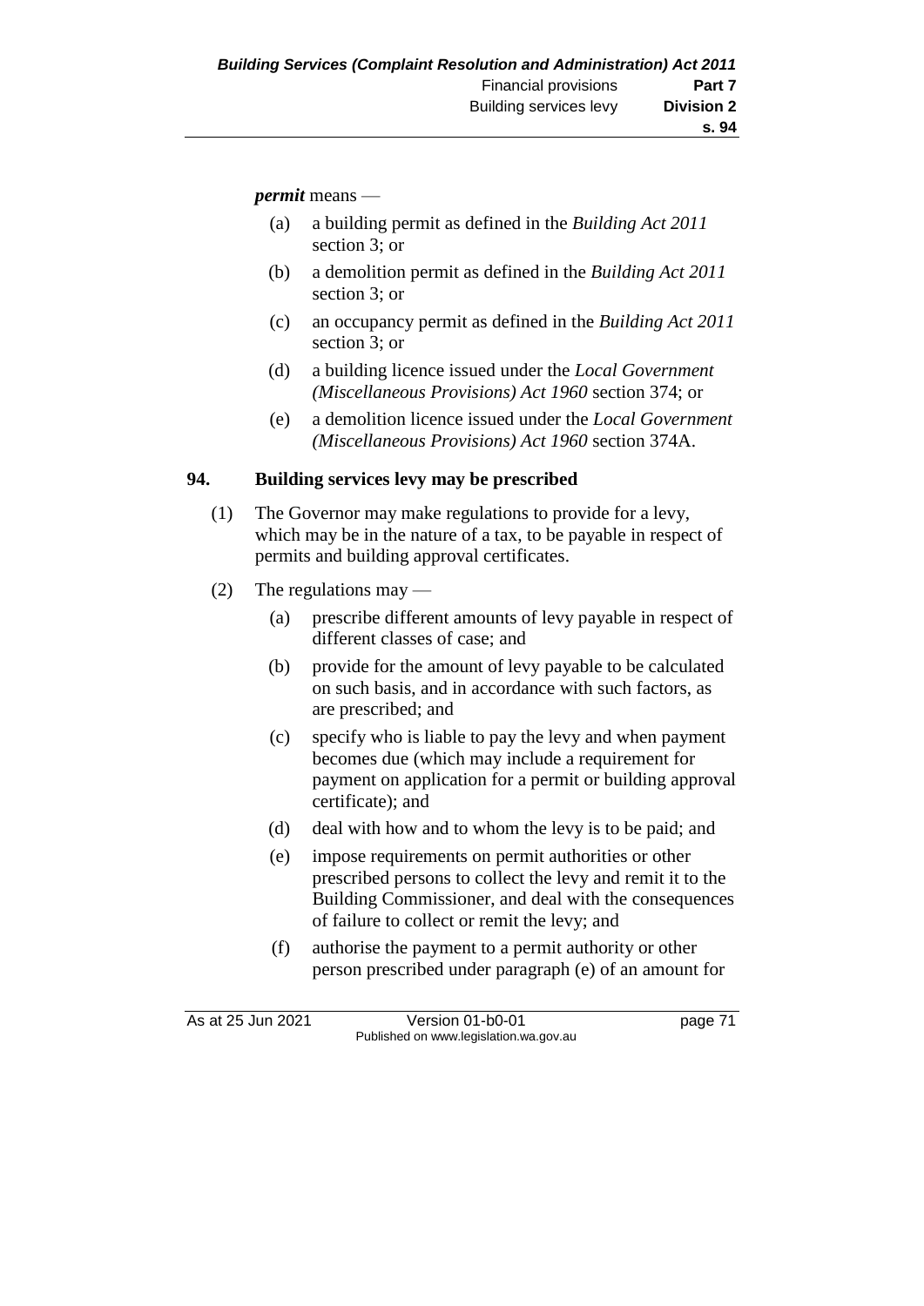***permit*** means —

(a) a building permit as defined in the *Building Act 2011* section 3; or

(b) a demolition permit as defined in the *Building Act 2011* section 3; or

(c) an occupancy permit as defined in the *Building Act 2011* section 3; or

(d) a building licence issued under the *Local Government (Miscellaneous Provisions) Act 1960* section 374; or

(e) a demolition licence issued under the *Local Government (Miscellaneous Provisions) Act 1960* section 374A.

## 94. Building services levy may be prescribed

(1) The Governor may make regulations to provide for a levy, which may be in the nature of a tax, to be payable in respect of permits and building approval certificates.

(2) The regulations may —

(a) prescribe different amounts of levy payable in respect of different classes of case; and

(b) provide for the amount of levy payable to be calculated on such basis, and in accordance with such factors, as are prescribed; and

(c) specify who is liable to pay the levy and when payment becomes due (which may include a requirement for payment on application for a permit or building approval certificate); and

(d) deal with how and to whom the levy is to be paid; and

(e) impose requirements on permit authorities or other prescribed persons to collect the levy and remit it to the Building Commissioner, and deal with the consequences of failure to collect or remit the levy; and

(f) authorise the payment to a permit authority or other person prescribed under paragraph (e) of an amount for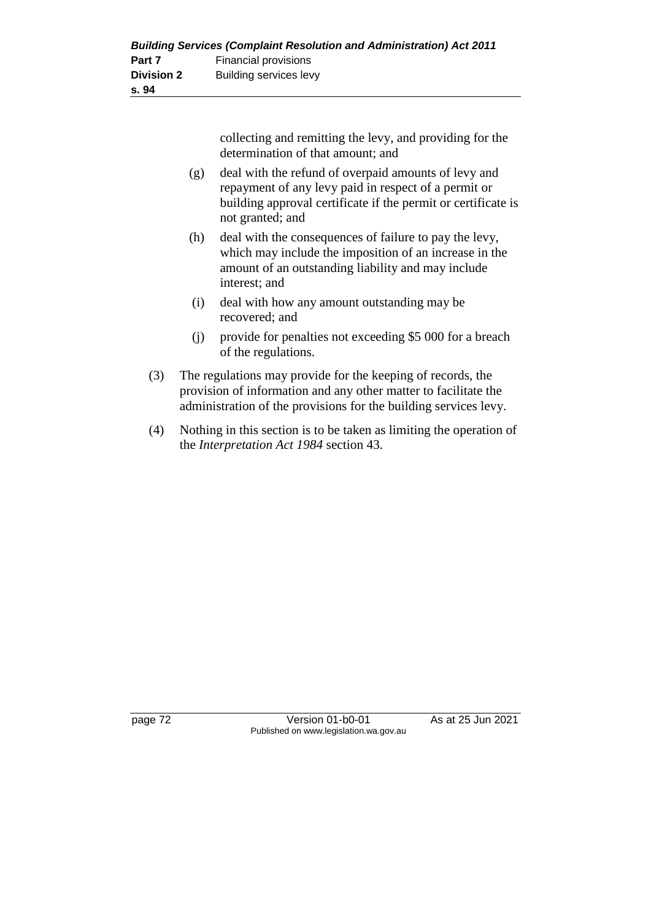collecting and remitting the levy, and providing for the determination of that amount; and

(g) deal with the refund of overpaid amounts of levy and repayment of any levy paid in respect of a permit or building approval certificate if the permit or certificate is not granted; and

(h) deal with the consequences of failure to pay the levy, which may include the imposition of an increase in the amount of an outstanding liability and may include interest; and

(i) deal with how any amount outstanding may be recovered; and

(j) provide for penalties not exceeding $5 000 for a breach of the regulations.

(3) The regulations may provide for the keeping of records, the provision of information and any other matter to facilitate the administration of the provisions for the building services levy.

(4) Nothing in this section is to be taken as limiting the operation of the *Interpretation Act 1984* section 43.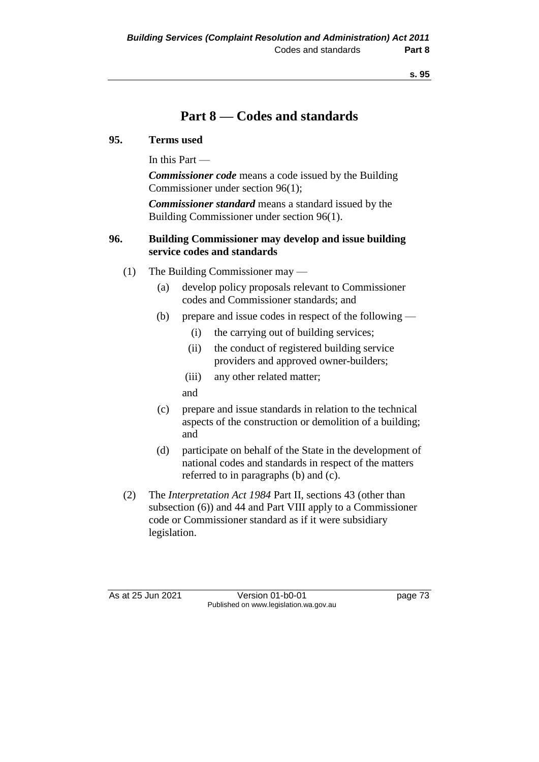# Part 8 — Codes and standards

**95. Terms used**

In this Part —

***Commissioner code*** means a code issued by the Building Commissioner under section 96(1);

***Commissioner standard*** means a standard issued by the Building Commissioner under section 96(1).

**96. Building Commissioner may develop and issue building service codes and standards**

(1) The Building Commissioner may —

(a) develop policy proposals relevant to Commissioner codes and Commissioner standards; and

(b) prepare and issue codes in respect of the following —

(i) the carrying out of building services;

(ii) the conduct of registered building service providers and approved owner-builders;

(iii) any other related matter;

and

(c) prepare and issue standards in relation to the technical aspects of the construction or demolition of a building; and

(d) participate on behalf of the State in the development of national codes and standards in respect of the matters referred to in paragraphs (b) and (c).

(2) The *Interpretation Act 1984* Part II, sections 43 (other than subsection (6)) and 44 and Part VIII apply to a Commissioner code or Commissioner standard as if it were subsidiary legislation.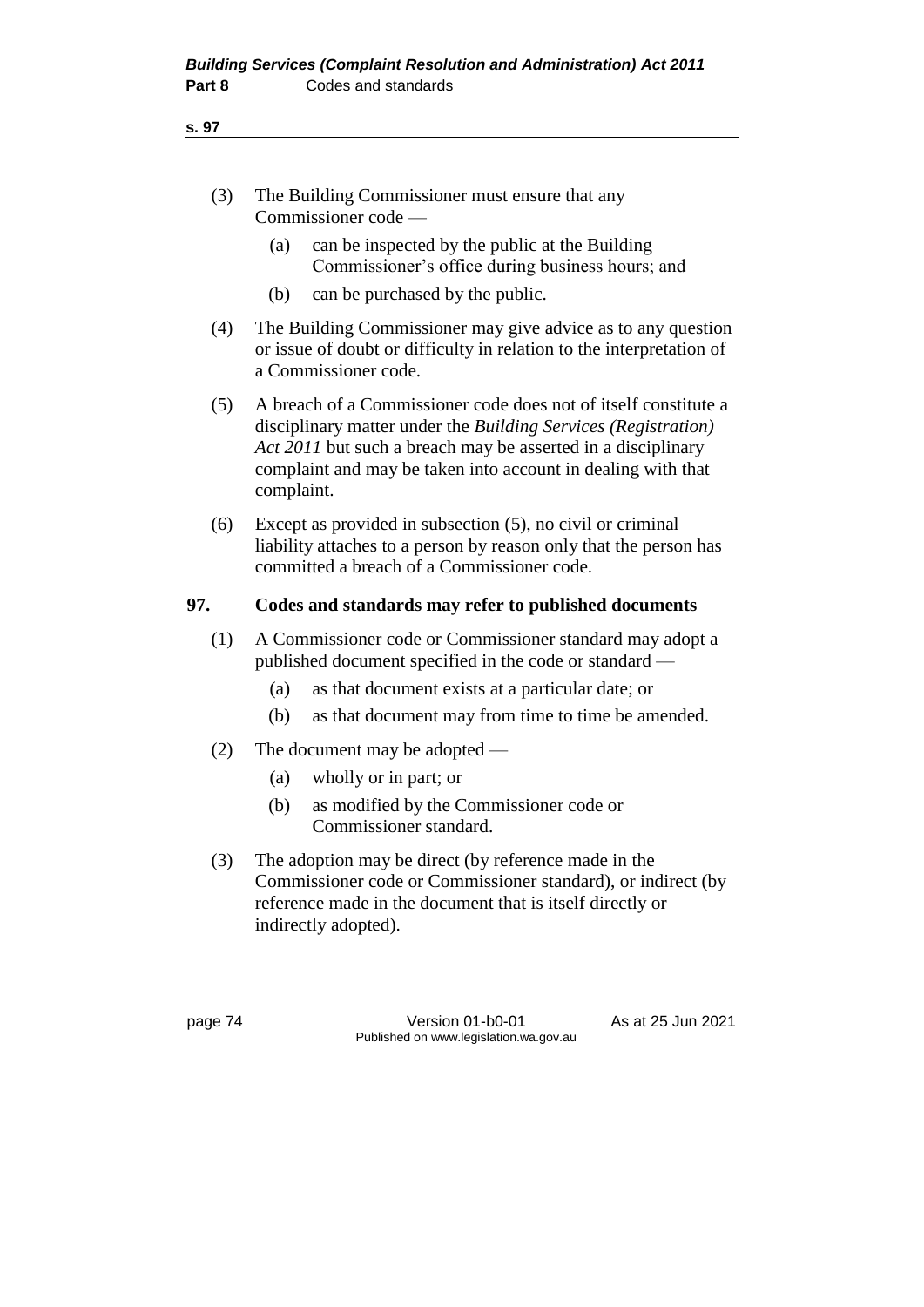(3) The Building Commissioner must ensure that any Commissioner code —

(a) can be inspected by the public at the Building Commissioner's office during business hours; and

(b) can be purchased by the public.

(4) The Building Commissioner may give advice as to any question or issue of doubt or difficulty in relation to the interpretation of a Commissioner code.

(5) A breach of a Commissioner code does not of itself constitute a disciplinary matter under the *Building Services (Registration) Act 2011* but such a breach may be asserted in a disciplinary complaint and may be taken into account in dealing with that complaint.

(6) Except as provided in subsection (5), no civil or criminal liability attaches to a person by reason only that the person has committed a breach of a Commissioner code.

## 97. Codes and standards may refer to published documents

(1) A Commissioner code or Commissioner standard may adopt a published document specified in the code or standard —

(a) as that document exists at a particular date; or

(b) as that document may from time to time be amended.

(2) The document may be adopted —

(a) wholly or in part; or

(b) as modified by the Commissioner code or Commissioner standard.

(3) The adoption may be direct (by reference made in the Commissioner code or Commissioner standard), or indirect (by reference made in the document that is itself directly or indirectly adopted).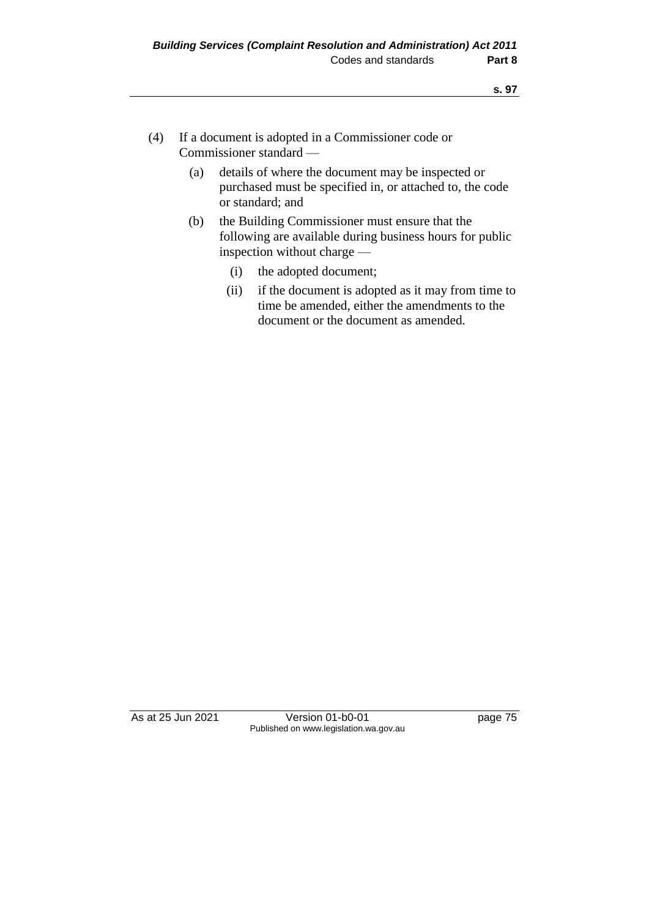(4) If a document is adopted in a Commissioner code or Commissioner standard —

   (a) details of where the document may be inspected or purchased must be specified in, or attached to, the code or standard; and

   (b) the Building Commissioner must ensure that the following are available during business hours for public inspection without charge —

      (i) the adopted document;

      (ii) if the document is adopted as it may from time to time be amended, either the amendments to the document or the document as amended.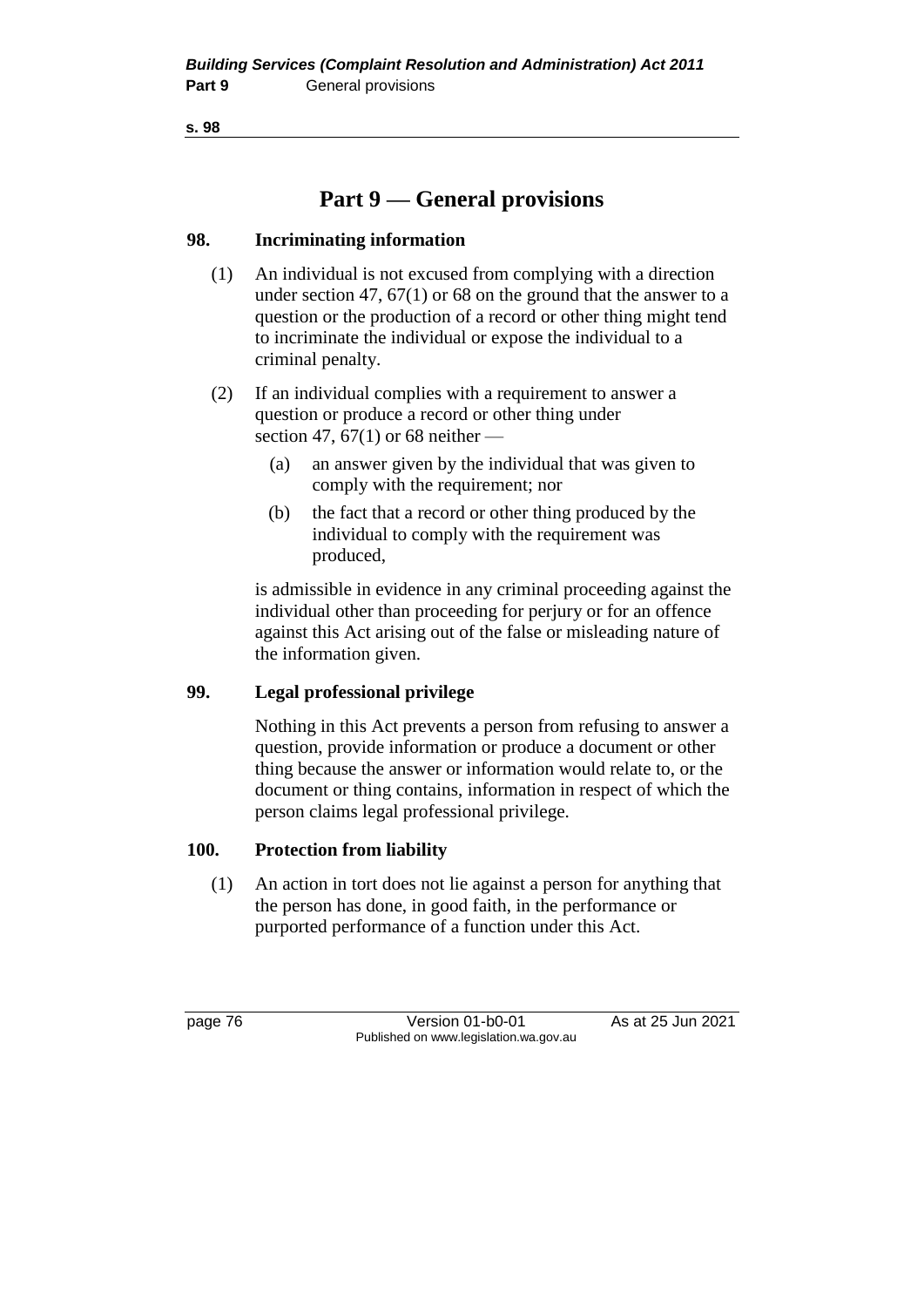# Part 9 — General provisions

## 98. Incriminating information

(1) An individual is not excused from complying with a direction under section 47, 67(1) or 68 on the ground that the answer to a question or the production of a record or other thing might tend to incriminate the individual or expose the individual to a criminal penalty.

(2) If an individual complies with a requirement to answer a question or produce a record or other thing under section 47, 67(1) or 68 neither —

- (a) an answer given by the individual that was given to comply with the requirement; nor
- (b) the fact that a record or other thing produced by the individual to comply with the requirement was produced,

is admissible in evidence in any criminal proceeding against the individual other than proceeding for perjury or for an offence against this Act arising out of the false or misleading nature of the information given.

## 99. Legal professional privilege

Nothing in this Act prevents a person from refusing to answer a question, provide information or produce a document or other thing because the answer or information would relate to, or the document or thing contains, information in respect of which the person claims legal professional privilege.

## 100. Protection from liability

(1) An action in tort does not lie against a person for anything that the person has done, in good faith, in the performance or purported performance of a function under this Act.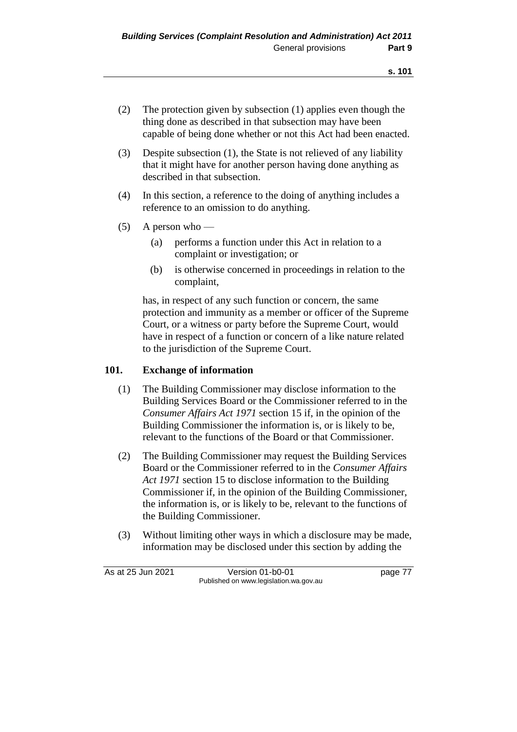(2) The protection given by subsection (1) applies even though the thing done as described in that subsection may have been capable of being done whether or not this Act had been enacted.

(3) Despite subsection (1), the State is not relieved of any liability that it might have for another person having done anything as described in that subsection.

(4) In this section, a reference to the doing of anything includes a reference to an omission to do anything.

(5) A person who —

(a) performs a function under this Act in relation to a complaint or investigation; or

(b) is otherwise concerned in proceedings in relation to the complaint,

has, in respect of any such function or concern, the same protection and immunity as a member or officer of the Supreme Court, or a witness or party before the Supreme Court, would have in respect of a function or concern of a like nature related to the jurisdiction of the Supreme Court.

## 101. Exchange of information

(1) The Building Commissioner may disclose information to the Building Services Board or the Commissioner referred to in the *Consumer Affairs Act 1971* section 15 if, in the opinion of the Building Commissioner the information is, or is likely to be, relevant to the functions of the Board or that Commissioner.

(2) The Building Commissioner may request the Building Services Board or the Commissioner referred to in the *Consumer Affairs Act 1971* section 15 to disclose information to the Building Commissioner if, in the opinion of the Building Commissioner, the information is, or is likely to be, relevant to the functions of the Building Commissioner.

(3) Without limiting other ways in which a disclosure may be made, information may be disclosed under this section by adding the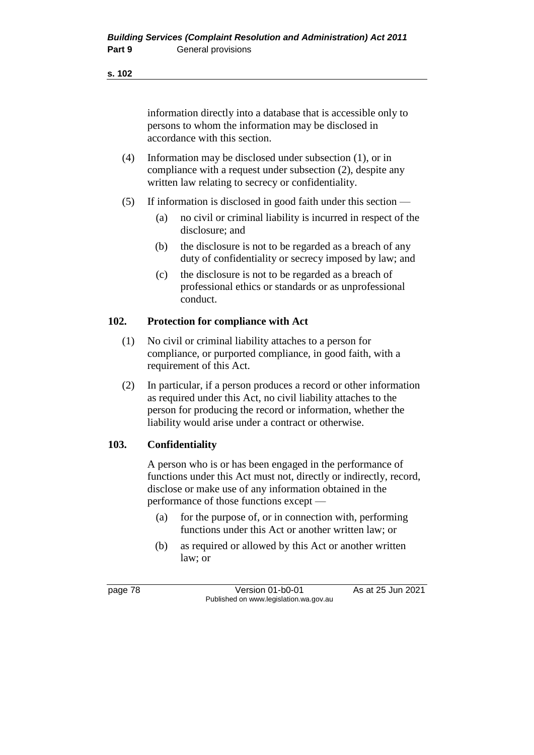information directly into a database that is accessible only to persons to whom the information may be disclosed in accordance with this section.

(4) Information may be disclosed under subsection (1), or in compliance with a request under subsection (2), despite any written law relating to secrecy or confidentiality.

(5) If information is disclosed in good faith under this section —

(a) no civil or criminal liability is incurred in respect of the disclosure; and

(b) the disclosure is not to be regarded as a breach of any duty of confidentiality or secrecy imposed by law; and

(c) the disclosure is not to be regarded as a breach of professional ethics or standards or as unprofessional conduct.

### 102. Protection for compliance with Act

(1) No civil or criminal liability attaches to a person for compliance, or purported compliance, in good faith, with a requirement of this Act.

(2) In particular, if a person produces a record or other information as required under this Act, no civil liability attaches to the person for producing the record or information, whether the liability would arise under a contract or otherwise.

### 103. Confidentiality

A person who is or has been engaged in the performance of functions under this Act must not, directly or indirectly, record, disclose or make use of any information obtained in the performance of those functions except —

(a) for the purpose of, or in connection with, performing functions under this Act or another written law; or

(b) as required or allowed by this Act or another written law; or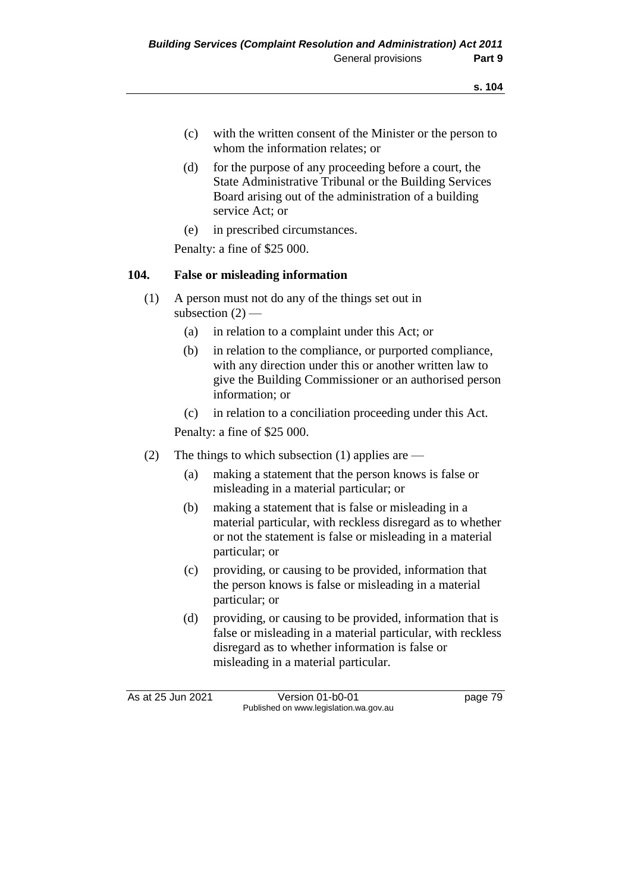(c) with the written consent of the Minister or the person to whom the information relates; or

(d) for the purpose of any proceeding before a court, the State Administrative Tribunal or the Building Services Board arising out of the administration of a building service Act; or

(e) in prescribed circumstances.

Penalty: a fine of $25 000.

### 104. False or misleading information

(1) A person must not do any of the things set out in subsection (2) —

(a) in relation to a complaint under this Act; or

(b) in relation to the compliance, or purported compliance, with any direction under this or another written law to give the Building Commissioner or an authorised person information; or

(c) in relation to a conciliation proceeding under this Act.

Penalty: a fine of $25 000.

(2) The things to which subsection (1) applies are —

(a) making a statement that the person knows is false or misleading in a material particular; or

(b) making a statement that is false or misleading in a material particular, with reckless disregard as to whether or not the statement is false or misleading in a material particular; or

(c) providing, or causing to be provided, information that the person knows is false or misleading in a material particular; or

(d) providing, or causing to be provided, information that is false or misleading in a material particular, with reckless disregard as to whether information is false or misleading in a material particular.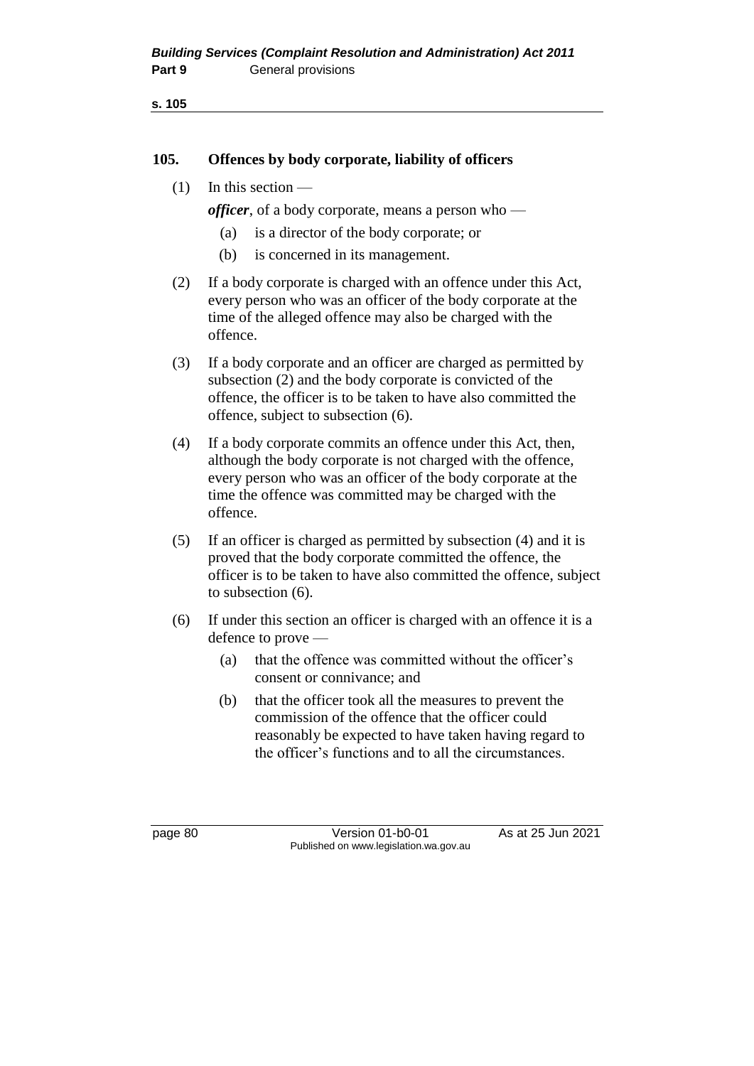## 105. Offences by body corporate, liability of officers

(1) In this section —

***officer***, of a body corporate, means a person who —

(a) is a director of the body corporate; or

(b) is concerned in its management.

(2) If a body corporate is charged with an offence under this Act, every person who was an officer of the body corporate at the time of the alleged offence may also be charged with the offence.

(3) If a body corporate and an officer are charged as permitted by subsection (2) and the body corporate is convicted of the offence, the officer is to be taken to have also committed the offence, subject to subsection (6).

(4) If a body corporate commits an offence under this Act, then, although the body corporate is not charged with the offence, every person who was an officer of the body corporate at the time the offence was committed may be charged with the offence.

(5) If an officer is charged as permitted by subsection (4) and it is proved that the body corporate committed the offence, the officer is to be taken to have also committed the offence, subject to subsection (6).

(6) If under this section an officer is charged with an offence it is a defence to prove —

(a) that the offence was committed without the officer's consent or connivance; and

(b) that the officer took all the measures to prevent the commission of the offence that the officer could reasonably be expected to have taken having regard to the officer's functions and to all the circumstances.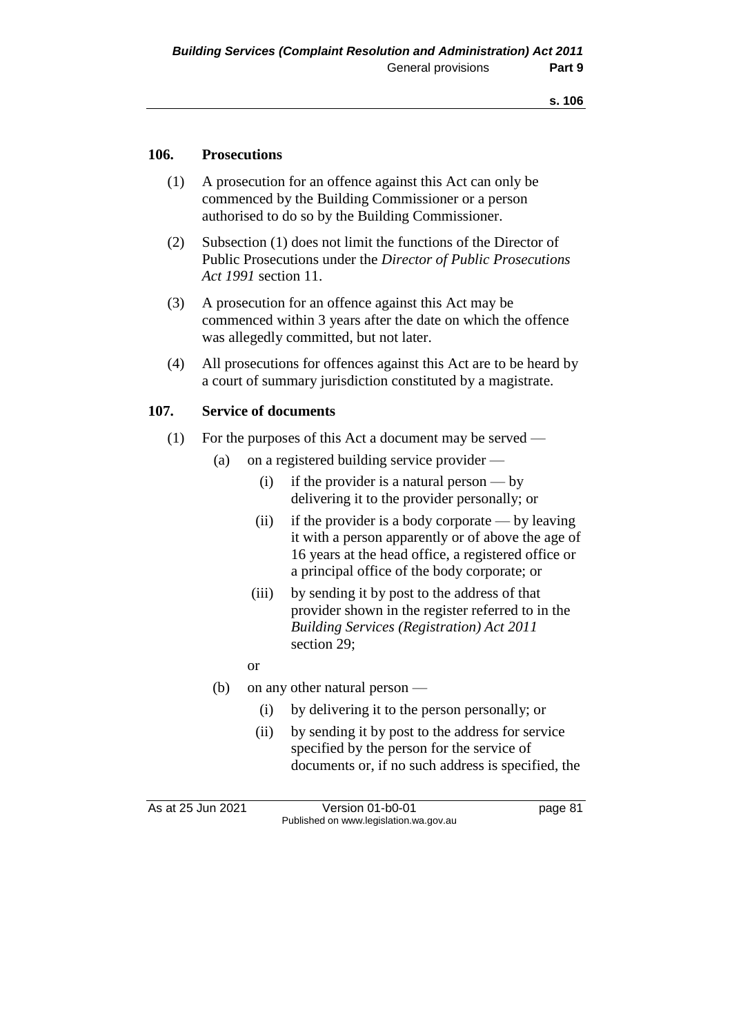## 106. Prosecutions

(1) A prosecution for an offence against this Act can only be commenced by the Building Commissioner or a person authorised to do so by the Building Commissioner.

(2) Subsection (1) does not limit the functions of the Director of Public Prosecutions under the *Director of Public Prosecutions Act 1991* section 11.

(3) A prosecution for an offence against this Act may be commenced within 3 years after the date on which the offence was allegedly committed, but not later.

(4) All prosecutions for offences against this Act are to be heard by a court of summary jurisdiction constituted by a magistrate.

## 107. Service of documents

(1) For the purposes of this Act a document may be served —

- (a) on a registered building service provider —
  - (i) if the provider is a natural person — by delivering it to the provider personally; or
  - (ii) if the provider is a body corporate — by leaving it with a person apparently or of above the age of 16 years at the head office, a registered office or a principal office of the body corporate; or
  - (iii) by sending it by post to the address of that provider shown in the register referred to in the *Building Services (Registration) Act 2011* section 29;

  or
- (b) on any other natural person —
  - (i) by delivering it to the person personally; or
  - (ii) by sending it by post to the address for service specified by the person for the service of documents or, if no such address is specified, the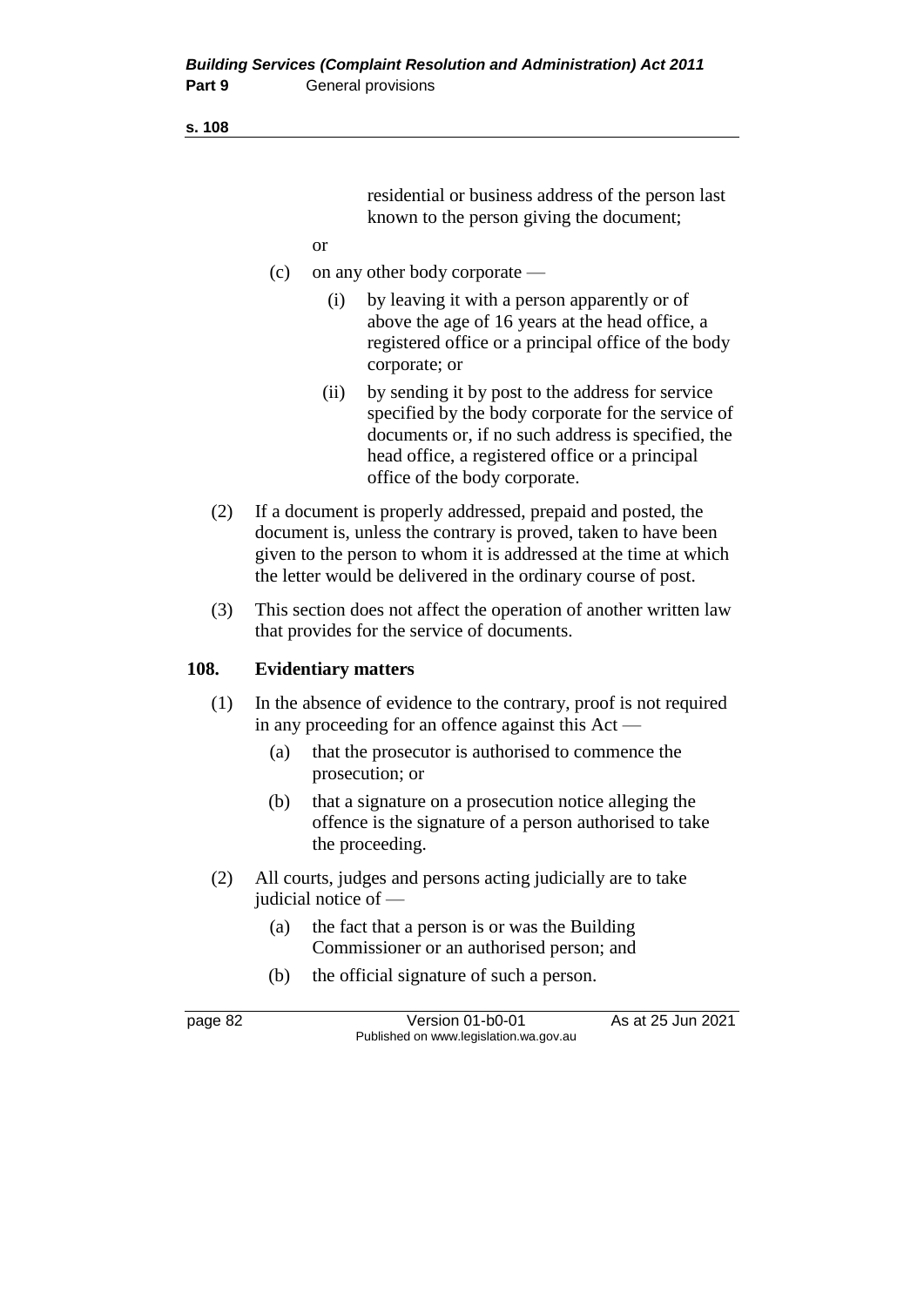residential or business address of the person last known to the person giving the document;

or

(c) on any other body corporate —

(i) by leaving it with a person apparently or of above the age of 16 years at the head office, a registered office or a principal office of the body corporate; or

(ii) by sending it by post to the address for service specified by the body corporate for the service of documents or, if no such address is specified, the head office, a registered office or a principal office of the body corporate.

(2) If a document is properly addressed, prepaid and posted, the document is, unless the contrary is proved, taken to have been given to the person to whom it is addressed at the time at which the letter would be delivered in the ordinary course of post.

(3) This section does not affect the operation of another written law that provides for the service of documents.

## 108. Evidentiary matters

(1) In the absence of evidence to the contrary, proof is not required in any proceeding for an offence against this Act —

(a) that the prosecutor is authorised to commence the prosecution; or

(b) that a signature on a prosecution notice alleging the offence is the signature of a person authorised to take the proceeding.

(2) All courts, judges and persons acting judicially are to take judicial notice of —

(a) the fact that a person is or was the Building Commissioner or an authorised person; and

(b) the official signature of such a person.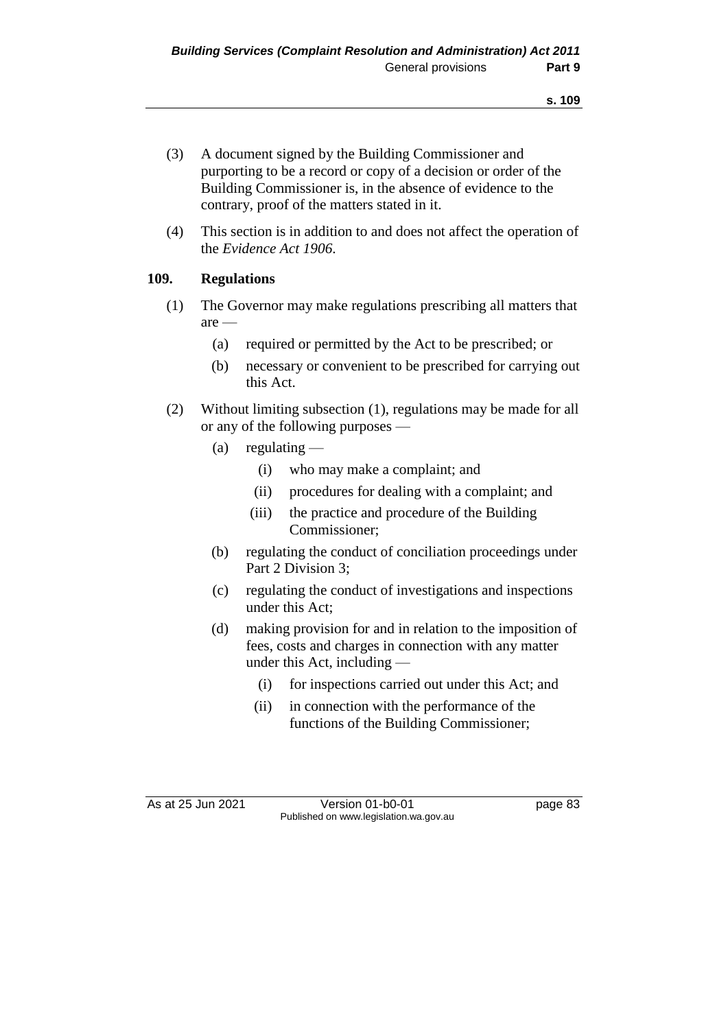(3) A document signed by the Building Commissioner and purporting to be a record or copy of a decision or order of the Building Commissioner is, in the absence of evidence to the contrary, proof of the matters stated in it.

(4) This section is in addition to and does not affect the operation of the *Evidence Act 1906*.

### 109. Regulations

(1) The Governor may make regulations prescribing all matters that are —

- (a) required or permitted by the Act to be prescribed; or
- (b) necessary or convenient to be prescribed for carrying out this Act.

(2) Without limiting subsection (1), regulations may be made for all or any of the following purposes —

- (a) regulating —
  - (i) who may make a complaint; and
  - (ii) procedures for dealing with a complaint; and
  - (iii) the practice and procedure of the Building Commissioner;
- (b) regulating the conduct of conciliation proceedings under Part 2 Division 3;
- (c) regulating the conduct of investigations and inspections under this Act;
- (d) making provision for and in relation to the imposition of fees, costs and charges in connection with any matter under this Act, including —
  - (i) for inspections carried out under this Act; and
  - (ii) in connection with the performance of the functions of the Building Commissioner;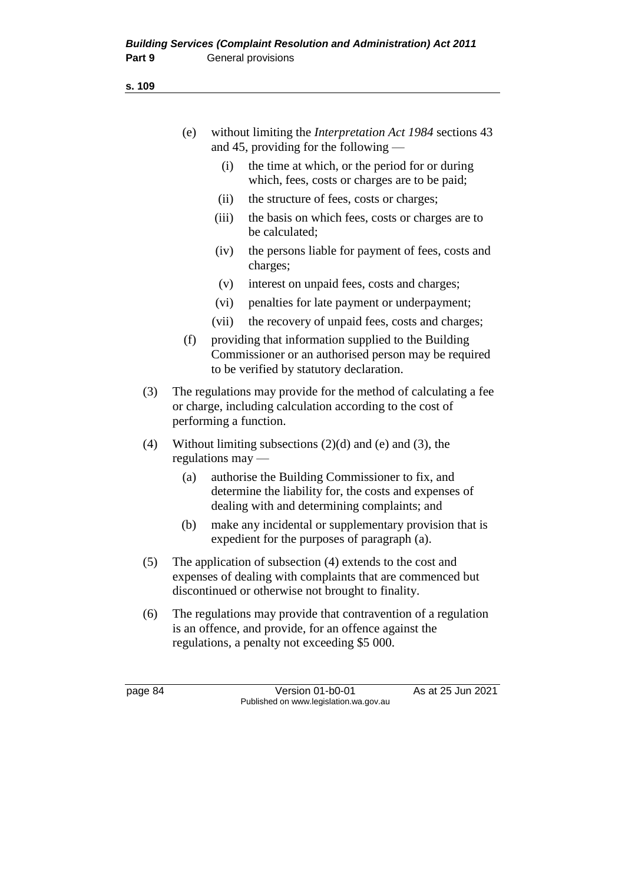(e) without limiting the *Interpretation Act 1984* sections 43 and 45, providing for the following —

   (i) the time at which, or the period for or during which, fees, costs or charges are to be paid;

   (ii) the structure of fees, costs or charges;

   (iii) the basis on which fees, costs or charges are to be calculated;

   (iv) the persons liable for payment of fees, costs and charges;

   (v) interest on unpaid fees, costs and charges;

   (vi) penalties for late payment or underpayment;

   (vii) the recovery of unpaid fees, costs and charges;

(f) providing that information supplied to the Building Commissioner or an authorised person may be required to be verified by statutory declaration.

(3) The regulations may provide for the method of calculating a fee or charge, including calculation according to the cost of performing a function.

(4) Without limiting subsections (2)(d) and (e) and (3), the regulations may —

   (a) authorise the Building Commissioner to fix, and determine the liability for, the costs and expenses of dealing with and determining complaints; and

   (b) make any incidental or supplementary provision that is expedient for the purposes of paragraph (a).

(5) The application of subsection (4) extends to the cost and expenses of dealing with complaints that are commenced but discontinued or otherwise not brought to finality.

(6) The regulations may provide that contravention of a regulation is an offence, and provide, for an offence against the regulations, a penalty not exceeding $5 000.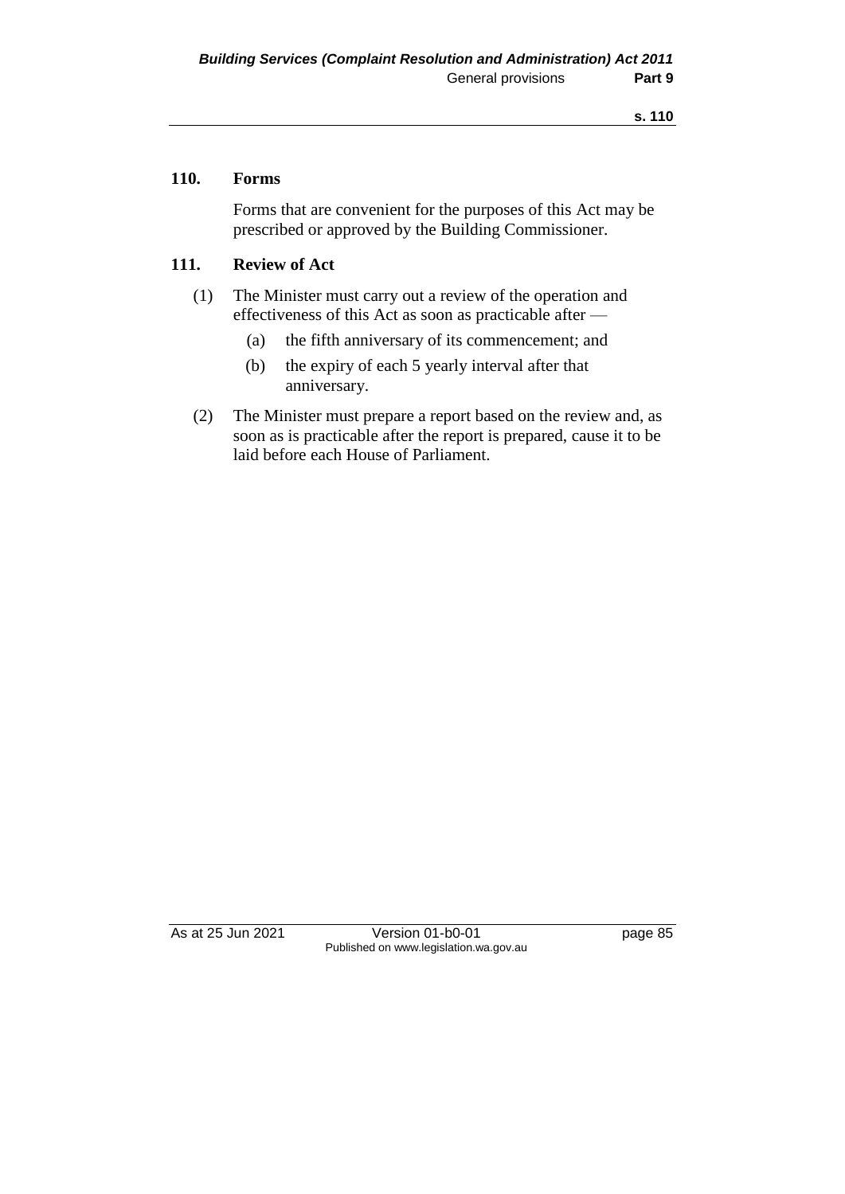### 110. Forms

Forms that are convenient for the purposes of this Act may be prescribed or approved by the Building Commissioner.

### 111. Review of Act

(1) The Minister must carry out a review of the operation and effectiveness of this Act as soon as practicable after —

- (a) the fifth anniversary of its commencement; and
- (b) the expiry of each 5 yearly interval after that anniversary.

(2) The Minister must prepare a report based on the review and, as soon as is practicable after the report is prepared, cause it to be laid before each House of Parliament.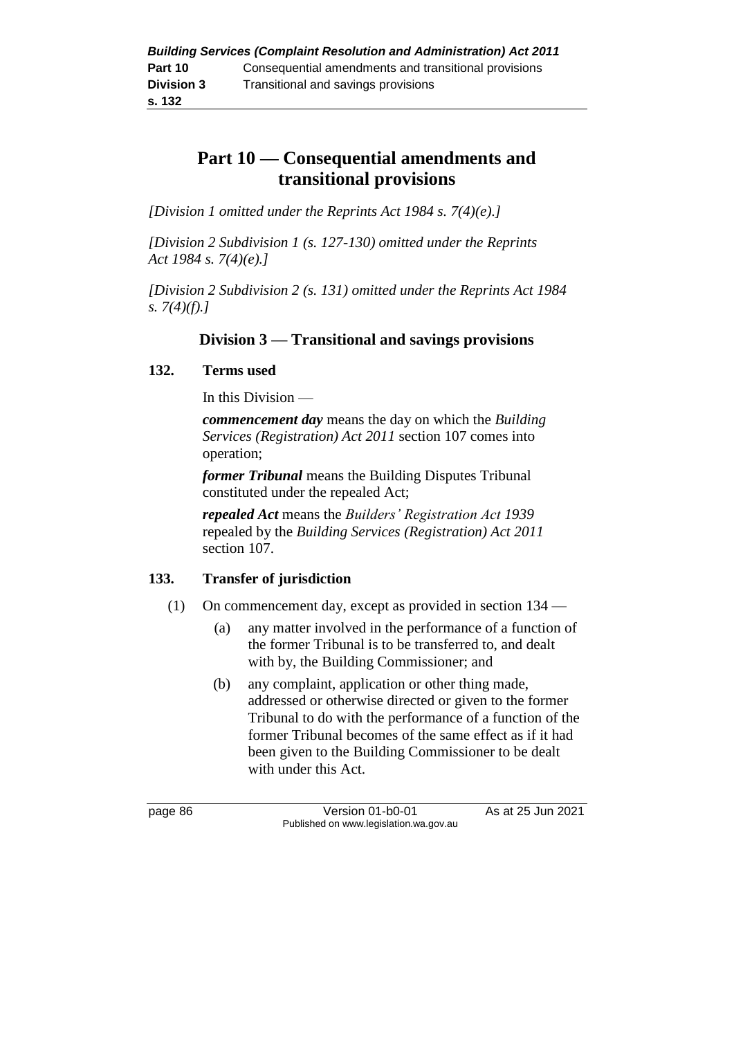# Part 10 — Consequential amendments and transitional provisions

*[Division 1 omitted under the Reprints Act 1984 s. 7(4)(e).]*

*[Division 2 Subdivision 1 (s. 127-130) omitted under the Reprints Act 1984 s. 7(4)(e).]*

*[Division 2 Subdivision 2 (s. 131) omitted under the Reprints Act 1984 s. 7(4)(f).]*

## Division 3 — Transitional and savings provisions

### 132. Terms used

In this Division —

***commencement day*** means the day on which the *Building Services (Registration) Act 2011* section 107 comes into operation;

***former Tribunal*** means the Building Disputes Tribunal constituted under the repealed Act;

***repealed Act*** means the *Builders' Registration Act 1939* repealed by the *Building Services (Registration) Act 2011* section 107.

### 133. Transfer of jurisdiction

(1) On commencement day, except as provided in section 134 —

- (a) any matter involved in the performance of a function of the former Tribunal is to be transferred to, and dealt with by, the Building Commissioner; and
- (b) any complaint, application or other thing made, addressed or otherwise directed or given to the former Tribunal to do with the performance of a function of the former Tribunal becomes of the same effect as if it had been given to the Building Commissioner to be dealt with under this Act.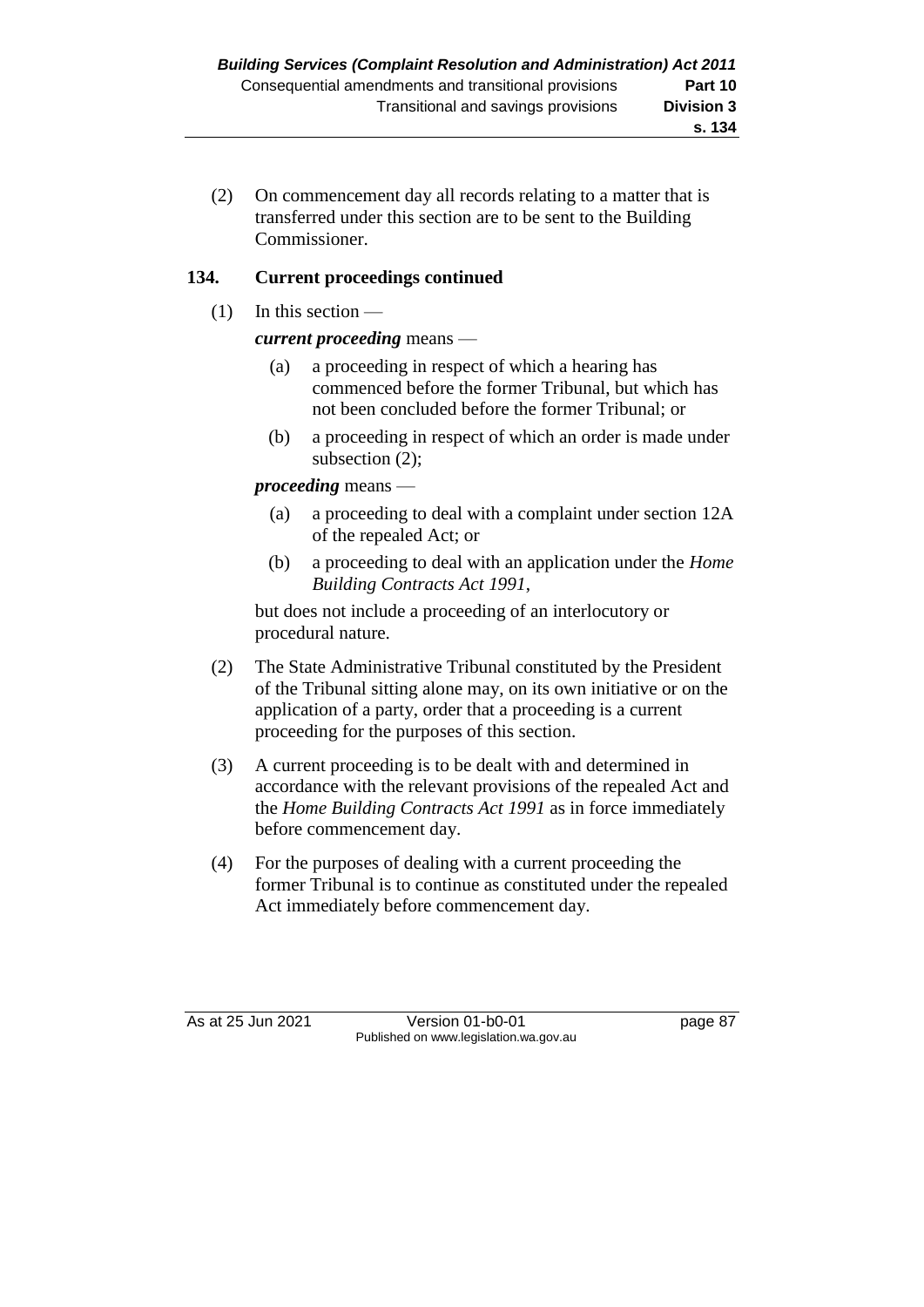(2) On commencement day all records relating to a matter that is transferred under this section are to be sent to the Building Commissioner.

**134. Current proceedings continued**

(1) In this section —

***current proceeding*** means —

(a) a proceeding in respect of which a hearing has commenced before the former Tribunal, but which has not been concluded before the former Tribunal; or

(b) a proceeding in respect of which an order is made under subsection (2);

***proceeding*** means —

(a) a proceeding to deal with a complaint under section 12A of the repealed Act; or

(b) a proceeding to deal with an application under the *Home Building Contracts Act 1991*,

but does not include a proceeding of an interlocutory or procedural nature.

(2) The State Administrative Tribunal constituted by the President of the Tribunal sitting alone may, on its own initiative or on the application of a party, order that a proceeding is a current proceeding for the purposes of this section.

(3) A current proceeding is to be dealt with and determined in accordance with the relevant provisions of the repealed Act and the *Home Building Contracts Act 1991* as in force immediately before commencement day.

(4) For the purposes of dealing with a current proceeding the former Tribunal is to continue as constituted under the repealed Act immediately before commencement day.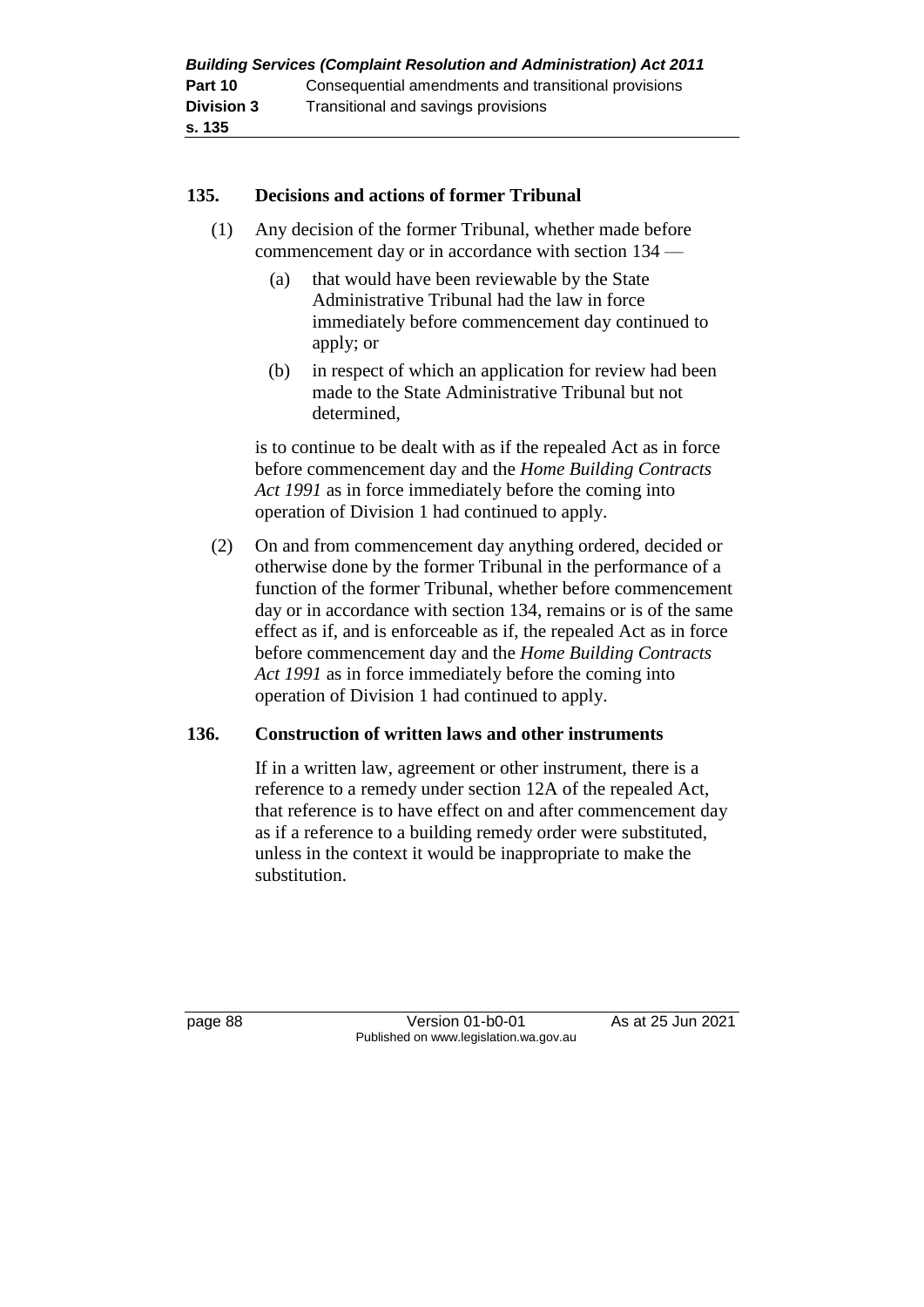## 135. Decisions and actions of former Tribunal

(1) Any decision of the former Tribunal, whether made before commencement day or in accordance with section 134 —

  (a) that would have been reviewable by the State Administrative Tribunal had the law in force immediately before commencement day continued to apply; or

  (b) in respect of which an application for review had been made to the State Administrative Tribunal but not determined,

is to continue to be dealt with as if the repealed Act as in force before commencement day and the *Home Building Contracts Act 1991* as in force immediately before the coming into operation of Division 1 had continued to apply.

(2) On and from commencement day anything ordered, decided or otherwise done by the former Tribunal in the performance of a function of the former Tribunal, whether before commencement day or in accordance with section 134, remains or is of the same effect as if, and is enforceable as if, the repealed Act as in force before commencement day and the *Home Building Contracts Act 1991* as in force immediately before the coming into operation of Division 1 had continued to apply.

## 136. Construction of written laws and other instruments

If in a written law, agreement or other instrument, there is a reference to a remedy under section 12A of the repealed Act, that reference is to have effect on and after commencement day as if a reference to a building remedy order were substituted, unless in the context it would be inappropriate to make the substitution.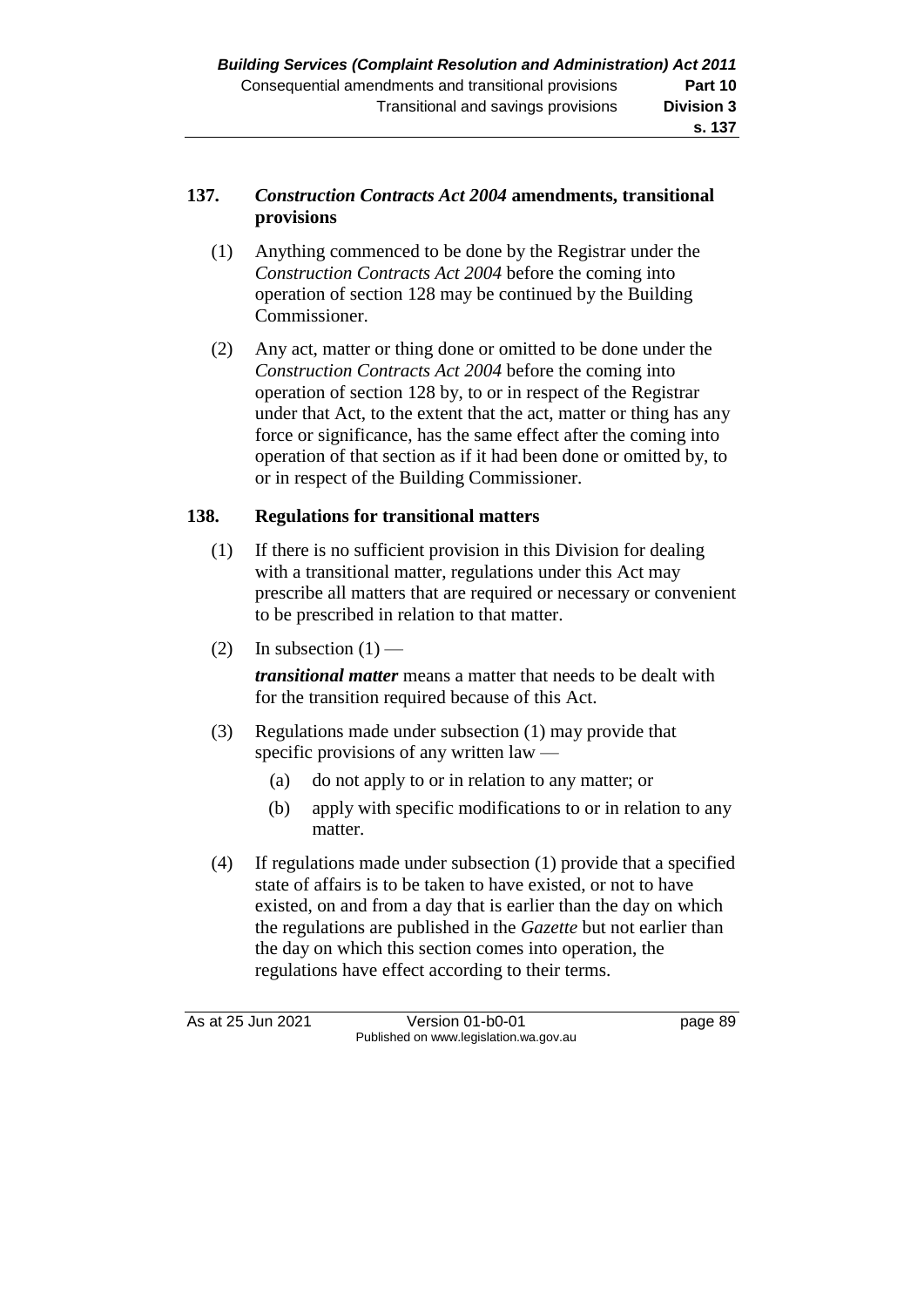## 137. *Construction Contracts Act 2004* amendments, transitional provisions

(1) Anything commenced to be done by the Registrar under the *Construction Contracts Act 2004* before the coming into operation of section 128 may be continued by the Building Commissioner.

(2) Any act, matter or thing done or omitted to be done under the *Construction Contracts Act 2004* before the coming into operation of section 128 by, to or in respect of the Registrar under that Act, to the extent that the act, matter or thing has any force or significance, has the same effect after the coming into operation of that section as if it had been done or omitted by, to or in respect of the Building Commissioner.

## 138. Regulations for transitional matters

(1) If there is no sufficient provision in this Division for dealing with a transitional matter, regulations under this Act may prescribe all matters that are required or necessary or convenient to be prescribed in relation to that matter.

(2) In subsection (1) —

***transitional matter*** means a matter that needs to be dealt with for the transition required because of this Act.

(3) Regulations made under subsection (1) may provide that specific provisions of any written law —

- (a) do not apply to or in relation to any matter; or
- (b) apply with specific modifications to or in relation to any matter.

(4) If regulations made under subsection (1) provide that a specified state of affairs is to be taken to have existed, or not to have existed, on and from a day that is earlier than the day on which the regulations are published in the *Gazette* but not earlier than the day on which this section comes into operation, the regulations have effect according to their terms.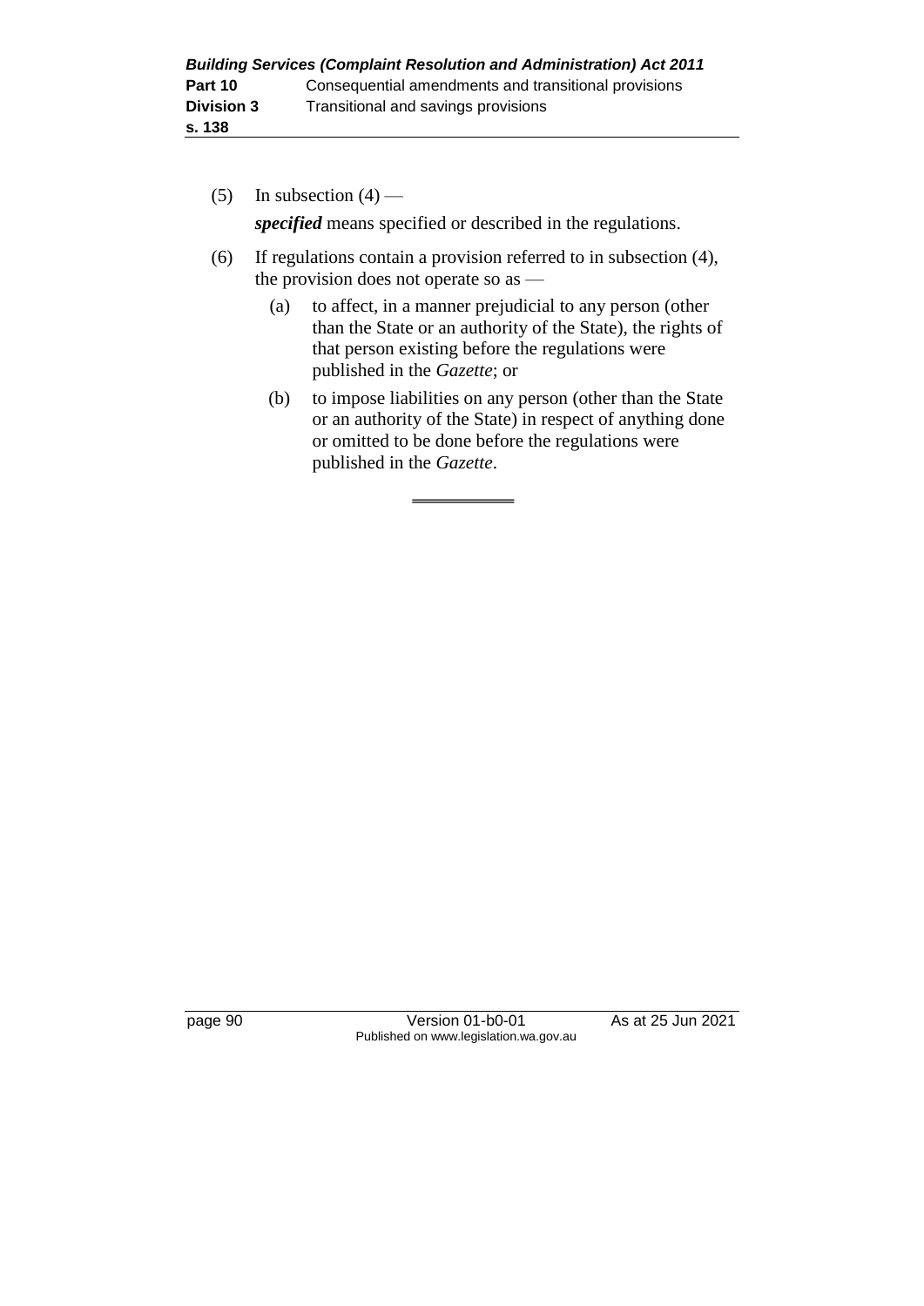(5) In subsection (4) —

***specified*** means specified or described in the regulations.

(6) If regulations contain a provision referred to in subsection (4), the provision does not operate so as —

(a) to affect, in a manner prejudicial to any person (other than the State or an authority of the State), the rights of that person existing before the regulations were published in the *Gazette*; or

(b) to impose liabilities on any person (other than the State or an authority of the State) in respect of anything done or omitted to be done before the regulations were published in the *Gazette*.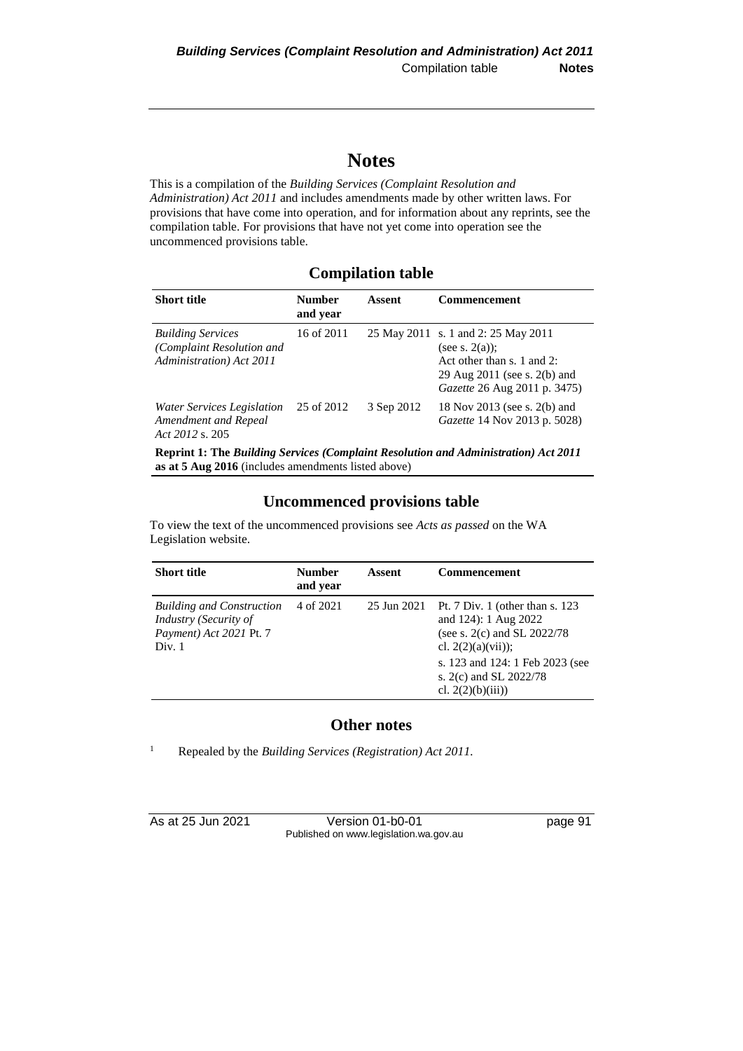# Notes

This is a compilation of the *Building Services (Complaint Resolution and Administration) Act 2011* and includes amendments made by other written laws. For provisions that have come into operation, and for information about any reprints, see the compilation table. For provisions that have not yet come into operation see the uncommenced provisions table.

## Compilation table

| Short title | Number and year | Assent | Commencement |
|---|---|---|---|
| *Building Services (Complaint Resolution and Administration) Act 2011* | 16 of 2011 | 25 May 2011 | s. 1 and 2: 25 May 2011 (see s. 2(a)); Act other than s. 1 and 2: 29 Aug 2011 (see s. 2(b) and *Gazette* 26 Aug 2011 p. 3475) |
| *Water Services Legislation Amendment and Repeal Act 2012* s. 205 | 25 of 2012 | 3 Sep 2012 | 18 Nov 2013 (see s. 2(b) and *Gazette* 14 Nov 2013 p. 5028) |
| **Reprint 1: The *Building Services (Complaint Resolution and Administration) Act 2011* as at 5 Aug 2016** (includes amendments listed above) | | | |

## Uncommenced provisions table

To view the text of the uncommenced provisions see *Acts as passed* on the WA Legislation website.

| Short title | Number and year | Assent | Commencement |
|---|---|---|---|
| *Building and Construction Industry (Security of Payment) Act 2021* Pt. 7 Div. 1 | 4 of 2021 | 25 Jun 2021 | Pt. 7 Div. 1 (other than s. 123 and 124): 1 Aug 2022 (see s. 2(c) and SL 2022/78 cl. 2(2)(a)(vii)); s. 123 and 124: 1 Feb 2023 (see s. 2(c) and SL 2022/78 cl. 2(2)(b)(iii)) |

## Other notes

[1] Repealed by the *Building Services (Registration) Act 2011*.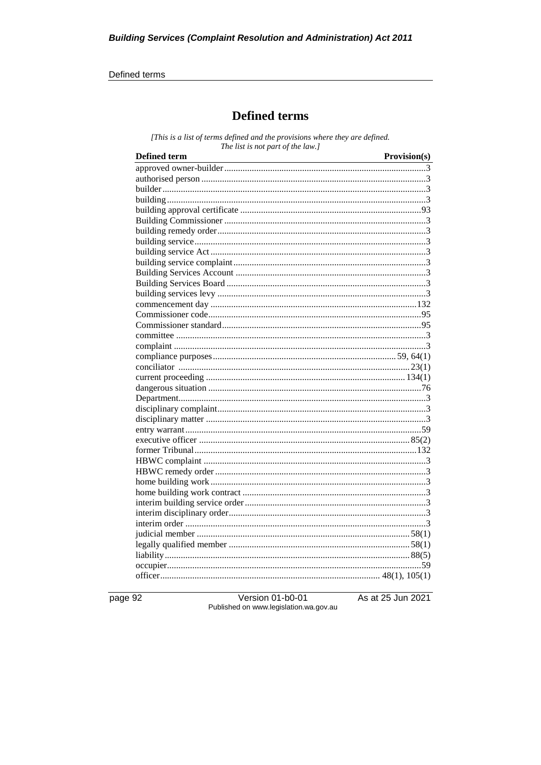# Defined terms

*[This is a list of terms defined and the provisions where they are defined. The list is not part of the law.]*

| Defined term | Provision(s) |
|---|---|
| approved owner-builder | 3 |
| authorised person | 3 |
| builder | 3 |
| building | 3 |
| building approval certificate | 93 |
| Building Commissioner | 3 |
| building remedy order | 3 |
| building service | 3 |
| building service Act | 3 |
| building service complaint | 3 |
| Building Services Account | 3 |
| Building Services Board | 3 |
| building services levy | 3 |
| commencement day | 132 |
| Commissioner code | 95 |
| Commissioner standard | 95 |
| committee | 3 |
| complaint | 3 |
| compliance purposes | 59, 64(1) |
| conciliator | 23(1) |
| current proceeding | 134(1) |
| dangerous situation | 76 |
| Department | 3 |
| disciplinary complaint | 3 |
| disciplinary matter | 3 |
| entry warrant | 59 |
| executive officer | 85(2) |
| former Tribunal | 132 |
| HBWC complaint | 3 |
| HBWC remedy order | 3 |
| home building work | 3 |
| home building work contract | 3 |
| interim building service order | 3 |
| interim disciplinary order | 3 |
| interim order | 3 |
| judicial member | 58(1) |
| legally qualified member | 58(1) |
| liability | 88(5) |
| occupier | 59 |
| officer | 48(1), 105(1) |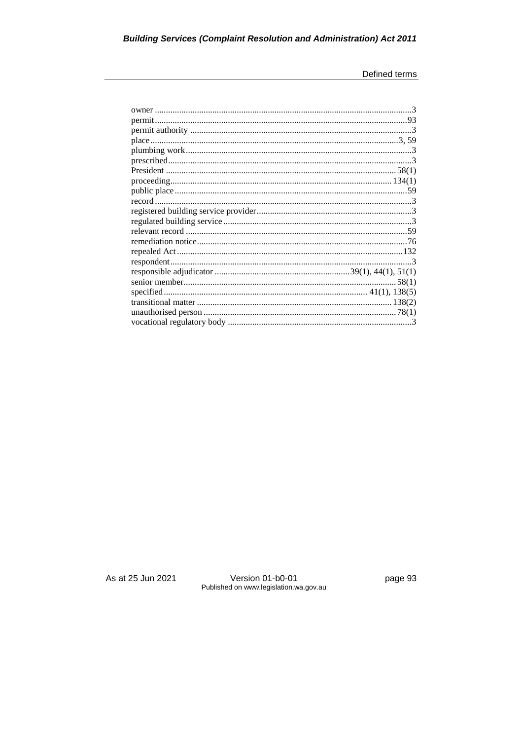owner ..................................................................................................................3
permit..................................................................................................................93
permit authority ..................................................................................................3
place...............................................................................................................3, 59
plumbing work.....................................................................................................3
prescribed............................................................................................................3
President ....................................................................................................... 58(1)
proceeding.................................................................................................. 134(1)
public place........................................................................................................59
record ..................................................................................................................3
registered building service provider.....................................................................3
regulated building service ....................................................................................3
relevant record ...................................................................................................59
remediation notice..............................................................................................76
repealed Act .....................................................................................................132
respondent...........................................................................................................3
responsible adjudicator ............................................................ 39(1), 44(1), 51(1)
senior member................................................................................................ 58(1)
specified ........................................................................................... 41(1), 138(5)
transitional matter ........................................................................................ 138(2)
unauthorised person ...................................................................................... 78(1)
vocational regulatory body ..................................................................................3